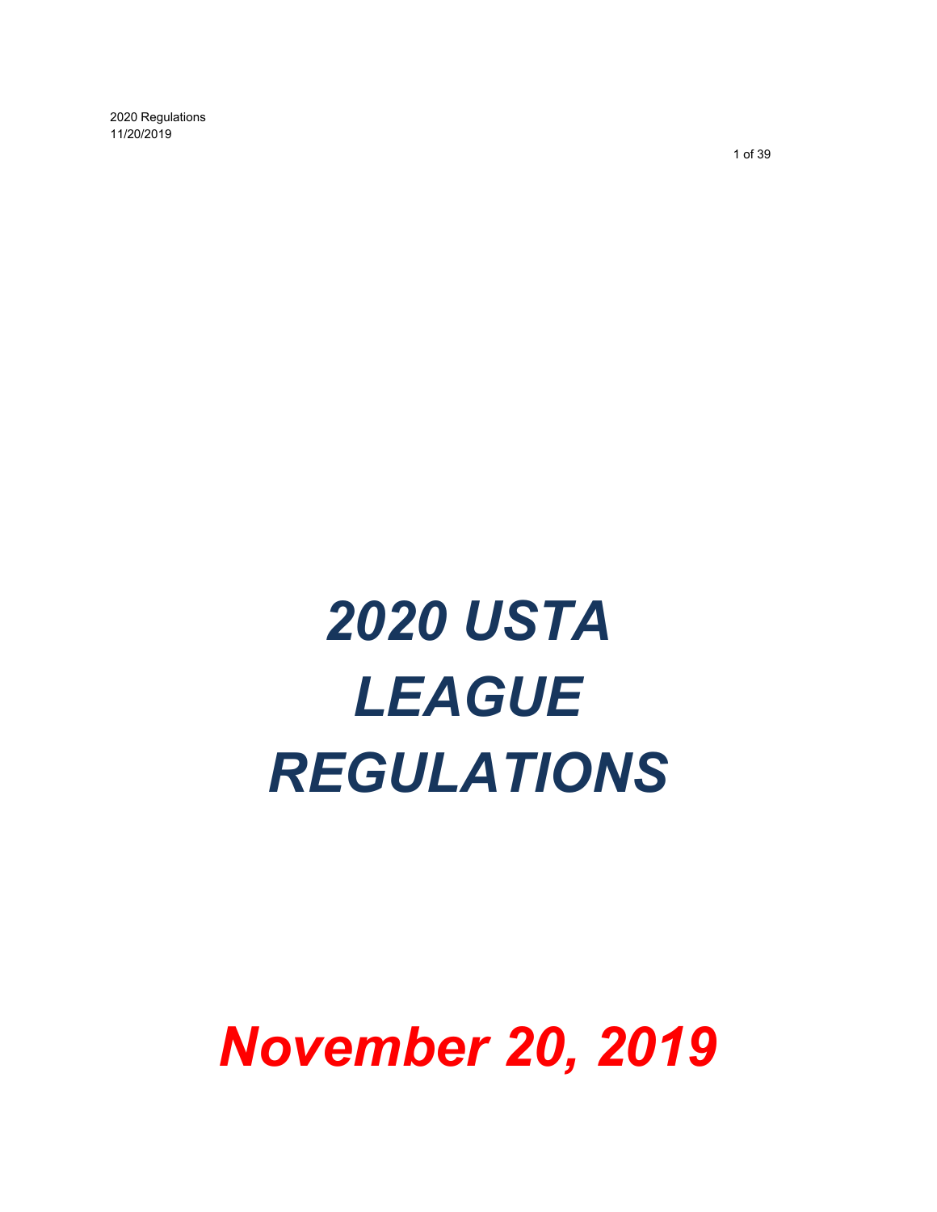# *2020 USTA LEAGUE REGULATIONS*

***November 20, 2019***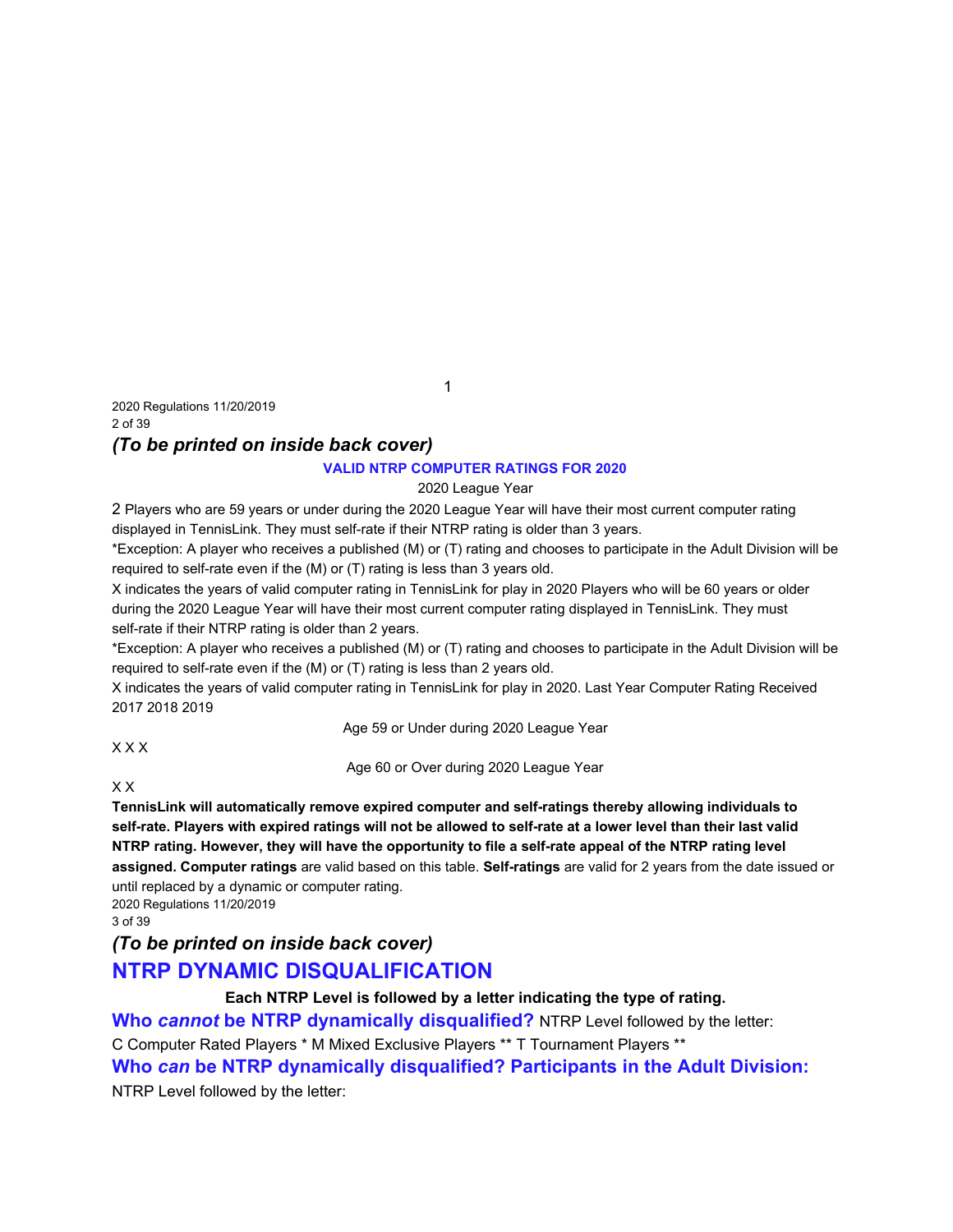*(To be printed on inside back cover)*

**VALID NTRP COMPUTER RATINGS FOR 2020**

2020 League Year

2 Players who are 59 years or under during the 2020 League Year will have their most current computer rating displayed in TennisLink. They must self-rate if their NTRP rating is older than 3 years.

*Exception: A player who receives a published (M) or (T) rating and chooses to participate in the Adult Division will be required to self-rate even if the (M) or (T) rating is less than 3 years old.

X indicates the years of valid computer rating in TennisLink for play in 2020 Players who will be 60 years or older during the 2020 League Year will have their most current computer rating displayed in TennisLink. They must self-rate if their NTRP rating is older than 2 years.

*Exception: A player who receives a published (M) or (T) rating and chooses to participate in the Adult Division will be required to self-rate even if the (M) or (T) rating is less than 2 years old.

X indicates the years of valid computer rating in TennisLink for play in 2020. Last Year Computer Rating Received 2017 2018 2019

Age 59 or Under during 2020 League Year

X X X

Age 60 or Over during 2020 League Year

X X

**TennisLink will automatically remove expired computer and self-ratings thereby allowing individuals to self-rate. Players with expired ratings will not be allowed to self-rate at a lower level than their last valid NTRP rating. However, they will have the opportunity to file a self-rate appeal of the NTRP rating level assigned. Computer ratings** are valid based on this table. **Self-ratings** are valid for 2 years from the date issued or until replaced by a dynamic or computer rating.

*(To be printed on inside back cover)*

## NTRP DYNAMIC DISQUALIFICATION

**Each NTRP Level is followed by a letter indicating the type of rating.**

**Who *cannot* be NTRP dynamically disqualified?** NTRP Level followed by the letter:

C Computer Rated Players * M Mixed Exclusive Players ** T Tournament Players **

**Who *can* be NTRP dynamically disqualified? Participants in the Adult Division:**

NTRP Level followed by the letter: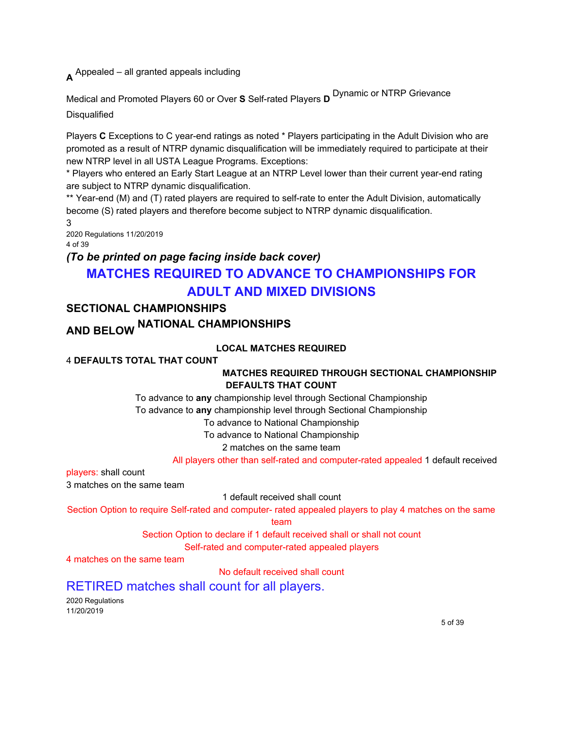**A** Appealed – all granted appeals including

Medical and Promoted Players 60 or Over **S** Self-rated Players **D** Dynamic or NTRP Grievance

Disqualified

Players **C** Exceptions to C year-end ratings as noted * Players participating in the Adult Division who are promoted as a result of NTRP dynamic disqualification will be immediately required to participate at their new NTRP level in all USTA League Programs. Exceptions:

* Players who entered an Early Start League at an NTRP Level lower than their current year-end rating are subject to NTRP dynamic disqualification.

** Year-end (M) and (T) rated players are required to self-rate to enter the Adult Division, automatically become (S) rated players and therefore become subject to NTRP dynamic disqualification.

*(To be printed on page facing inside back cover)*

# MATCHES REQUIRED TO ADVANCE TO CHAMPIONSHIPS FOR ADULT AND MIXED DIVISIONS

## SECTIONAL CHAMPIONSHIPS AND BELOW

## NATIONAL CHAMPIONSHIPS

**LOCAL MATCHES REQUIRED**

4 **DEFAULTS TOTAL THAT COUNT**

**MATCHES REQUIRED THROUGH SECTIONAL CHAMPIONSHIP**

**DEFAULTS THAT COUNT**

To advance to **any** championship level through Sectional Championship

To advance to **any** championship level through Sectional Championship

To advance to National Championship

To advance to National Championship

2 matches on the same team

All players other than self-rated and computer-rated appealed players: 1 default received shall count

3 matches on the same team

1 default received shall count

Section Option to require Self-rated and computer- rated appealed players to play 4 matches on the same team

Section Option to declare if 1 default received shall or shall not count

Self-rated and computer-rated appealed players

4 matches on the same team

No default received shall count

## RETIRED matches shall count for all players.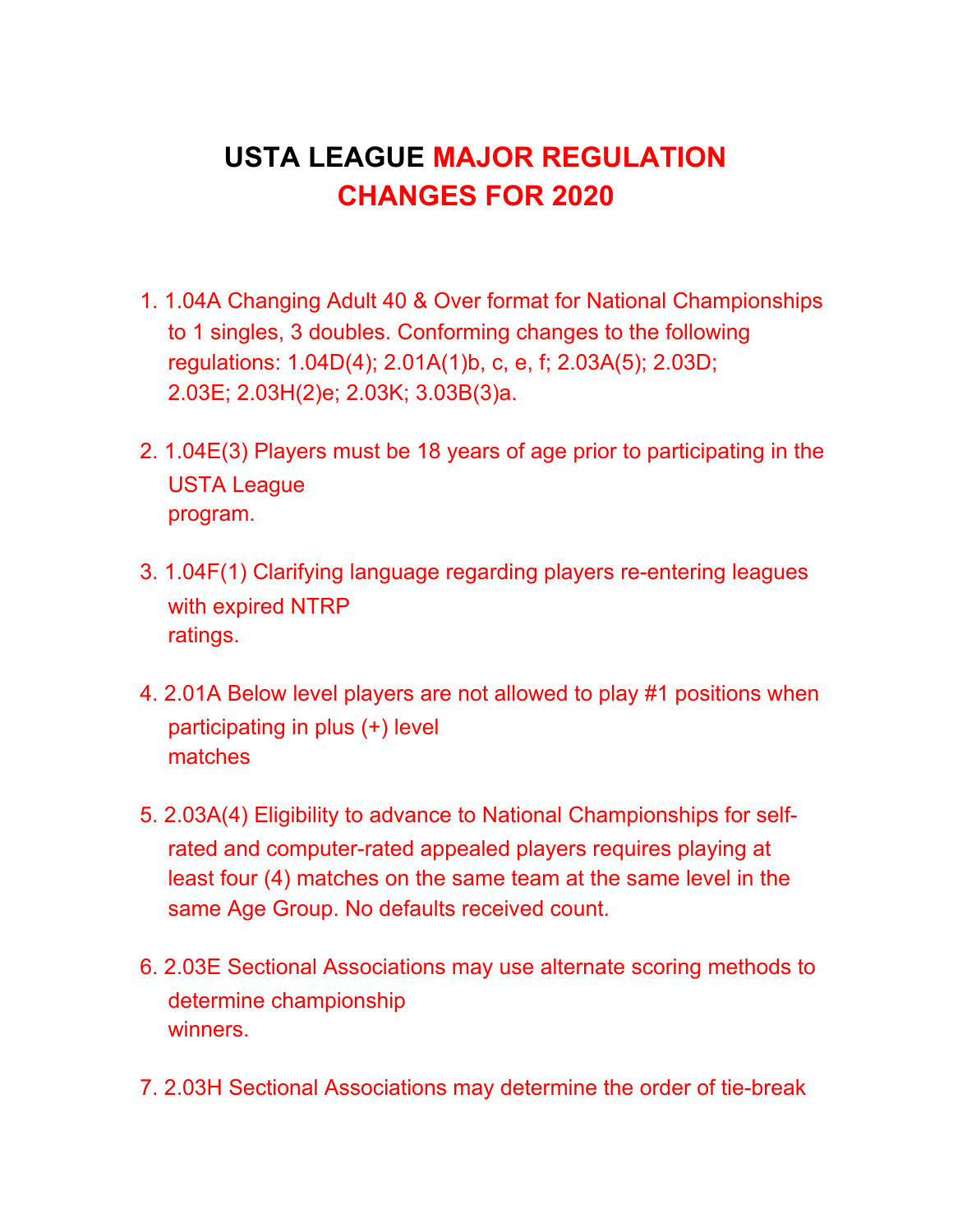# USTA LEAGUE MAJOR REGULATION CHANGES FOR 2020

1. 1.04A Changing Adult 40 & Over format for National Championships to 1 singles, 3 doubles. Conforming changes to the following regulations: 1.04D(4); 2.01A(1)b, c, e, f; 2.03A(5); 2.03D; 2.03E; 2.03H(2)e; 2.03K; 3.03B(3)a.

2. 1.04E(3) Players must be 18 years of age prior to participating in the USTA League program.

3. 1.04F(1) Clarifying language regarding players re-entering leagues with expired NTRP ratings.

4. 2.01A Below level players are not allowed to play #1 positions when participating in plus (+) level matches

5. 2.03A(4) Eligibility to advance to National Championships for self-rated and computer-rated appealed players requires playing at least four (4) matches on the same team at the same level in the same Age Group. No defaults received count.

6. 2.03E Sectional Associations may use alternate scoring methods to determine championship winners.

7. 2.03H Sectional Associations may determine the order of tie-break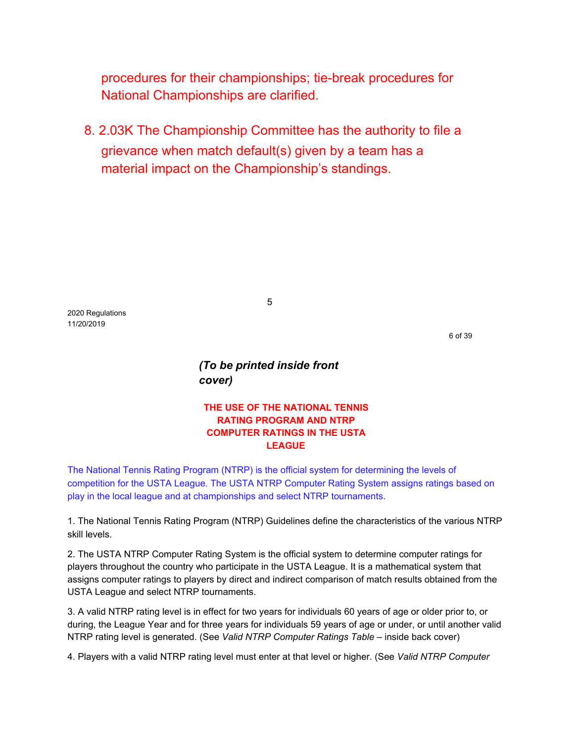procedures for their championships; tie-break procedures for National Championships are clarified.

8. 2.03K The Championship Committee has the authority to file a grievance when match default(s) given by a team has a material impact on the Championship's standings.

2020 Regulations
11/20/2019

*(To be printed inside front cover)*

## THE USE OF THE NATIONAL TENNIS RATING PROGRAM AND NTRP COMPUTER RATINGS IN THE USTA LEAGUE

The National Tennis Rating Program (NTRP) is the official system for determining the levels of competition for the USTA League. The USTA NTRP Computer Rating System assigns ratings based on play in the local league and at championships and select NTRP tournaments.

1. The National Tennis Rating Program (NTRP) Guidelines define the characteristics of the various NTRP skill levels.

2. The USTA NTRP Computer Rating System is the official system to determine computer ratings for players throughout the country who participate in the USTA League. It is a mathematical system that assigns computer ratings to players by direct and indirect comparison of match results obtained from the USTA League and select NTRP tournaments.

3. A valid NTRP rating level is in effect for two years for individuals 60 years of age or older prior to, or during, the League Year and for three years for individuals 59 years of age or under, or until another valid NTRP rating level is generated. (See *Valid NTRP Computer Ratings Table* – inside back cover)

4. Players with a valid NTRP rating level must enter at that level or higher. (See *Valid NTRP Computer*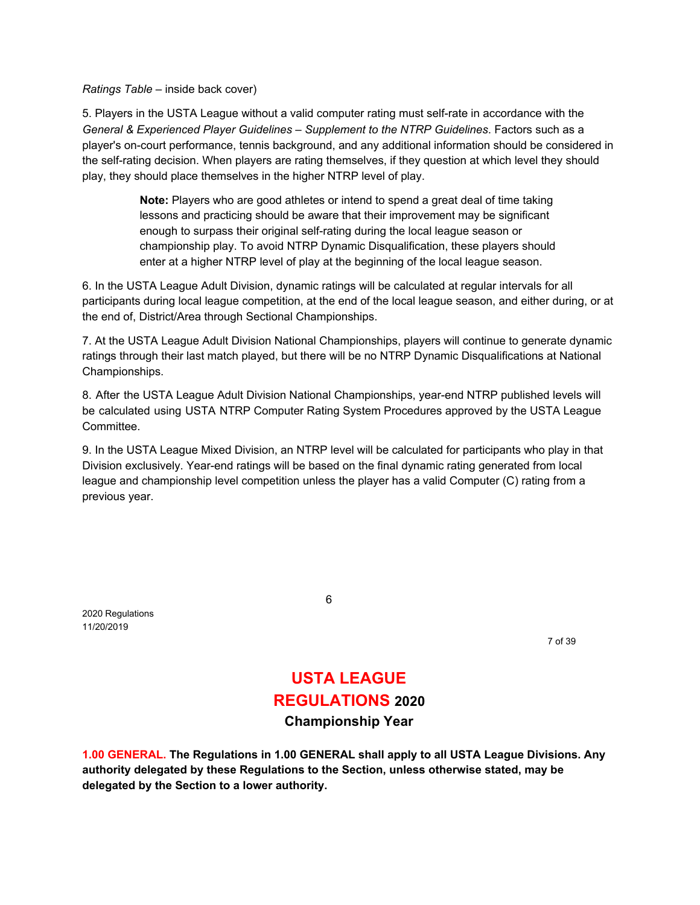*Ratings Table* – inside back cover)

5. Players in the USTA League without a valid computer rating must self-rate in accordance with the *General & Experienced Player Guidelines – Supplement to the NTRP Guidelines*. Factors such as a player's on-court performance, tennis background, and any additional information should be considered in the self-rating decision. When players are rating themselves, if they question at which level they should play, they should place themselves in the higher NTRP level of play.

> **Note:** Players who are good athletes or intend to spend a great deal of time taking lessons and practicing should be aware that their improvement may be significant enough to surpass their original self-rating during the local league season or championship play. To avoid NTRP Dynamic Disqualification, these players should enter at a higher NTRP level of play at the beginning of the local league season.

6. In the USTA League Adult Division, dynamic ratings will be calculated at regular intervals for all participants during local league competition, at the end of the local league season, and either during, or at the end of, District/Area through Sectional Championships.

7. At the USTA League Adult Division National Championships, players will continue to generate dynamic ratings through their last match played, but there will be no NTRP Dynamic Disqualifications at National Championships.

8. After the USTA League Adult Division National Championships, year-end NTRP published levels will be calculated using USTA NTRP Computer Rating System Procedures approved by the USTA League Committee.

9. In the USTA League Mixed Division, an NTRP level will be calculated for participants who play in that Division exclusively. Year-end ratings will be based on the final dynamic rating generated from local league and championship level competition unless the player has a valid Computer (C) rating from a previous year.

# USTA LEAGUE REGULATIONS 2020

## Championship Year

**1.00 GENERAL. The Regulations in 1.00 GENERAL shall apply to all USTA League Divisions. Any authority delegated by these Regulations to the Section, unless otherwise stated, may be delegated by the Section to a lower authority.**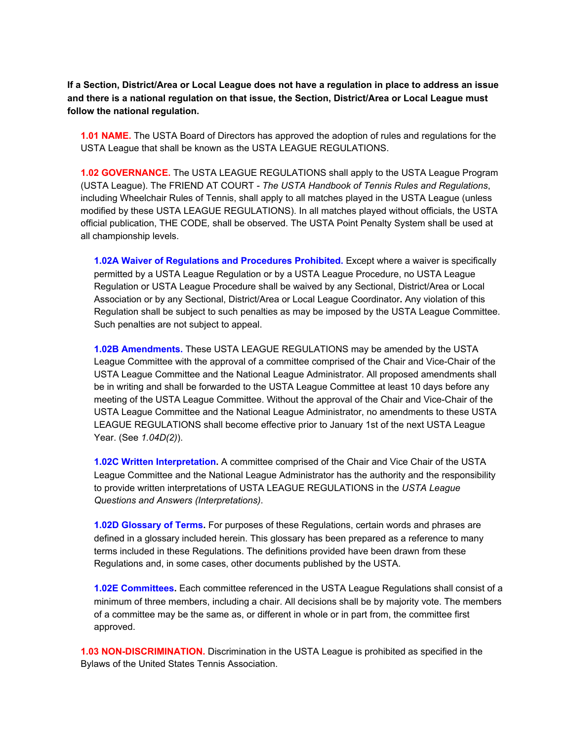**If a Section, District/Area or Local League does not have a regulation in place to address an issue and there is a national regulation on that issue, the Section, District/Area or Local League must follow the national regulation.**

**1.01 NAME.** The USTA Board of Directors has approved the adoption of rules and regulations for the USTA League that shall be known as the USTA LEAGUE REGULATIONS.

**1.02 GOVERNANCE.** The USTA LEAGUE REGULATIONS shall apply to the USTA League Program (USTA League). The FRIEND AT COURT - *The USTA Handbook of Tennis Rules and Regulations*, including Wheelchair Rules of Tennis, shall apply to all matches played in the USTA League (unless modified by these USTA LEAGUE REGULATIONS). In all matches played without officials, the USTA official publication, THE CODE*,* shall be observed. The USTA Point Penalty System shall be used at all championship levels.

**1.02A Waiver of Regulations and Procedures Prohibited.** Except where a waiver is specifically permitted by a USTA League Regulation or by a USTA League Procedure, no USTA League Regulation or USTA League Procedure shall be waived by any Sectional, District/Area or Local Association or by any Sectional, District/Area or Local League Coordinator**.** Any violation of this Regulation shall be subject to such penalties as may be imposed by the USTA League Committee. Such penalties are not subject to appeal.

**1.02B Amendments.** These USTA LEAGUE REGULATIONS may be amended by the USTA League Committee with the approval of a committee comprised of the Chair and Vice-Chair of the USTA League Committee and the National League Administrator. All proposed amendments shall be in writing and shall be forwarded to the USTA League Committee at least 10 days before any meeting of the USTA League Committee. Without the approval of the Chair and Vice-Chair of the USTA League Committee and the National League Administrator, no amendments to these USTA LEAGUE REGULATIONS shall become effective prior to January 1st of the next USTA League Year. (See *1.04D(2)*).

**1.02C Written Interpretation.** A committee comprised of the Chair and Vice Chair of the USTA League Committee and the National League Administrator has the authority and the responsibility to provide written interpretations of USTA LEAGUE REGULATIONS in the *USTA League Questions and Answers (Interpretations)*.

**1.02D Glossary of Terms.** For purposes of these Regulations, certain words and phrases are defined in a glossary included herein. This glossary has been prepared as a reference to many terms included in these Regulations. The definitions provided have been drawn from these Regulations and, in some cases, other documents published by the USTA.

**1.02E Committees.** Each committee referenced in the USTA League Regulations shall consist of a minimum of three members, including a chair. All decisions shall be by majority vote. The members of a committee may be the same as, or different in whole or in part from, the committee first approved.

**1.03 NON-DISCRIMINATION.** Discrimination in the USTA League is prohibited as specified in the Bylaws of the United States Tennis Association.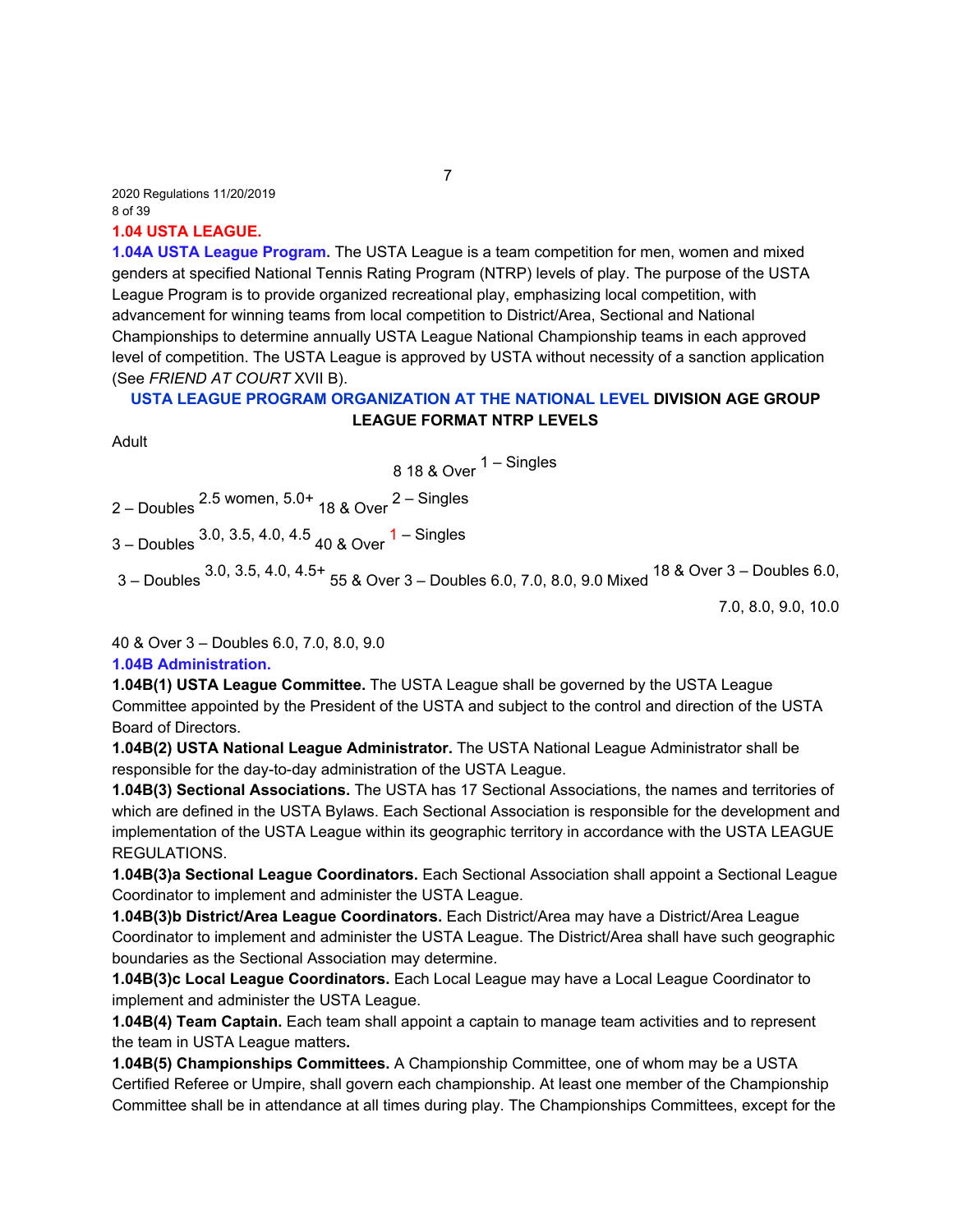## 1.04 USTA LEAGUE.

**1.04A USTA League Program.** The USTA League is a team competition for men, women and mixed genders at specified National Tennis Rating Program (NTRP) levels of play. The purpose of the USTA League Program is to provide organized recreational play, emphasizing local competition, with advancement for winning teams from local competition to District/Area, Sectional and National Championships to determine annually USTA League National Championship teams in each approved level of competition. The USTA League is approved by USTA without necessity of a sanction application (See *FRIEND AT COURT* XVII B).

**USTA LEAGUE PROGRAM ORGANIZATION AT THE NATIONAL LEVEL**

| DIVISION | AGE GROUP | LEAGUE FORMAT | NTRP LEVELS |
|---|---|---|---|
| Adult | 18 & Over | 1 – Singles<br>2 – Doubles | 2.5 women, 5.0+ |
| | 18 & Over | 2 – Singles<br>3 – Doubles | 3.0, 3.5, 4.0, 4.5 |
| | 40 & Over | 1 – Singles<br>3 – Doubles | 3.0, 3.5, 4.0, 4.5+ |
| | 55 & Over | 3 – Doubles | 6.0, 7.0, 8.0, 9.0 |
| Mixed | 18 & Over | 3 – Doubles | 6.0, 7.0, 8.0, 9.0, 10.0 |
| | 40 & Over | 3 – Doubles | 6.0, 7.0, 8.0, 9.0 |

**1.04B Administration.**

**1.04B(1) USTA League Committee.** The USTA League shall be governed by the USTA League Committee appointed by the President of the USTA and subject to the control and direction of the USTA Board of Directors.

**1.04B(2) USTA National League Administrator.** The USTA National League Administrator shall be responsible for the day-to-day administration of the USTA League.

**1.04B(3) Sectional Associations.** The USTA has 17 Sectional Associations, the names and territories of which are defined in the USTA Bylaws. Each Sectional Association is responsible for the development and implementation of the USTA League within its geographic territory in accordance with the USTA LEAGUE REGULATIONS.

**1.04B(3)a Sectional League Coordinators.** Each Sectional Association shall appoint a Sectional League Coordinator to implement and administer the USTA League.

**1.04B(3)b District/Area League Coordinators.** Each District/Area may have a District/Area League Coordinator to implement and administer the USTA League. The District/Area shall have such geographic boundaries as the Sectional Association may determine.

**1.04B(3)c Local League Coordinators.** Each Local League may have a Local League Coordinator to implement and administer the USTA League.

**1.04B(4) Team Captain.** Each team shall appoint a captain to manage team activities and to represent the team in USTA League matters**.**

**1.04B(5) Championships Committees.** A Championship Committee, one of whom may be a USTA Certified Referee or Umpire, shall govern each championship. At least one member of the Championship Committee shall be in attendance at all times during play. The Championships Committees, except for the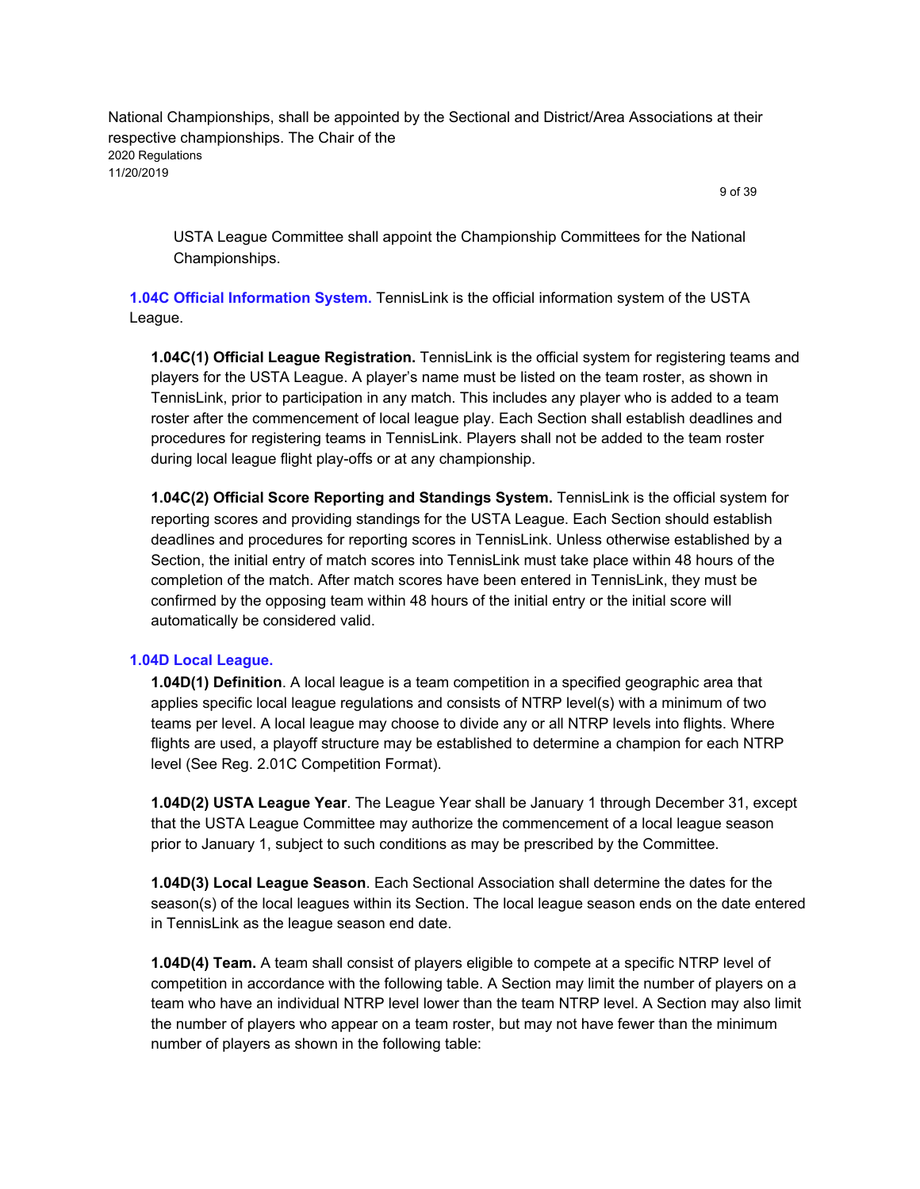National Championships, shall be appointed by the Sectional and District/Area Associations at their respective championships. The Chair of the

USTA League Committee shall appoint the Championship Committees for the National Championships.

**1.04C Official Information System.** TennisLink is the official information system of the USTA League.

**1.04C(1) Official League Registration.** TennisLink is the official system for registering teams and players for the USTA League. A player's name must be listed on the team roster, as shown in TennisLink, prior to participation in any match. This includes any player who is added to a team roster after the commencement of local league play. Each Section shall establish deadlines and procedures for registering teams in TennisLink. Players shall not be added to the team roster during local league flight play-offs or at any championship.

**1.04C(2) Official Score Reporting and Standings System.** TennisLink is the official system for reporting scores and providing standings for the USTA League. Each Section should establish deadlines and procedures for reporting scores in TennisLink. Unless otherwise established by a Section, the initial entry of match scores into TennisLink must take place within 48 hours of the completion of the match. After match scores have been entered in TennisLink, they must be confirmed by the opposing team within 48 hours of the initial entry or the initial score will automatically be considered valid.

**1.04D Local League.**

**1.04D(1) Definition**. A local league is a team competition in a specified geographic area that applies specific local league regulations and consists of NTRP level(s) with a minimum of two teams per level. A local league may choose to divide any or all NTRP levels into flights. Where flights are used, a playoff structure may be established to determine a champion for each NTRP level (See Reg. 2.01C Competition Format).

**1.04D(2) USTA League Year**. The League Year shall be January 1 through December 31, except that the USTA League Committee may authorize the commencement of a local league season prior to January 1, subject to such conditions as may be prescribed by the Committee.

**1.04D(3) Local League Season**. Each Sectional Association shall determine the dates for the season(s) of the local leagues within its Section. The local league season ends on the date entered in TennisLink as the league season end date.

**1.04D(4) Team.** A team shall consist of players eligible to compete at a specific NTRP level of competition in accordance with the following table. A Section may limit the number of players on a team who have an individual NTRP level lower than the team NTRP level. A Section may also limit the number of players who appear on a team roster, but may not have fewer than the minimum number of players as shown in the following table: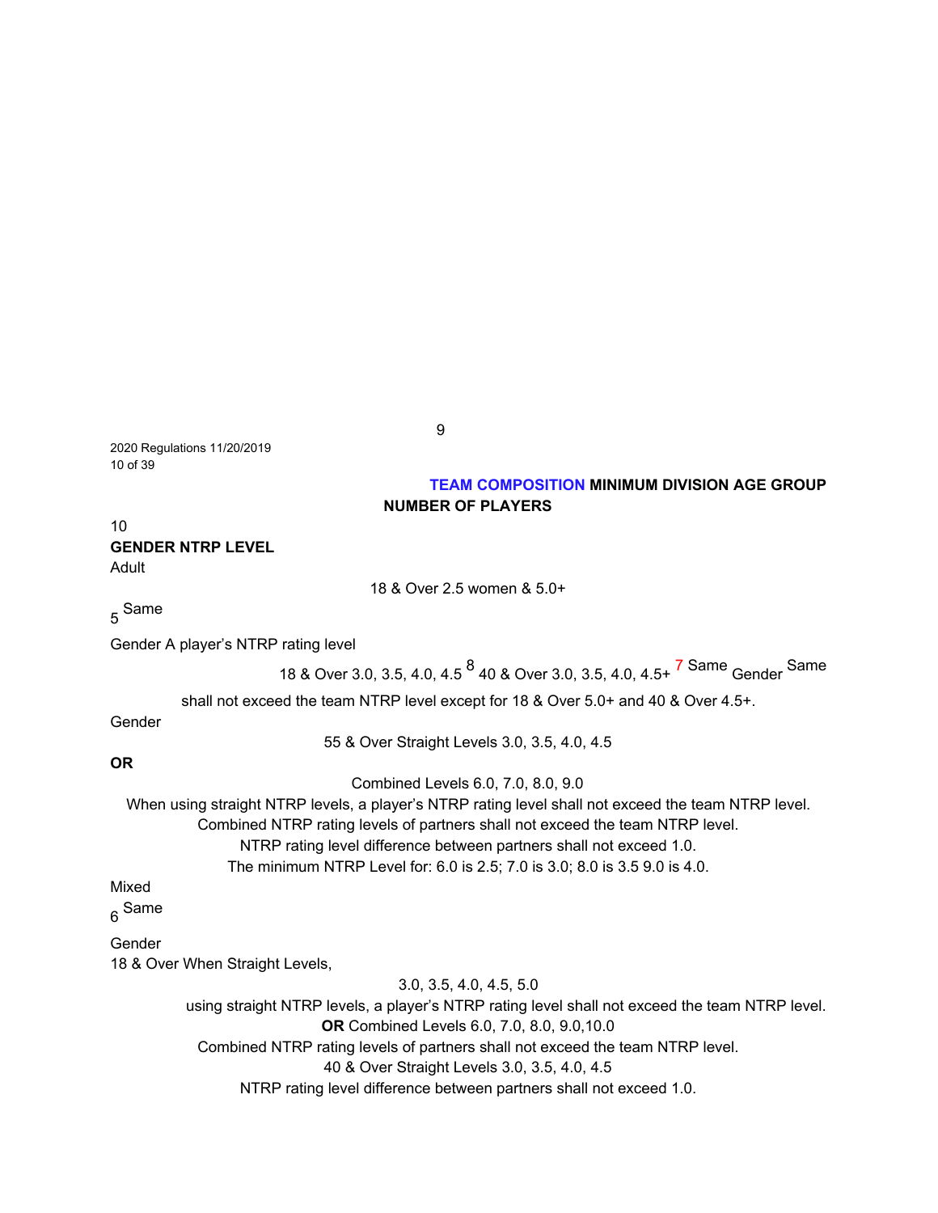**TEAM COMPOSITION MINIMUM DIVISION AGE GROUP NUMBER OF PLAYERS**

10

**GENDER NTRP LEVEL**

Adult

18 & Over 2.5 women & 5.0+

5 Same

Gender A player's NTRP rating level

18 & Over 3.0, 3.5, 4.0, 4.5 8 40 & Over 3.0, 3.5, 4.0, 4.5+ 7 Same Gender Same

shall not exceed the team NTRP level except for 18 & Over 5.0+ and 40 & Over 4.5+.

Gender

55 & Over Straight Levels 3.0, 3.5, 4.0, 4.5

**OR**

Combined Levels 6.0, 7.0, 8.0, 9.0

When using straight NTRP levels, a player's NTRP rating level shall not exceed the team NTRP level.

Combined NTRP rating levels of partners shall not exceed the team NTRP level.

NTRP rating level difference between partners shall not exceed 1.0.

The minimum NTRP Level for: 6.0 is 2.5; 7.0 is 3.0; 8.0 is 3.5 9.0 is 4.0.

Mixed

6 Same

Gender

18 & Over When Straight Levels,

3.0, 3.5, 4.0, 4.5, 5.0

using straight NTRP levels, a player's NTRP rating level shall not exceed the team NTRP level.

**OR** Combined Levels 6.0, 7.0, 8.0, 9.0,10.0

Combined NTRP rating levels of partners shall not exceed the team NTRP level.

40 & Over Straight Levels 3.0, 3.5, 4.0, 4.5

NTRP rating level difference between partners shall not exceed 1.0.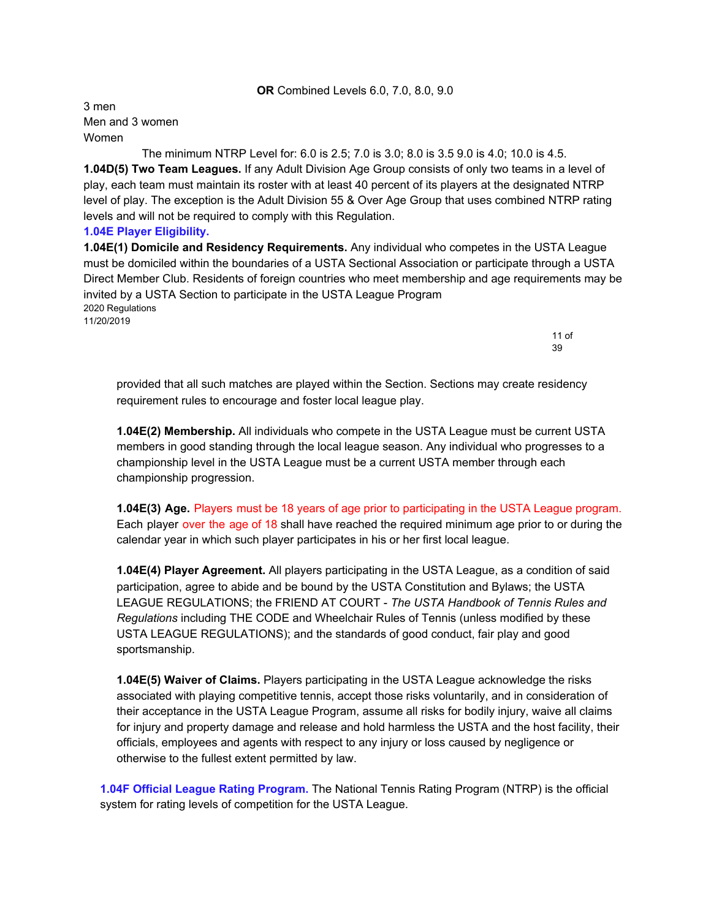**OR** Combined Levels 6.0, 7.0, 8.0, 9.0

3 men
Men and 3 women
Women

The minimum NTRP Level for: 6.0 is 2.5; 7.0 is 3.0; 8.0 is 3.5 9.0 is 4.0; 10.0 is 4.5.

**1.04D(5) Two Team Leagues.** If any Adult Division Age Group consists of only two teams in a level of play, each team must maintain its roster with at least 40 percent of its players at the designated NTRP level of play. The exception is the Adult Division 55 & Over Age Group that uses combined NTRP rating levels and will not be required to comply with this Regulation.

**1.04E Player Eligibility.**

**1.04E(1) Domicile and Residency Requirements.** Any individual who competes in the USTA League must be domiciled within the boundaries of a USTA Sectional Association or participate through a USTA Direct Member Club. Residents of foreign countries who meet membership and age requirements may be invited by a USTA Section to participate in the USTA League Program provided that all such matches are played within the Section. Sections may create residency requirement rules to encourage and foster local league play.

**1.04E(2) Membership.** All individuals who compete in the USTA League must be current USTA members in good standing through the local league season. Any individual who progresses to a championship level in the USTA League must be a current USTA member through each championship progression.

**1.04E(3) Age.** Players must be 18 years of age prior to participating in the USTA League program. Each player over the age of 18 shall have reached the required minimum age prior to or during the calendar year in which such player participates in his or her first local league.

**1.04E(4) Player Agreement.** All players participating in the USTA League, as a condition of said participation, agree to abide and be bound by the USTA Constitution and Bylaws; the USTA LEAGUE REGULATIONS; the FRIEND AT COURT - *The USTA Handbook of Tennis Rules and Regulations* including THE CODE and Wheelchair Rules of Tennis (unless modified by these USTA LEAGUE REGULATIONS); and the standards of good conduct, fair play and good sportsmanship.

**1.04E(5) Waiver of Claims.** Players participating in the USTA League acknowledge the risks associated with playing competitive tennis, accept those risks voluntarily, and in consideration of their acceptance in the USTA League Program, assume all risks for bodily injury, waive all claims for injury and property damage and release and hold harmless the USTA and the host facility, their officials, employees and agents with respect to any injury or loss caused by negligence or otherwise to the fullest extent permitted by law.

**1.04F Official League Rating Program.** The National Tennis Rating Program (NTRP) is the official system for rating levels of competition for the USTA League.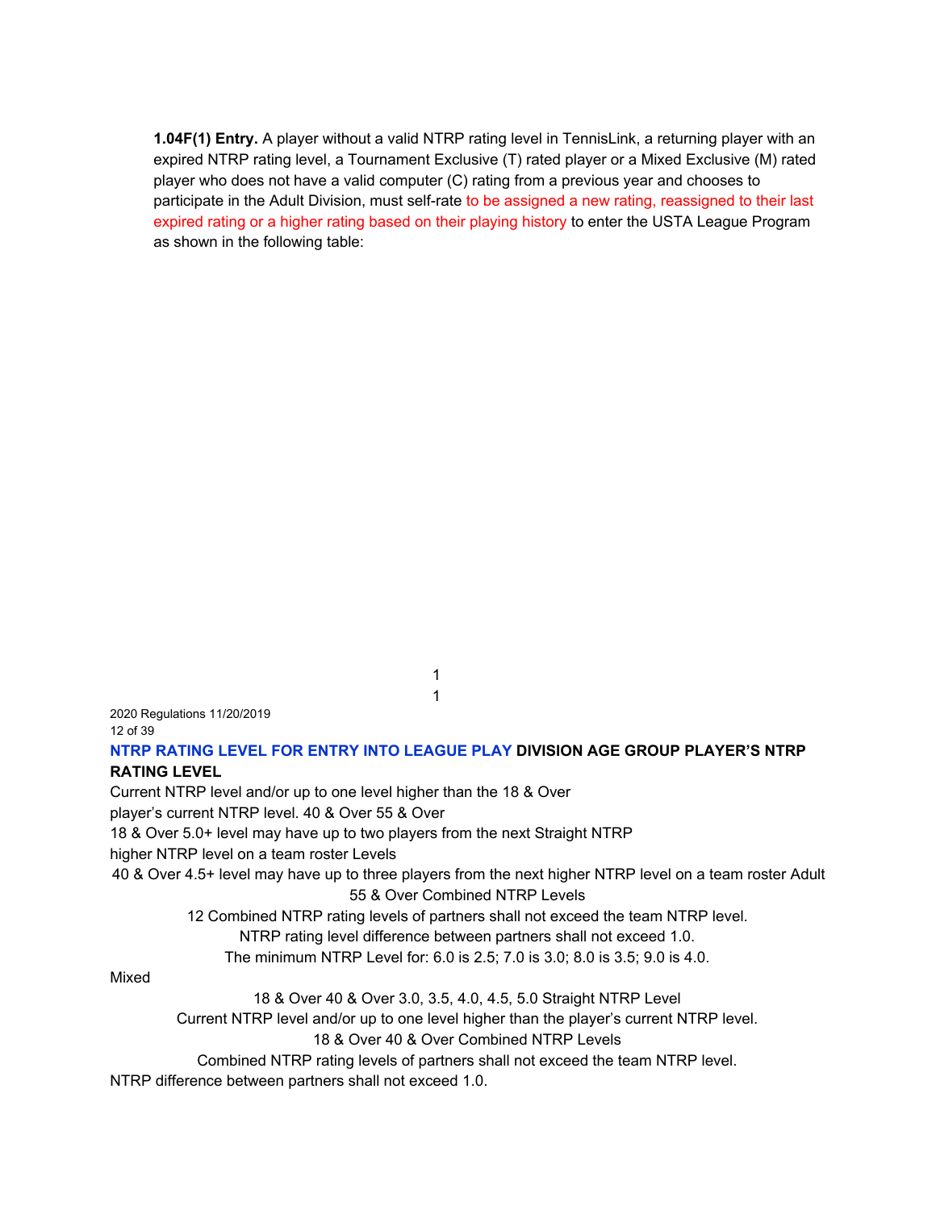**1.04F(1) Entry.** A player without a valid NTRP rating level in TennisLink, a returning player with an expired NTRP rating level, a Tournament Exclusive (T) rated player or a Mixed Exclusive (M) rated player who does not have a valid computer (C) rating from a previous year and chooses to participate in the Adult Division, must self-rate to be assigned a new rating, reassigned to their last expired rating or a higher rating based on their playing history to enter the USTA League Program as shown in the following table:

**NTRP RATING LEVEL FOR ENTRY INTO LEAGUE PLAY DIVISION AGE GROUP PLAYER'S NTRP RATING LEVEL**

Current NTRP level and/or up to one level higher than the 18 & Over
player's current NTRP level. 40 & Over 55 & Over
18 & Over 5.0+ level may have up to two players from the next Straight NTRP
higher NTRP level on a team roster Levels
40 & Over 4.5+ level may have up to three players from the next higher NTRP level on a team roster Adult
55 & Over Combined NTRP Levels
12 Combined NTRP rating levels of partners shall not exceed the team NTRP level.
NTRP rating level difference between partners shall not exceed 1.0.
The minimum NTRP Level for: 6.0 is 2.5; 7.0 is 3.0; 8.0 is 3.5; 9.0 is 4.0.

Mixed

18 & Over 40 & Over 3.0, 3.5, 4.0, 4.5, 5.0 Straight NTRP Level
Current NTRP level and/or up to one level higher than the player's current NTRP level.
18 & Over 40 & Over Combined NTRP Levels
Combined NTRP rating levels of partners shall not exceed the team NTRP level.
NTRP difference between partners shall not exceed 1.0.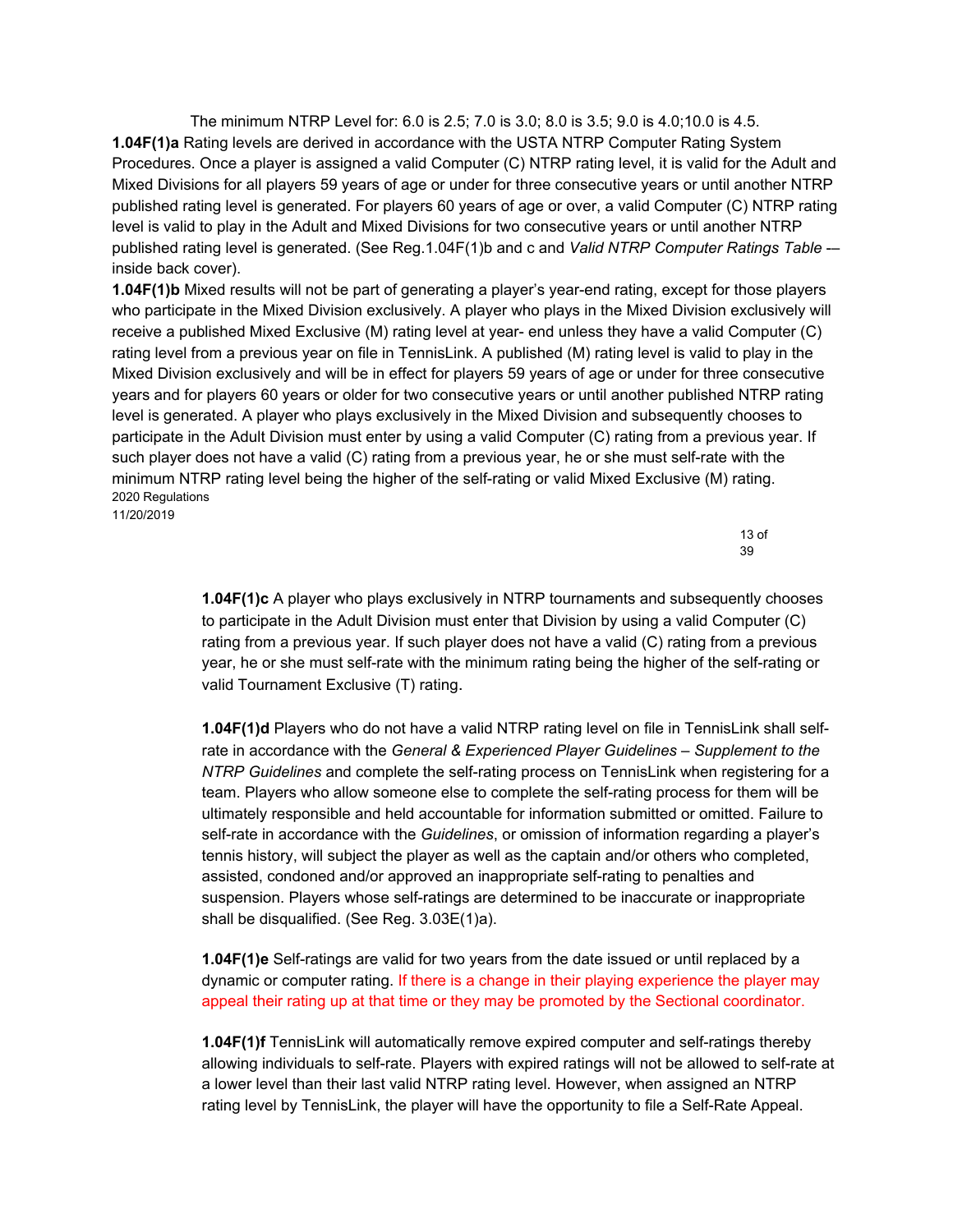The minimum NTRP Level for: 6.0 is 2.5; 7.0 is 3.0; 8.0 is 3.5; 9.0 is 4.0;10.0 is 4.5.

**1.04F(1)a** Rating levels are derived in accordance with the USTA NTRP Computer Rating System Procedures. Once a player is assigned a valid Computer (C) NTRP rating level, it is valid for the Adult and Mixed Divisions for all players 59 years of age or under for three consecutive years or until another NTRP published rating level is generated. For players 60 years of age or over, a valid Computer (C) NTRP rating level is valid to play in the Adult and Mixed Divisions for two consecutive years or until another NTRP published rating level is generated. (See Reg.1.04F(1)b and c and *Valid NTRP Computer Ratings Table* -– inside back cover).

**1.04F(1)b** Mixed results will not be part of generating a player's year-end rating, except for those players who participate in the Mixed Division exclusively. A player who plays in the Mixed Division exclusively will receive a published Mixed Exclusive (M) rating level at year- end unless they have a valid Computer (C) rating level from a previous year on file in TennisLink. A published (M) rating level is valid to play in the Mixed Division exclusively and will be in effect for players 59 years of age or under for three consecutive years and for players 60 years or older for two consecutive years or until another published NTRP rating level is generated. A player who plays exclusively in the Mixed Division and subsequently chooses to participate in the Adult Division must enter by using a valid Computer (C) rating from a previous year. If such player does not have a valid (C) rating from a previous year, he or she must self-rate with the minimum NTRP rating level being the higher of the self-rating or valid Mixed Exclusive (M) rating.

**1.04F(1)c** A player who plays exclusively in NTRP tournaments and subsequently chooses to participate in the Adult Division must enter that Division by using a valid Computer (C) rating from a previous year. If such player does not have a valid (C) rating from a previous year, he or she must self-rate with the minimum rating being the higher of the self-rating or valid Tournament Exclusive (T) rating.

**1.04F(1)d** Players who do not have a valid NTRP rating level on file in TennisLink shall self-rate in accordance with the *General & Experienced Player Guidelines – Supplement to the NTRP Guidelines* and complete the self-rating process on TennisLink when registering for a team. Players who allow someone else to complete the self-rating process for them will be ultimately responsible and held accountable for information submitted or omitted. Failure to self-rate in accordance with the *Guidelines*, or omission of information regarding a player's tennis history, will subject the player as well as the captain and/or others who completed, assisted, condoned and/or approved an inappropriate self-rating to penalties and suspension. Players whose self-ratings are determined to be inaccurate or inappropriate shall be disqualified. (See Reg. 3.03E(1)a).

**1.04F(1)e** Self-ratings are valid for two years from the date issued or until replaced by a dynamic or computer rating. If there is a change in their playing experience the player may appeal their rating up at that time or they may be promoted by the Sectional coordinator.

**1.04F(1)f** TennisLink will automatically remove expired computer and self-ratings thereby allowing individuals to self-rate. Players with expired ratings will not be allowed to self-rate at a lower level than their last valid NTRP rating level. However, when assigned an NTRP rating level by TennisLink, the player will have the opportunity to file a Self-Rate Appeal.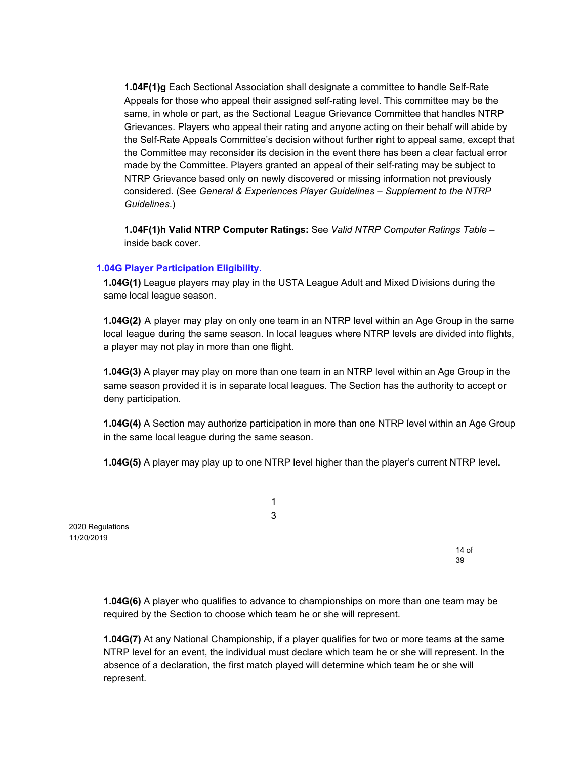**1.04F(1)g** Each Sectional Association shall designate a committee to handle Self-Rate Appeals for those who appeal their assigned self-rating level. This committee may be the same, in whole or part, as the Sectional League Grievance Committee that handles NTRP Grievances. Players who appeal their rating and anyone acting on their behalf will abide by the Self-Rate Appeals Committee's decision without further right to appeal same, except that the Committee may reconsider its decision in the event there has been a clear factual error made by the Committee. Players granted an appeal of their self-rating may be subject to NTRP Grievance based only on newly discovered or missing information not previously considered. (See *General & Experiences Player Guidelines – Supplement to the NTRP Guidelines*.)

**1.04F(1)h Valid NTRP Computer Ratings:** See *Valid NTRP Computer Ratings Table* – inside back cover.

### 1.04G Player Participation Eligibility.

**1.04G(1)** League players may play in the USTA League Adult and Mixed Divisions during the same local league season.

**1.04G(2)** A player may play on only one team in an NTRP level within an Age Group in the same local league during the same season. In local leagues where NTRP levels are divided into flights, a player may not play in more than one flight.

**1.04G(3)** A player may play on more than one team in an NTRP level within an Age Group in the same season provided it is in separate local leagues. The Section has the authority to accept or deny participation.

**1.04G(4)** A Section may authorize participation in more than one NTRP level within an Age Group in the same local league during the same season.

**1.04G(5)** A player may play up to one NTRP level higher than the player's current NTRP level**.**

**1.04G(6)** A player who qualifies to advance to championships on more than one team may be required by the Section to choose which team he or she will represent.

**1.04G(7)** At any National Championship, if a player qualifies for two or more teams at the same NTRP level for an event, the individual must declare which team he or she will represent. In the absence of a declaration, the first match played will determine which team he or she will represent.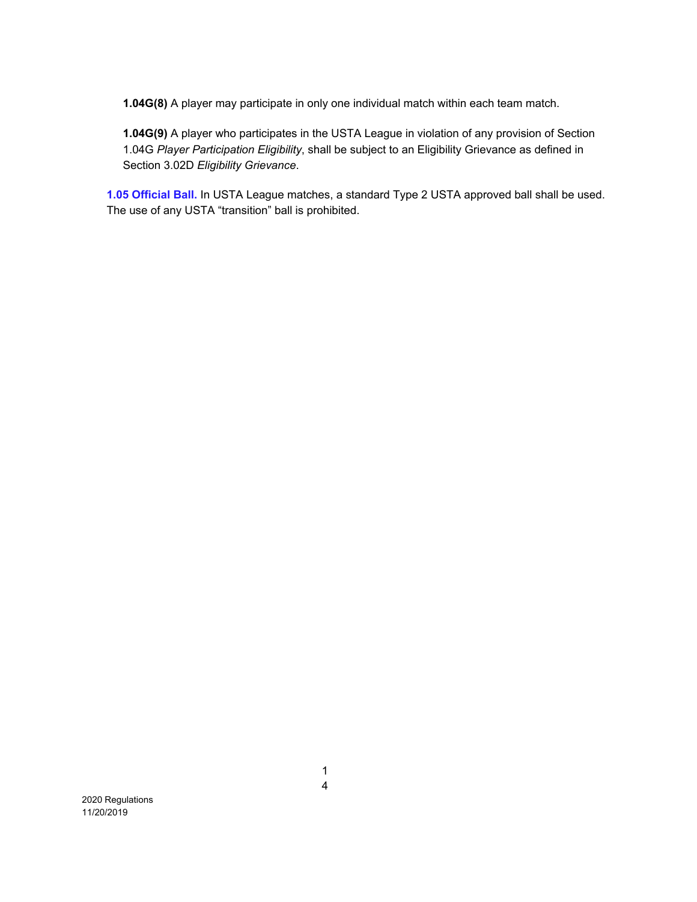**1.04G(8)** A player may participate in only one individual match within each team match.

**1.04G(9)** A player who participates in the USTA League in violation of any provision of Section 1.04G *Player Participation Eligibility*, shall be subject to an Eligibility Grievance as defined in Section 3.02D *Eligibility Grievance*.

**1.05 Official Ball.** In USTA League matches, a standard Type 2 USTA approved ball shall be used. The use of any USTA "transition" ball is prohibited.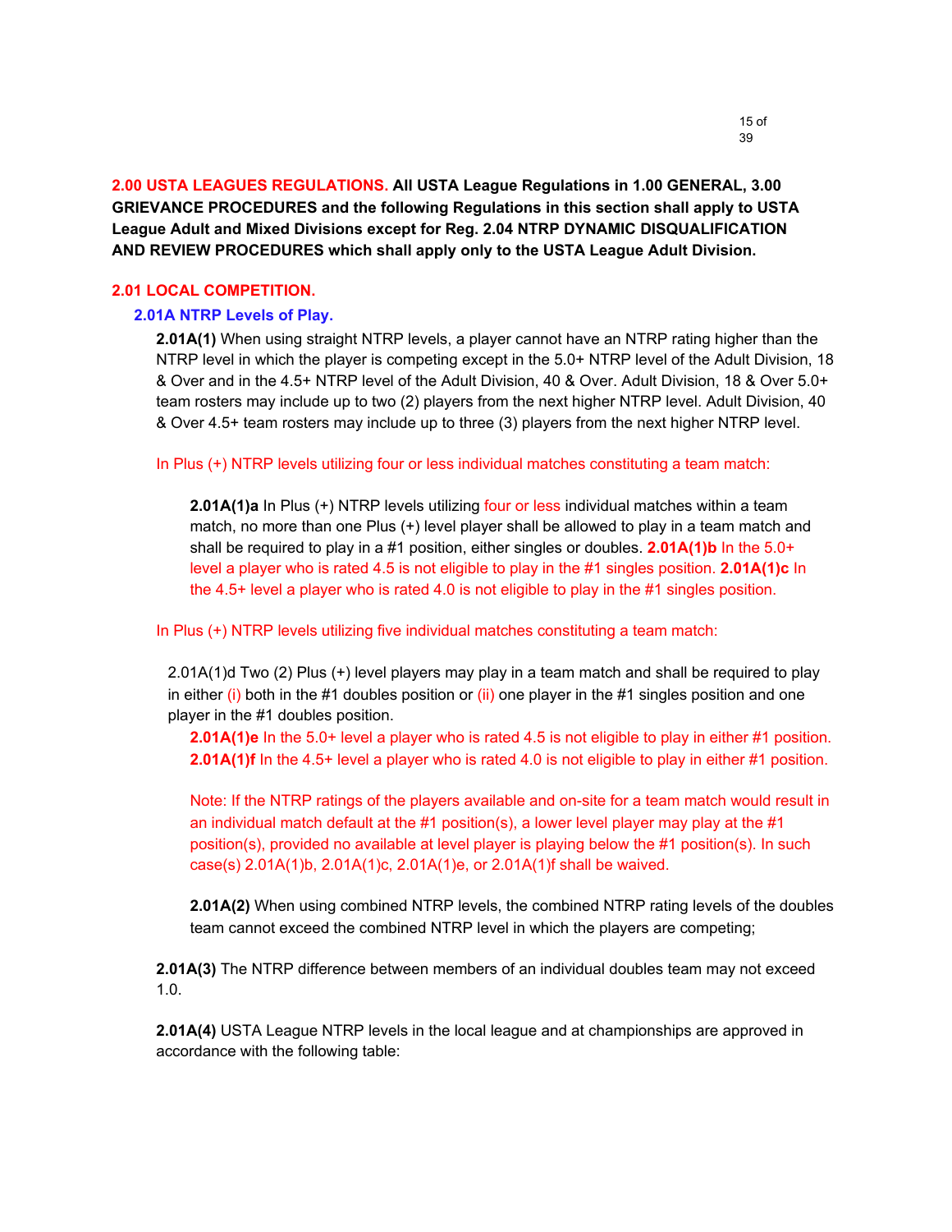## 2.00 USTA LEAGUES REGULATIONS.

**All USTA League Regulations in 1.00 GENERAL, 3.00 GRIEVANCE PROCEDURES and the following Regulations in this section shall apply to USTA League Adult and Mixed Divisions except for Reg. 2.04 NTRP DYNAMIC DISQUALIFICATION AND REVIEW PROCEDURES which shall apply only to the USTA League Adult Division.**

### 2.01 LOCAL COMPETITION.

#### 2.01A NTRP Levels of Play.

**2.01A(1)** When using straight NTRP levels, a player cannot have an NTRP rating higher than the NTRP level in which the player is competing except in the 5.0+ NTRP level of the Adult Division, 18 & Over and in the 4.5+ NTRP level of the Adult Division, 40 & Over. Adult Division, 18 & Over 5.0+ team rosters may include up to two (2) players from the next higher NTRP level. Adult Division, 40 & Over 4.5+ team rosters may include up to three (3) players from the next higher NTRP level.

In Plus (+) NTRP levels utilizing four or less individual matches constituting a team match:

**2.01A(1)a** In Plus (+) NTRP levels utilizing four or less individual matches within a team match, no more than one Plus (+) level player shall be allowed to play in a team match and shall be required to play in a #1 position, either singles or doubles. **2.01A(1)b** In the 5.0+ level a player who is rated 4.5 is not eligible to play in the #1 singles position. **2.01A(1)c** In the 4.5+ level a player who is rated 4.0 is not eligible to play in the #1 singles position.

In Plus (+) NTRP levels utilizing five individual matches constituting a team match:

2.01A(1)d Two (2) Plus (+) level players may play in a team match and shall be required to play in either (i) both in the #1 doubles position or (ii) one player in the #1 singles position and one player in the #1 doubles position.

**2.01A(1)e** In the 5.0+ level a player who is rated 4.5 is not eligible to play in either #1 position. **2.01A(1)f** In the 4.5+ level a player who is rated 4.0 is not eligible to play in either #1 position.

Note: If the NTRP ratings of the players available and on-site for a team match would result in an individual match default at the #1 position(s), a lower level player may play at the #1 position(s), provided no available at level player is playing below the #1 position(s). In such case(s) 2.01A(1)b, 2.01A(1)c, 2.01A(1)e, or 2.01A(1)f shall be waived.

**2.01A(2)** When using combined NTRP levels, the combined NTRP rating levels of the doubles team cannot exceed the combined NTRP level in which the players are competing;

**2.01A(3)** The NTRP difference between members of an individual doubles team may not exceed 1.0.

**2.01A(4)** USTA League NTRP levels in the local league and at championships are approved in accordance with the following table: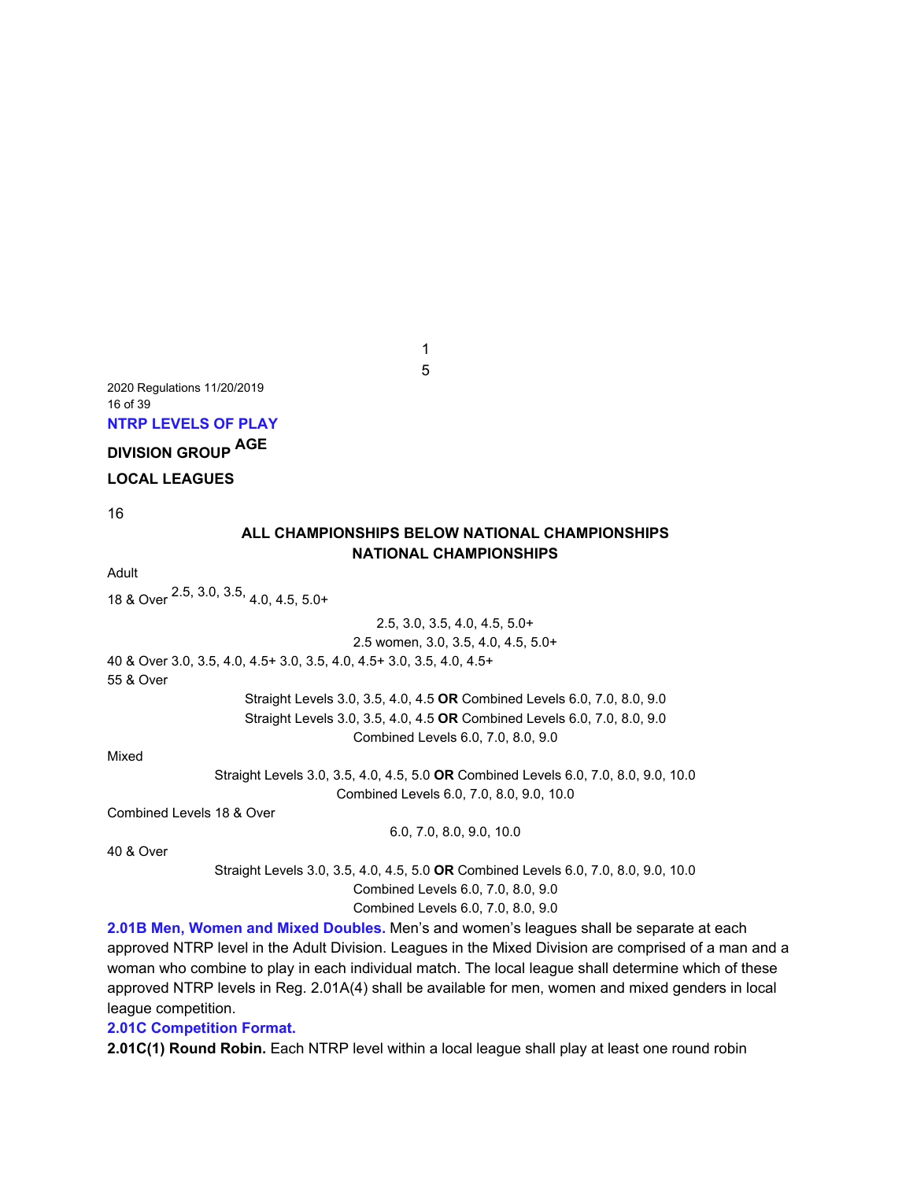## NTRP LEVELS OF PLAY

| DIVISION | AGE GROUP | LOCAL LEAGUES | ALL CHAMPIONSHIPS BELOW NATIONAL CHAMPIONSHIPS | NATIONAL CHAMPIONSHIPS |
|---|---|---|---|---|
| Adult | 18 & Over | 2.5, 3.0, 3.5, 4.0, 4.5, 5.0+ | 2.5, 3.0, 3.5, 4.0, 4.5, 5.0+ | 2.5 women, 3.0, 3.5, 4.0, 4.5, 5.0+ |
| | 40 & Over | 3.0, 3.5, 4.0, 4.5+ | 3.0, 3.5, 4.0, 4.5+ | 3.0, 3.5, 4.0, 4.5+ |
| | 55 & Over | Straight Levels 3.0, 3.5, 4.0, 4.5 **OR** Combined Levels 6.0, 7.0, 8.0, 9.0 | Straight Levels 3.0, 3.5, 4.0, 4.5 **OR** Combined Levels 6.0, 7.0, 8.0, 9.0 | Combined Levels 6.0, 7.0, 8.0, 9.0 |
| Mixed | 18 & Over | Straight Levels 3.0, 3.5, 4.0, 4.5, 5.0 **OR** Combined Levels 6.0, 7.0, 8.0, 9.0, 10.0 | Combined Levels 6.0, 7.0, 8.0, 9.0, 10.0 | Combined Levels 6.0, 7.0, 8.0, 9.0, 10.0 |
| | 40 & Over | Straight Levels 3.0, 3.5, 4.0, 4.5, 5.0 **OR** Combined Levels 6.0, 7.0, 8.0, 9.0, 10.0 | Combined Levels 6.0, 7.0, 8.0, 9.0 | Combined Levels 6.0, 7.0, 8.0, 9.0 |

**2.01B Men, Women and Mixed Doubles.** Men's and women's leagues shall be separate at each approved NTRP level in the Adult Division. Leagues in the Mixed Division are comprised of a man and a woman who combine to play in each individual match. The local league shall determine which of these approved NTRP levels in Reg. 2.01A(4) shall be available for men, women and mixed genders in local league competition.

**2.01C Competition Format.**

**2.01C(1) Round Robin.** Each NTRP level within a local league shall play at least one round robin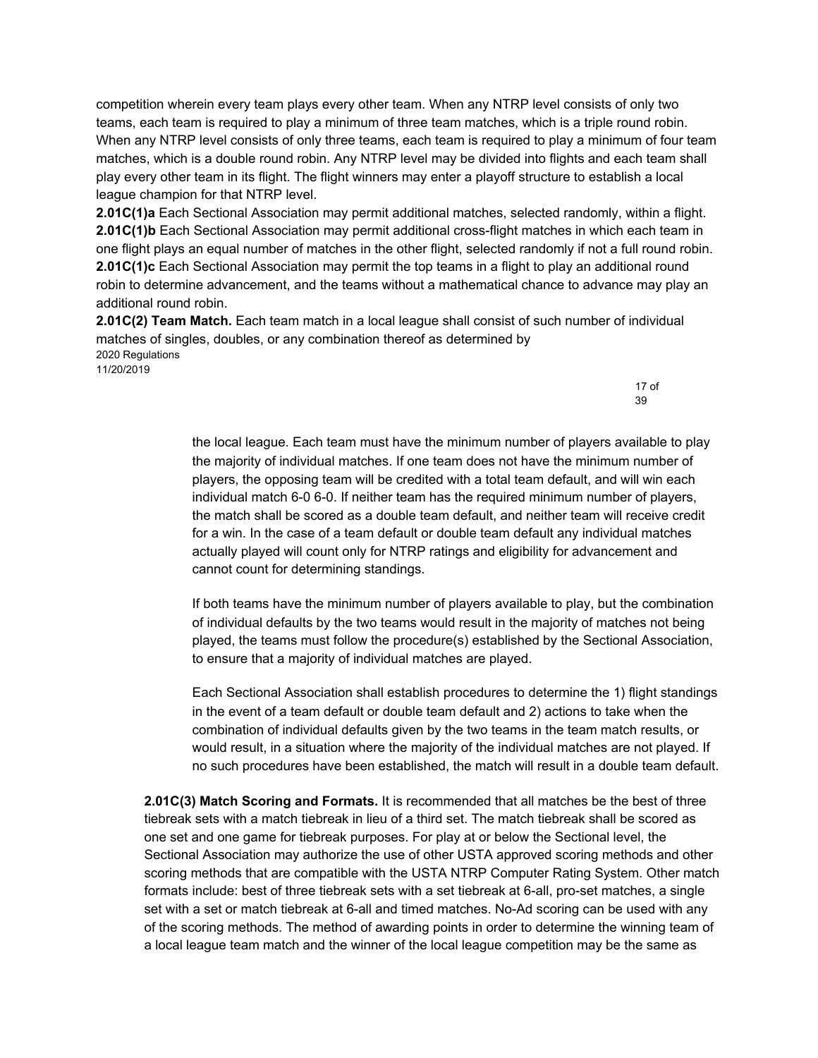competition wherein every team plays every other team. When any NTRP level consists of only two teams, each team is required to play a minimum of three team matches, which is a triple round robin. When any NTRP level consists of only three teams, each team is required to play a minimum of four team matches, which is a double round robin. Any NTRP level may be divided into flights and each team shall play every other team in its flight. The flight winners may enter a playoff structure to establish a local league champion for that NTRP level.

**2.01C(1)a** Each Sectional Association may permit additional matches, selected randomly, within a flight.

**2.01C(1)b** Each Sectional Association may permit additional cross-flight matches in which each team in one flight plays an equal number of matches in the other flight, selected randomly if not a full round robin.

**2.01C(1)c** Each Sectional Association may permit the top teams in a flight to play an additional round robin to determine advancement, and the teams without a mathematical chance to advance may play an additional round robin.

**2.01C(2) Team Match.** Each team match in a local league shall consist of such number of individual matches of singles, doubles, or any combination thereof as determined by the local league. Each team must have the minimum number of players available to play the majority of individual matches. If one team does not have the minimum number of players, the opposing team will be credited with a total team default, and will win each individual match 6-0 6-0. If neither team has the required minimum number of players, the match shall be scored as a double team default, and neither team will receive credit for a win. In the case of a team default or double team default any individual matches actually played will count only for NTRP ratings and eligibility for advancement and cannot count for determining standings.

If both teams have the minimum number of players available to play, but the combination of individual defaults by the two teams would result in the majority of matches not being played, the teams must follow the procedure(s) established by the Sectional Association, to ensure that a majority of individual matches are played.

Each Sectional Association shall establish procedures to determine the 1) flight standings in the event of a team default or double team default and 2) actions to take when the combination of individual defaults given by the two teams in the team match results, or would result, in a situation where the majority of the individual matches are not played. If no such procedures have been established, the match will result in a double team default.

**2.01C(3) Match Scoring and Formats.** It is recommended that all matches be the best of three tiebreak sets with a match tiebreak in lieu of a third set. The match tiebreak shall be scored as one set and one game for tiebreak purposes. For play at or below the Sectional level, the Sectional Association may authorize the use of other USTA approved scoring methods and other scoring methods that are compatible with the USTA NTRP Computer Rating System. Other match formats include: best of three tiebreak sets with a set tiebreak at 6-all, pro-set matches, a single set with a set or match tiebreak at 6-all and timed matches. No-Ad scoring can be used with any of the scoring methods. The method of awarding points in order to determine the winning team of a local league team match and the winner of the local league competition may be the same as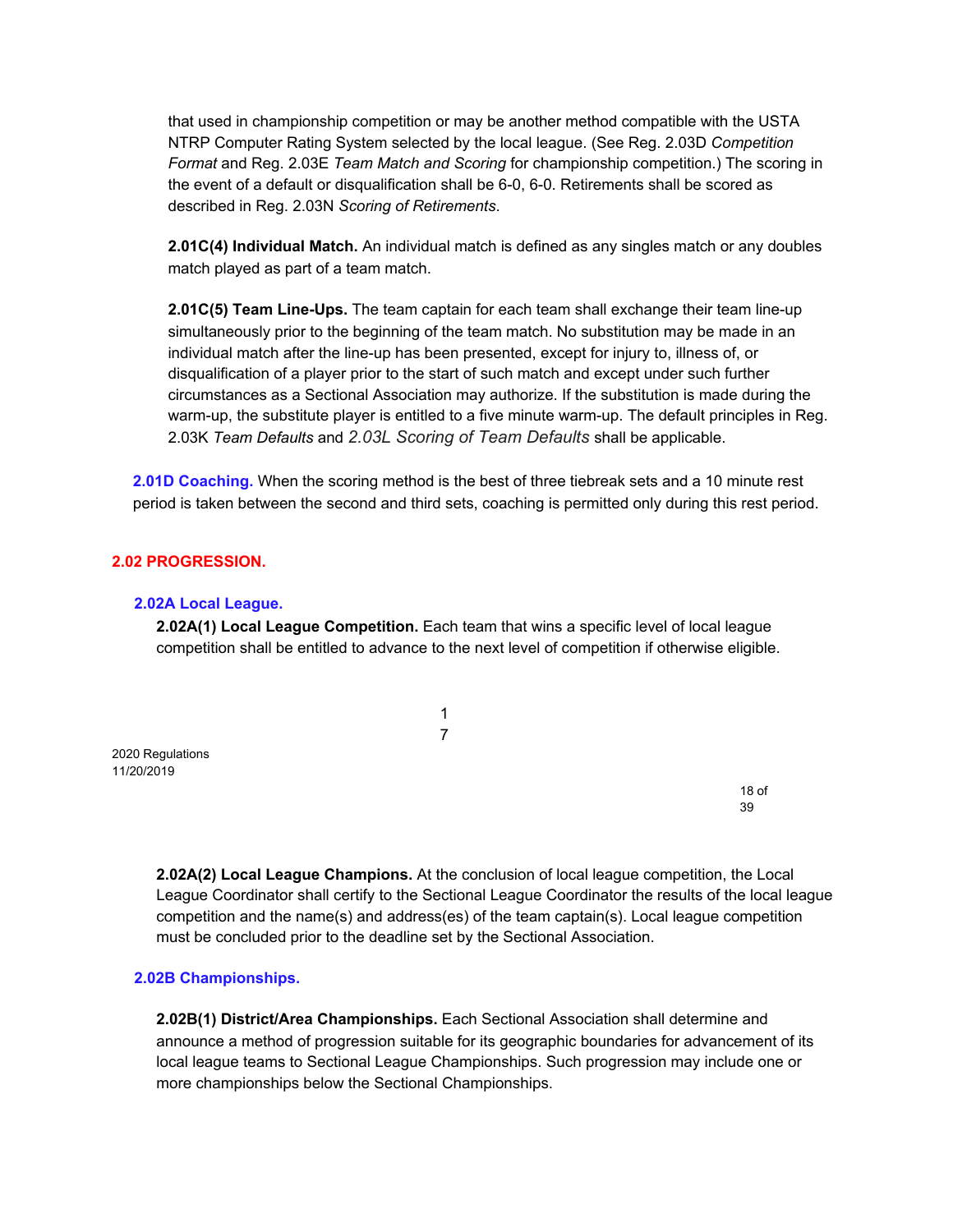that used in championship competition or may be another method compatible with the USTA NTRP Computer Rating System selected by the local league. (See Reg. 2.03D *Competition Format* and Reg. 2.03E *Team Match and Scoring* for championship competition.) The scoring in the event of a default or disqualification shall be 6-0, 6-0. Retirements shall be scored as described in Reg. 2.03N *Scoring of Retirements*.

**2.01C(4) Individual Match.** An individual match is defined as any singles match or any doubles match played as part of a team match.

**2.01C(5) Team Line-Ups.** The team captain for each team shall exchange their team line-up simultaneously prior to the beginning of the team match. No substitution may be made in an individual match after the line-up has been presented, except for injury to, illness of, or disqualification of a player prior to the start of such match and except under such further circumstances as a Sectional Association may authorize. If the substitution is made during the warm-up, the substitute player is entitled to a five minute warm-up. The default principles in Reg. 2.03K *Team Defaults* and *2.03L Scoring of Team Defaults* shall be applicable.

### 2.01D Coaching.

When the scoring method is the best of three tiebreak sets and a 10 minute rest period is taken between the second and third sets, coaching is permitted only during this rest period.

## 2.02 PROGRESSION.

### 2.02A Local League.

**2.02A(1) Local League Competition.** Each team that wins a specific level of local league competition shall be entitled to advance to the next level of competition if otherwise eligible.

**2.02A(2) Local League Champions.** At the conclusion of local league competition, the Local League Coordinator shall certify to the Sectional League Coordinator the results of the local league competition and the name(s) and address(es) of the team captain(s). Local league competition must be concluded prior to the deadline set by the Sectional Association.

### 2.02B Championships.

**2.02B(1) District/Area Championships.** Each Sectional Association shall determine and announce a method of progression suitable for its geographic boundaries for advancement of its local league teams to Sectional League Championships. Such progression may include one or more championships below the Sectional Championships.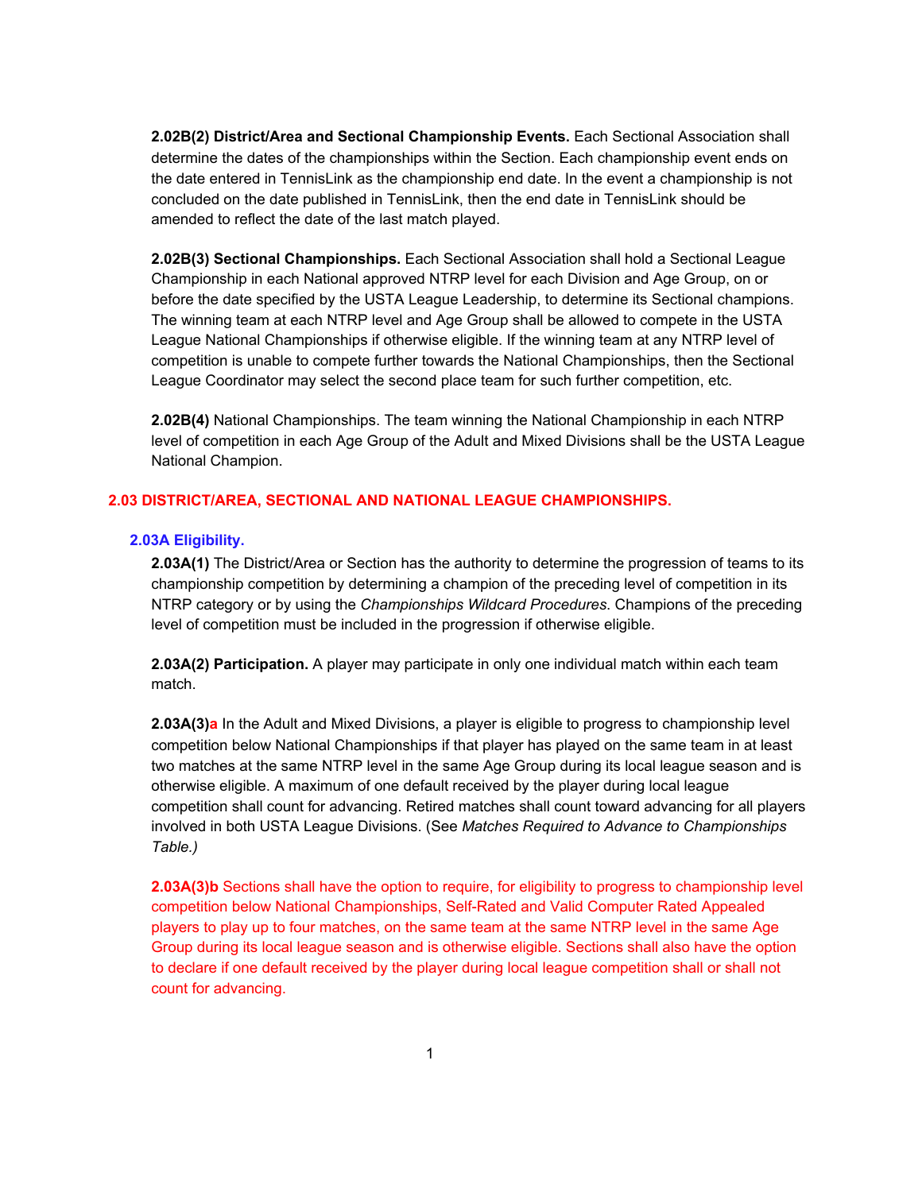**2.02B(2) District/Area and Sectional Championship Events.** Each Sectional Association shall determine the dates of the championships within the Section. Each championship event ends on the date entered in TennisLink as the championship end date. In the event a championship is not concluded on the date published in TennisLink, then the end date in TennisLink should be amended to reflect the date of the last match played.

**2.02B(3) Sectional Championships.** Each Sectional Association shall hold a Sectional League Championship in each National approved NTRP level for each Division and Age Group, on or before the date specified by the USTA League Leadership, to determine its Sectional champions. The winning team at each NTRP level and Age Group shall be allowed to compete in the USTA League National Championships if otherwise eligible. If the winning team at any NTRP level of competition is unable to compete further towards the National Championships, then the Sectional League Coordinator may select the second place team for such further competition, etc.

**2.02B(4)** National Championships. The team winning the National Championship in each NTRP level of competition in each Age Group of the Adult and Mixed Divisions shall be the USTA League National Champion.

## 2.03 DISTRICT/AREA, SECTIONAL AND NATIONAL LEAGUE CHAMPIONSHIPS.

### 2.03A Eligibility.

**2.03A(1)** The District/Area or Section has the authority to determine the progression of teams to its championship competition by determining a champion of the preceding level of competition in its NTRP category or by using the *Championships Wildcard Procedures.* Champions of the preceding level of competition must be included in the progression if otherwise eligible.

**2.03A(2) Participation.** A player may participate in only one individual match within each team match.

**2.03A(3)a** In the Adult and Mixed Divisions, a player is eligible to progress to championship level competition below National Championships if that player has played on the same team in at least two matches at the same NTRP level in the same Age Group during its local league season and is otherwise eligible. A maximum of one default received by the player during local league competition shall count for advancing. Retired matches shall count toward advancing for all players involved in both USTA League Divisions. (See *Matches Required to Advance to Championships Table.)*

**2.03A(3)b** Sections shall have the option to require, for eligibility to progress to championship level competition below National Championships, Self-Rated and Valid Computer Rated Appealed players to play up to four matches, on the same team at the same NTRP level in the same Age Group during its local league season and is otherwise eligible. Sections shall also have the option to declare if one default received by the player during local league competition shall or shall not count for advancing.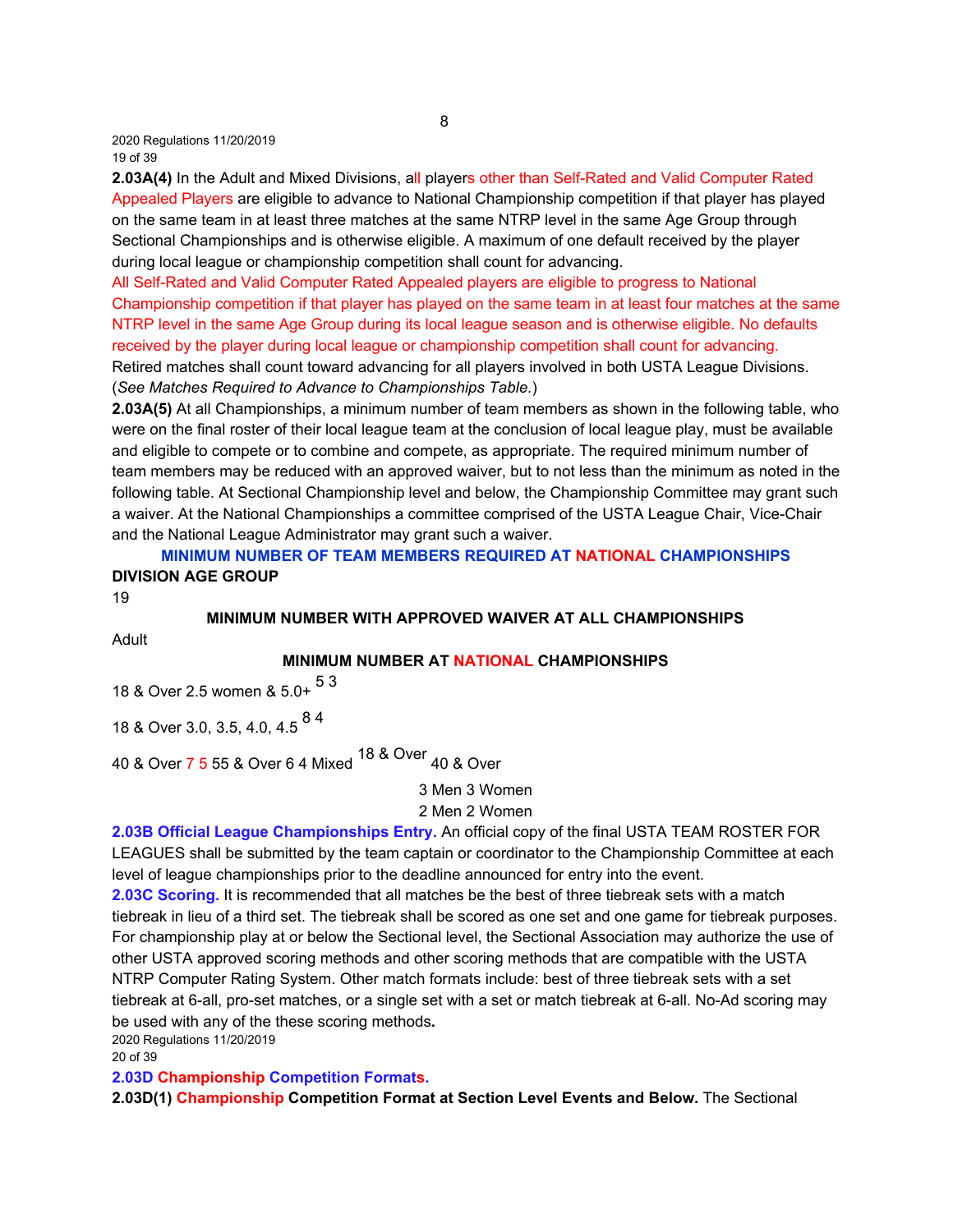**2.03A(4)** In the Adult and Mixed Divisions, all players other than Self-Rated and Valid Computer Rated Appealed Players are eligible to advance to National Championship competition if that player has played on the same team in at least three matches at the same NTRP level in the same Age Group through Sectional Championships and is otherwise eligible. A maximum of one default received by the player during local league or championship competition shall count for advancing.

All Self-Rated and Valid Computer Rated Appealed players are eligible to progress to National Championship competition if that player has played on the same team in at least four matches at the same NTRP level in the same Age Group during its local league season and is otherwise eligible. No defaults received by the player during local league or championship competition shall count for advancing.

Retired matches shall count toward advancing for all players involved in both USTA League Divisions. (*See Matches Required to Advance to Championships Table.*)

**2.03A(5)** At all Championships, a minimum number of team members as shown in the following table, who were on the final roster of their local league team at the conclusion of local league play, must be available and eligible to compete or to combine and compete, as appropriate. The required minimum number of team members may be reduced with an approved waiver, but to not less than the minimum as noted in the following table. At Sectional Championship level and below, the Championship Committee may grant such a waiver. At the National Championships a committee comprised of the USTA League Chair, Vice-Chair and the National League Administrator may grant such a waiver.

**MINIMUM NUMBER OF TEAM MEMBERS REQUIRED AT NATIONAL CHAMPIONSHIPS**

| DIVISION | AGE GROUP | MINIMUM NUMBER AT NATIONAL CHAMPIONSHIPS | MINIMUM NUMBER WITH APPROVED WAIVER AT ALL CHAMPIONSHIPS |
|---|---|---|---|
| Adult | 18 & Over 2.5 women & 5.0+ | 5 | 3 |
| | 18 & Over 3.0, 3.5, 4.0, 4.5 | 8 | 4 |
| | 40 & Over | 7 | 5 |
| | 55 & Over | 6 | 4 |
| Mixed | 18 & Over | 3 Men 3 Women | 2 Men 2 Women |
| | 40 & Over | 3 Men 3 Women | 2 Men 2 Women |

**2.03B Official League Championships Entry.** An official copy of the final USTA TEAM ROSTER FOR LEAGUES shall be submitted by the team captain or coordinator to the Championship Committee at each level of league championships prior to the deadline announced for entry into the event.

**2.03C Scoring.** It is recommended that all matches be the best of three tiebreak sets with a match tiebreak in lieu of a third set. The tiebreak shall be scored as one set and one game for tiebreak purposes. For championship play at or below the Sectional level, the Sectional Association may authorize the use of other USTA approved scoring methods and other scoring methods that are compatible with the USTA NTRP Computer Rating System. Other match formats include: best of three tiebreak sets with a set tiebreak at 6-all, pro-set matches, or a single set with a set or match tiebreak at 6-all. No-Ad scoring may be used with any of the these scoring methods**.**

**2.03D Championship Competition Formats.**

**2.03D(1) Championship Competition Format at Section Level Events and Below.** The Sectional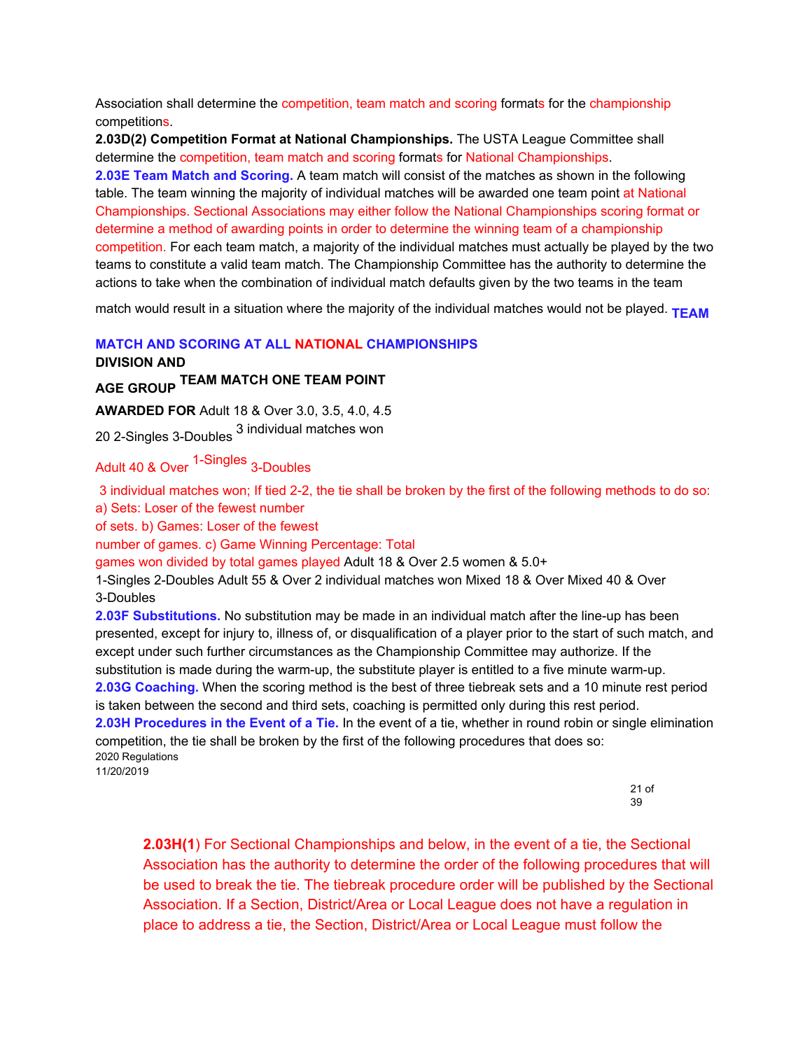Association shall determine the competition, team match and scoring formats for the championship competitions.

**2.03D(2) Competition Format at National Championships.** The USTA League Committee shall determine the competition, team match and scoring formats for National Championships.

**2.03E Team Match and Scoring.** A team match will consist of the matches as shown in the following table. The team winning the majority of individual matches will be awarded one team point at National Championships. Sectional Associations may either follow the National Championships scoring format or determine a method of awarding points in order to determine the winning team of a championship competition. For each team match, a majority of the individual matches must actually be played by the two teams to constitute a valid team match. The Championship Committee has the authority to determine the actions to take when the combination of individual match defaults given by the two teams in the team match would result in a situation where the majority of the individual matches would not be played.

**TEAM MATCH AND SCORING AT ALL NATIONAL CHAMPIONSHIPS**

| DIVISION AND AGE GROUP | TEAM MATCH | ONE TEAM POINT AWARDED FOR |
|---|---|---|
| Adult 18 & Over 3.0, 3.5, 4.0, 4.5 | 2-Singles 3-Doubles | 3 individual matches won |
| Adult 40 & Over | 1-Singles 3-Doubles | 3 individual matches won; If tied 2-2, the tie shall be broken by the first of the following methods to do so: a) Sets: Loser of the fewest number of sets. b) Games: Loser of the fewest number of games. c) Game Winning Percentage: Total games won divided by total games played |
| Adult 18 & Over 2.5 women & 5.0+ | 1-Singles 2-Doubles | 2 individual matches won |
| Adult 55 & Over, Mixed 18 & Over, Mixed 40 & Over | 3-Doubles | 2 individual matches won |

**2.03F Substitutions.** No substitution may be made in an individual match after the line-up has been presented, except for injury to, illness of, or disqualification of a player prior to the start of such match, and except under such further circumstances as the Championship Committee may authorize. If the substitution is made during the warm-up, the substitute player is entitled to a five minute warm-up.

**2.03G Coaching.** When the scoring method is the best of three tiebreak sets and a 10 minute rest period is taken between the second and third sets, coaching is permitted only during this rest period.

**2.03H Procedures in the Event of a Tie.** In the event of a tie, whether in round robin or single elimination competition, the tie shall be broken by the first of the following procedures that does so:

**2.03H(1**) For Sectional Championships and below, in the event of a tie, the Sectional Association has the authority to determine the order of the following procedures that will be used to break the tie. The tiebreak procedure order will be published by the Sectional Association. If a Section, District/Area or Local League does not have a regulation in place to address a tie, the Section, District/Area or Local League must follow the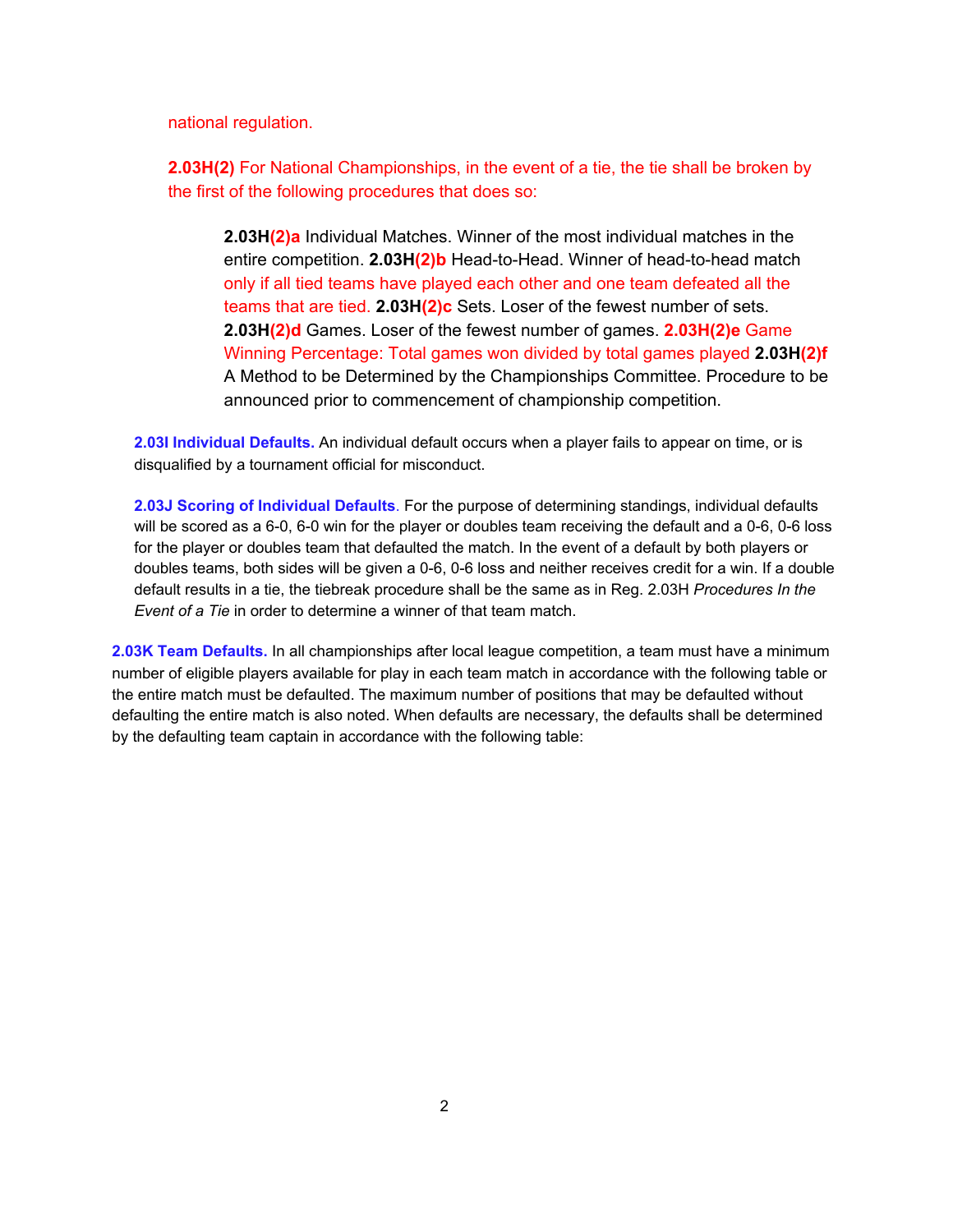national regulation.

**2.03H(2)** For National Championships, in the event of a tie, the tie shall be broken by the first of the following procedures that does so:

> **2.03H(2)a** Individual Matches. Winner of the most individual matches in the entire competition. **2.03H(2)b** Head-to-Head. Winner of head-to-head match only if all tied teams have played each other and one team defeated all the teams that are tied. **2.03H(2)c** Sets. Loser of the fewest number of sets. **2.03H(2)d** Games. Loser of the fewest number of games. **2.03H(2)e** Game Winning Percentage: Total games won divided by total games played **2.03H(2)f** A Method to be Determined by the Championships Committee. Procedure to be announced prior to commencement of championship competition.

**2.03I Individual Defaults.** An individual default occurs when a player fails to appear on time, or is disqualified by a tournament official for misconduct.

**2.03J Scoring of Individual Defaults**. For the purpose of determining standings, individual defaults will be scored as a 6-0, 6-0 win for the player or doubles team receiving the default and a 0-6, 0-6 loss for the player or doubles team that defaulted the match. In the event of a default by both players or doubles teams, both sides will be given a 0-6, 0-6 loss and neither receives credit for a win. If a double default results in a tie, the tiebreak procedure shall be the same as in Reg. 2.03H *Procedures In the Event of a Tie* in order to determine a winner of that team match.

**2.03K Team Defaults.** In all championships after local league competition, a team must have a minimum number of eligible players available for play in each team match in accordance with the following table or the entire match must be defaulted. The maximum number of positions that may be defaulted without defaulting the entire match is also noted. When defaults are necessary, the defaults shall be determined by the defaulting team captain in accordance with the following table: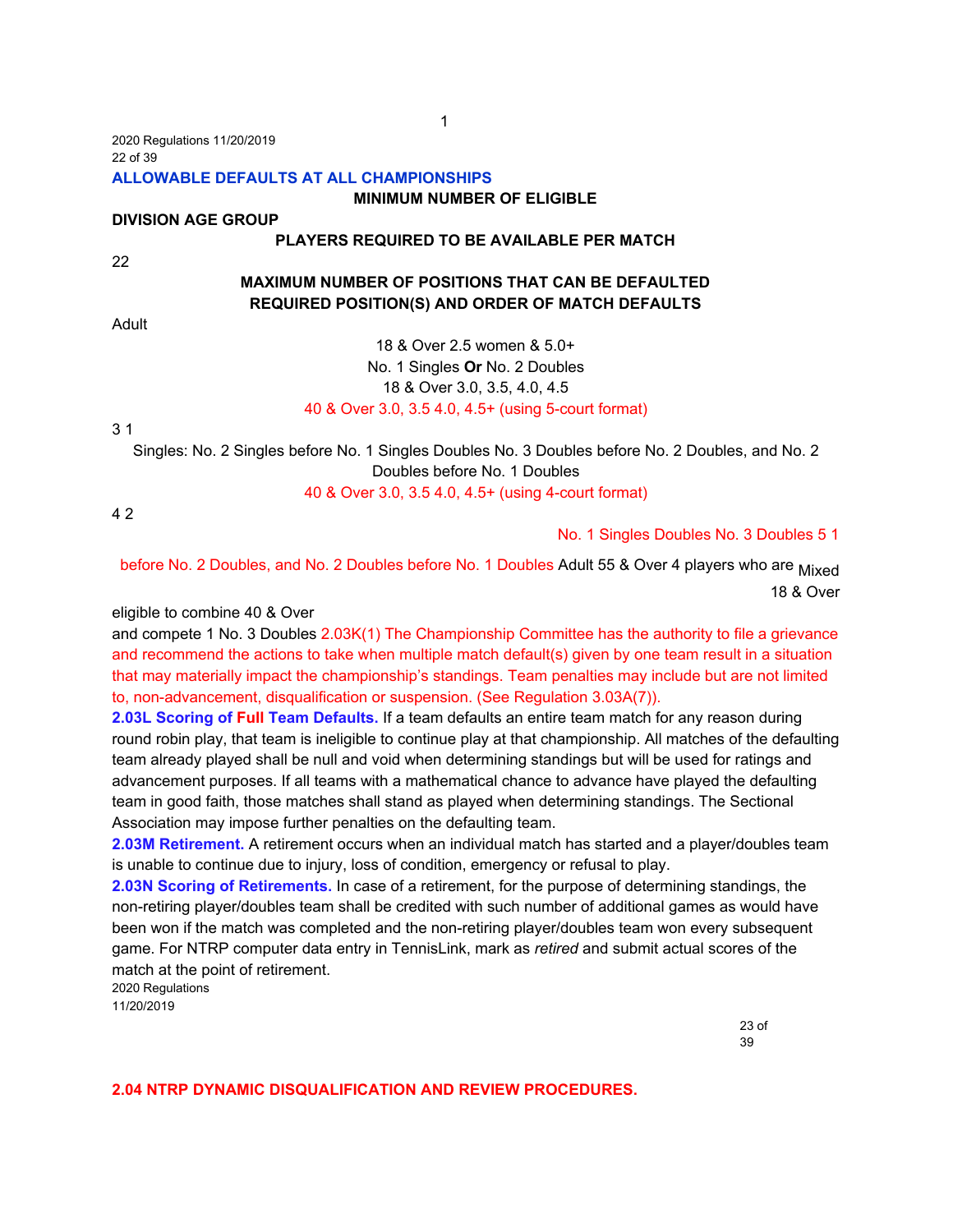**ALLOWABLE DEFAULTS AT ALL CHAMPIONSHIPS**

| DIVISION | AGE GROUP | MINIMUM NUMBER OF ELIGIBLE PLAYERS REQUIRED TO BE AVAILABLE PER MATCH | MAXIMUM NUMBER OF POSITIONS THAT CAN BE DEFAULTED | REQUIRED POSITION(S) AND ORDER OF MATCH DEFAULTS |
|---|---|---|---|---|
| Adult | 18 & Over 2.5 women & 5.0+ | | | No. 1 Singles **Or** No. 2 Doubles |
| | 18 & Over 3.0, 3.5, 4.0, 4.5 | | | |
| | 40 & Over 3.0, 3.5 4.0, 4.5+ (using 5-court format) | 3 | 1 | Singles: No. 2 Singles before No. 1 Singles Doubles No. 3 Doubles before No. 2 Doubles, and No. 2 Doubles before No. 1 Doubles |
| | 40 & Over 3.0, 3.5 4.0, 4.5+ (using 4-court format) | 4 | 2 | No. 1 Singles Doubles No. 3 Doubles before No. 2 Doubles, and No. 2 Doubles before No. 1 Doubles |
| Adult | 55 & Over | 4 players who are eligible to combine and compete | 1 | No. 3 Doubles |
| Mixed | 18 & Over 40 & Over | 5 | 1 | |

2.03K(1) The Championship Committee has the authority to file a grievance and recommend the actions to take when multiple match default(s) given by one team result in a situation that may materially impact the championship's standings. Team penalties may include but are not limited to, non-advancement, disqualification or suspension. (See Regulation 3.03A(7)).

**2.03L Scoring of Full Team Defaults.** If a team defaults an entire team match for any reason during round robin play, that team is ineligible to continue play at that championship. All matches of the defaulting team already played shall be null and void when determining standings but will be used for ratings and advancement purposes. If all teams with a mathematical chance to advance have played the defaulting team in good faith, those matches shall stand as played when determining standings. The Sectional Association may impose further penalties on the defaulting team.

**2.03M Retirement.** A retirement occurs when an individual match has started and a player/doubles team is unable to continue due to injury, loss of condition, emergency or refusal to play.

**2.03N Scoring of Retirements.** In case of a retirement, for the purpose of determining standings, the non-retiring player/doubles team shall be credited with such number of additional games as would have been won if the match was completed and the non-retiring player/doubles team won every subsequent game. For NTRP computer data entry in TennisLink, mark as *retired* and submit actual scores of the match at the point of retirement.

## 2.04 NTRP DYNAMIC DISQUALIFICATION AND REVIEW PROCEDURES.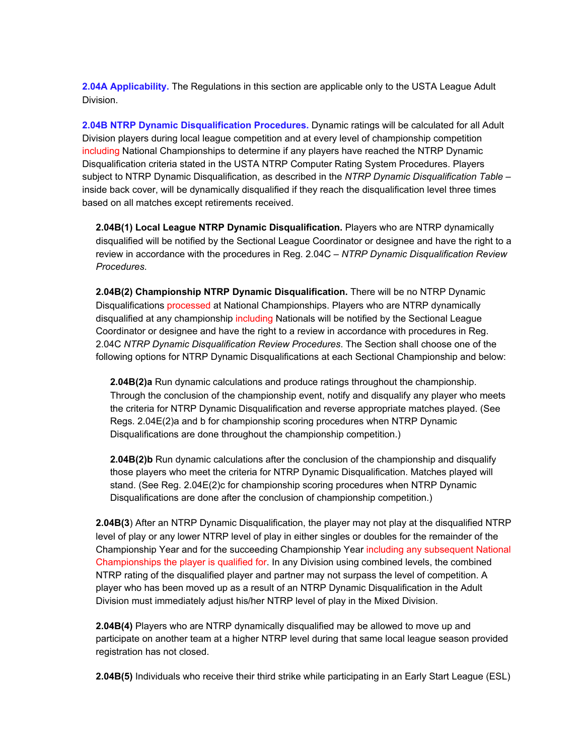**2.04A Applicability.** The Regulations in this section are applicable only to the USTA League Adult Division.

**2.04B NTRP Dynamic Disqualification Procedures.** Dynamic ratings will be calculated for all Adult Division players during local league competition and at every level of championship competition including National Championships to determine if any players have reached the NTRP Dynamic Disqualification criteria stated in the USTA NTRP Computer Rating System Procedures. Players subject to NTRP Dynamic Disqualification, as described in the *NTRP Dynamic Disqualification Table* – inside back cover, will be dynamically disqualified if they reach the disqualification level three times based on all matches except retirements received.

**2.04B(1) Local League NTRP Dynamic Disqualification.** Players who are NTRP dynamically disqualified will be notified by the Sectional League Coordinator or designee and have the right to a review in accordance with the procedures in Reg. 2.04C – *NTRP Dynamic Disqualification Review Procedures.*

**2.04B(2) Championship NTRP Dynamic Disqualification.** There will be no NTRP Dynamic Disqualifications processed at National Championships. Players who are NTRP dynamically disqualified at any championship including Nationals will be notified by the Sectional League Coordinator or designee and have the right to a review in accordance with procedures in Reg. 2.04C *NTRP Dynamic Disqualification Review Procedures*. The Section shall choose one of the following options for NTRP Dynamic Disqualifications at each Sectional Championship and below:

**2.04B(2)a** Run dynamic calculations and produce ratings throughout the championship. Through the conclusion of the championship event, notify and disqualify any player who meets the criteria for NTRP Dynamic Disqualification and reverse appropriate matches played. (See Regs. 2.04E(2)a and b for championship scoring procedures when NTRP Dynamic Disqualifications are done throughout the championship competition.)

**2.04B(2)b** Run dynamic calculations after the conclusion of the championship and disqualify those players who meet the criteria for NTRP Dynamic Disqualification. Matches played will stand. (See Reg. 2.04E(2)c for championship scoring procedures when NTRP Dynamic Disqualifications are done after the conclusion of championship competition.)

**2.04B(3**) After an NTRP Dynamic Disqualification, the player may not play at the disqualified NTRP level of play or any lower NTRP level of play in either singles or doubles for the remainder of the Championship Year and for the succeeding Championship Year including any subsequent National Championships the player is qualified for. In any Division using combined levels, the combined NTRP rating of the disqualified player and partner may not surpass the level of competition. A player who has been moved up as a result of an NTRP Dynamic Disqualification in the Adult Division must immediately adjust his/her NTRP level of play in the Mixed Division.

**2.04B(4)** Players who are NTRP dynamically disqualified may be allowed to move up and participate on another team at a higher NTRP level during that same local league season provided registration has not closed.

**2.04B(5)** Individuals who receive their third strike while participating in an Early Start League (ESL)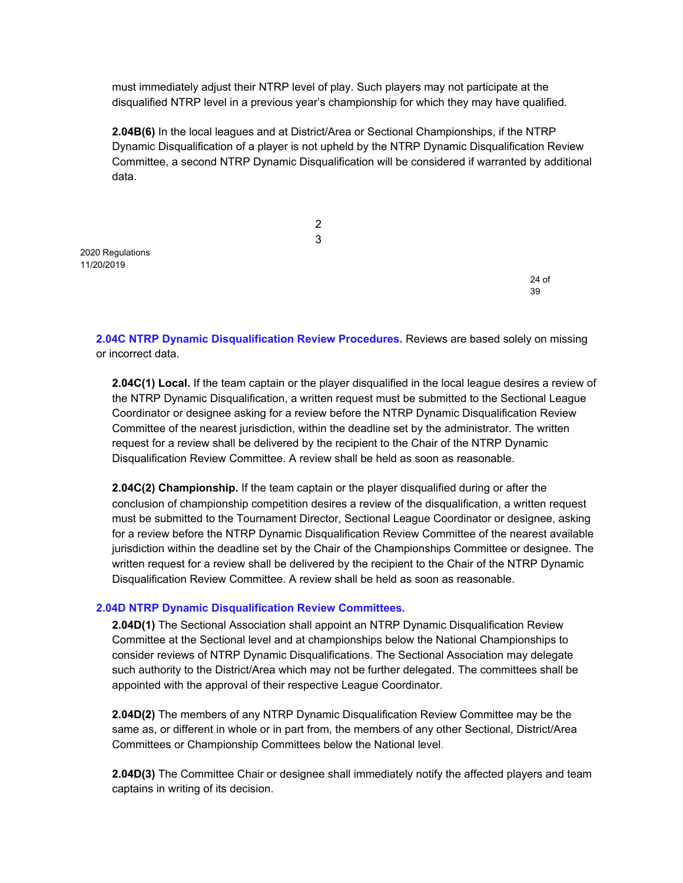must immediately adjust their NTRP level of play. Such players may not participate at the disqualified NTRP level in a previous year's championship for which they may have qualified.

**2.04B(6)** In the local leagues and at District/Area or Sectional Championships, if the NTRP Dynamic Disqualification of a player is not upheld by the NTRP Dynamic Disqualification Review Committee, a second NTRP Dynamic Disqualification will be considered if warranted by additional data.

**2.04C NTRP Dynamic Disqualification Review Procedures.** Reviews are based solely on missing or incorrect data.

**2.04C(1) Local.** If the team captain or the player disqualified in the local league desires a review of the NTRP Dynamic Disqualification, a written request must be submitted to the Sectional League Coordinator or designee asking for a review before the NTRP Dynamic Disqualification Review Committee of the nearest jurisdiction, within the deadline set by the administrator. The written request for a review shall be delivered by the recipient to the Chair of the NTRP Dynamic Disqualification Review Committee. A review shall be held as soon as reasonable.

**2.04C(2) Championship.** If the team captain or the player disqualified during or after the conclusion of championship competition desires a review of the disqualification, a written request must be submitted to the Tournament Director, Sectional League Coordinator or designee, asking for a review before the NTRP Dynamic Disqualification Review Committee of the nearest available jurisdiction within the deadline set by the Chair of the Championships Committee or designee. The written request for a review shall be delivered by the recipient to the Chair of the NTRP Dynamic Disqualification Review Committee. A review shall be held as soon as reasonable.

**2.04D NTRP Dynamic Disqualification Review Committees.**

**2.04D(1)** The Sectional Association shall appoint an NTRP Dynamic Disqualification Review Committee at the Sectional level and at championships below the National Championships to consider reviews of NTRP Dynamic Disqualifications. The Sectional Association may delegate such authority to the District/Area which may not be further delegated. The committees shall be appointed with the approval of their respective League Coordinator.

**2.04D(2)** The members of any NTRP Dynamic Disqualification Review Committee may be the same as, or different in whole or in part from, the members of any other Sectional, District/Area Committees or Championship Committees below the National level.

**2.04D(3)** The Committee Chair or designee shall immediately notify the affected players and team captains in writing of its decision.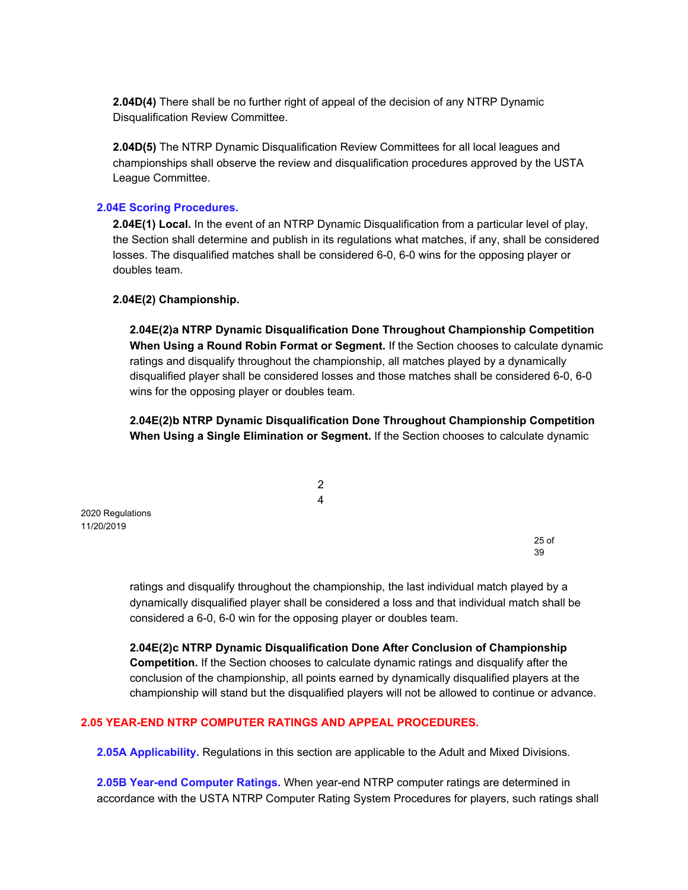**2.04D(4)** There shall be no further right of appeal of the decision of any NTRP Dynamic Disqualification Review Committee.

**2.04D(5)** The NTRP Dynamic Disqualification Review Committees for all local leagues and championships shall observe the review and disqualification procedures approved by the USTA League Committee.

### 2.04E Scoring Procedures.

**2.04E(1) Local.** In the event of an NTRP Dynamic Disqualification from a particular level of play, the Section shall determine and publish in its regulations what matches, if any, shall be considered losses. The disqualified matches shall be considered 6-0, 6-0 wins for the opposing player or doubles team.

**2.04E(2) Championship.**

**2.04E(2)a NTRP Dynamic Disqualification Done Throughout Championship Competition When Using a Round Robin Format or Segment.** If the Section chooses to calculate dynamic ratings and disqualify throughout the championship, all matches played by a dynamically disqualified player shall be considered losses and those matches shall be considered 6-0, 6-0 wins for the opposing player or doubles team.

**2.04E(2)b NTRP Dynamic Disqualification Done Throughout Championship Competition When Using a Single Elimination or Segment.** If the Section chooses to calculate dynamic ratings and disqualify throughout the championship, the last individual match played by a dynamically disqualified player shall be considered a loss and that individual match shall be considered a 6-0, 6-0 win for the opposing player or doubles team.

**2.04E(2)c NTRP Dynamic Disqualification Done After Conclusion of Championship Competition.** If the Section chooses to calculate dynamic ratings and disqualify after the conclusion of the championship, all points earned by dynamically disqualified players at the championship will stand but the disqualified players will not be allowed to continue or advance.

## 2.05 YEAR-END NTRP COMPUTER RATINGS AND APPEAL PROCEDURES.

**2.05A Applicability.** Regulations in this section are applicable to the Adult and Mixed Divisions.

**2.05B Year-end Computer Ratings.** When year-end NTRP computer ratings are determined in accordance with the USTA NTRP Computer Rating System Procedures for players, such ratings shall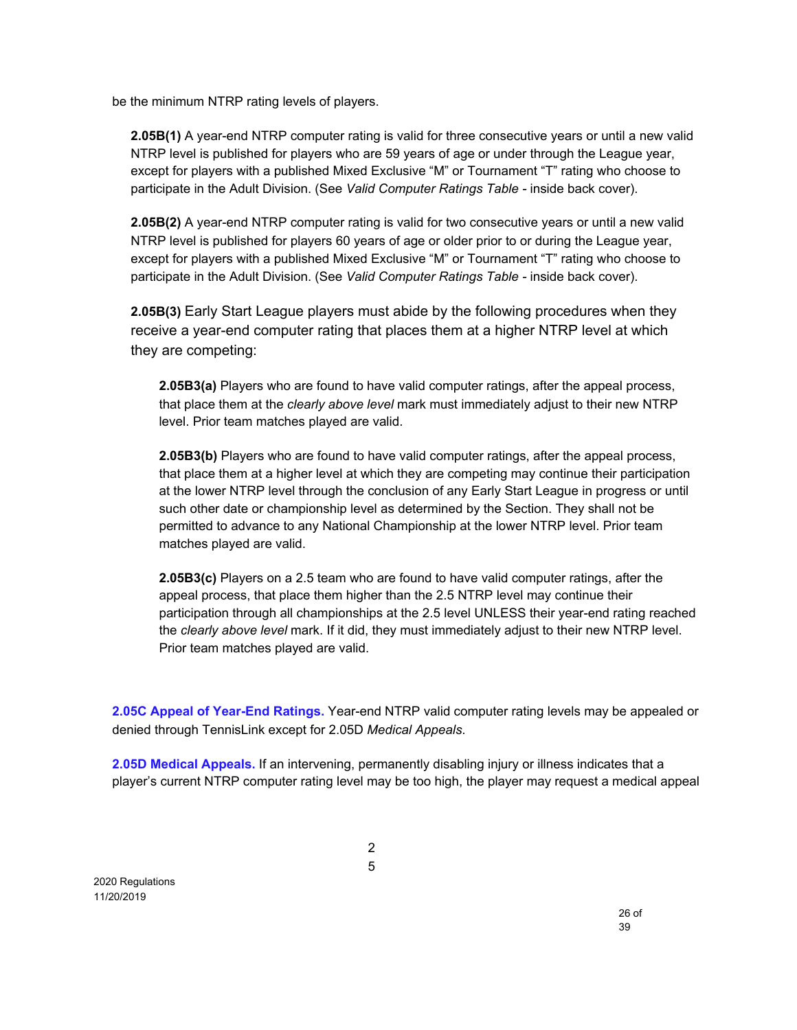be the minimum NTRP rating levels of players.

**2.05B(1)** A year-end NTRP computer rating is valid for three consecutive years or until a new valid NTRP level is published for players who are 59 years of age or under through the League year, except for players with a published Mixed Exclusive "M" or Tournament "T" rating who choose to participate in the Adult Division. (See *Valid Computer Ratings Table* - inside back cover).

**2.05B(2)** A year-end NTRP computer rating is valid for two consecutive years or until a new valid NTRP level is published for players 60 years of age or older prior to or during the League year, except for players with a published Mixed Exclusive "M" or Tournament "T" rating who choose to participate in the Adult Division. (See *Valid Computer Ratings Table* - inside back cover).

**2.05B(3)** Early Start League players must abide by the following procedures when they receive a year-end computer rating that places them at a higher NTRP level at which they are competing:

**2.05B3(a)** Players who are found to have valid computer ratings, after the appeal process, that place them at the *clearly above level* mark must immediately adjust to their new NTRP level. Prior team matches played are valid.

**2.05B3(b)** Players who are found to have valid computer ratings, after the appeal process, that place them at a higher level at which they are competing may continue their participation at the lower NTRP level through the conclusion of any Early Start League in progress or until such other date or championship level as determined by the Section. They shall not be permitted to advance to any National Championship at the lower NTRP level. Prior team matches played are valid.

**2.05B3(c)** Players on a 2.5 team who are found to have valid computer ratings, after the appeal process, that place them higher than the 2.5 NTRP level may continue their participation through all championships at the 2.5 level UNLESS their year-end rating reached the *clearly above level* mark. If it did, they must immediately adjust to their new NTRP level. Prior team matches played are valid.

**2.05C Appeal of Year-End Ratings.** Year-end NTRP valid computer rating levels may be appealed or denied through TennisLink except for 2.05D *Medical Appeals*.

**2.05D Medical Appeals.** If an intervening, permanently disabling injury or illness indicates that a player's current NTRP computer rating level may be too high, the player may request a medical appeal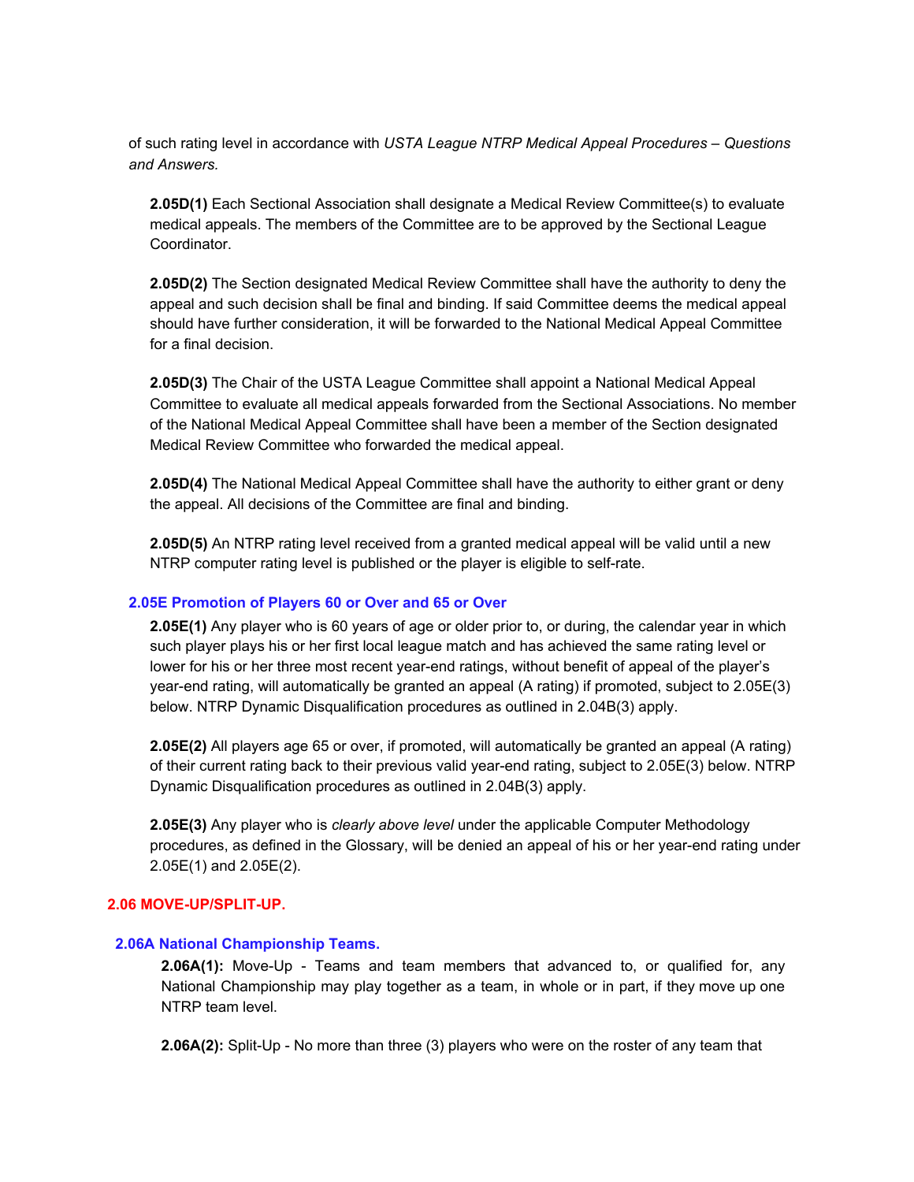of such rating level in accordance with *USTA League NTRP Medical Appeal Procedures – Questions and Answers.*

**2.05D(1)** Each Sectional Association shall designate a Medical Review Committee(s) to evaluate medical appeals. The members of the Committee are to be approved by the Sectional League Coordinator.

**2.05D(2)** The Section designated Medical Review Committee shall have the authority to deny the appeal and such decision shall be final and binding. If said Committee deems the medical appeal should have further consideration, it will be forwarded to the National Medical Appeal Committee for a final decision.

**2.05D(3)** The Chair of the USTA League Committee shall appoint a National Medical Appeal Committee to evaluate all medical appeals forwarded from the Sectional Associations. No member of the National Medical Appeal Committee shall have been a member of the Section designated Medical Review Committee who forwarded the medical appeal.

**2.05D(4)** The National Medical Appeal Committee shall have the authority to either grant or deny the appeal. All decisions of the Committee are final and binding.

**2.05D(5)** An NTRP rating level received from a granted medical appeal will be valid until a new NTRP computer rating level is published or the player is eligible to self-rate.

### 2.05E Promotion of Players 60 or Over and 65 or Over

**2.05E(1)** Any player who is 60 years of age or older prior to, or during, the calendar year in which such player plays his or her first local league match and has achieved the same rating level or lower for his or her three most recent year-end ratings, without benefit of appeal of the player's year-end rating, will automatically be granted an appeal (A rating) if promoted, subject to 2.05E(3) below. NTRP Dynamic Disqualification procedures as outlined in 2.04B(3) apply.

**2.05E(2)** All players age 65 or over, if promoted, will automatically be granted an appeal (A rating) of their current rating back to their previous valid year-end rating, subject to 2.05E(3) below. NTRP Dynamic Disqualification procedures as outlined in 2.04B(3) apply.

**2.05E(3)** Any player who is *clearly above level* under the applicable Computer Methodology procedures, as defined in the Glossary, will be denied an appeal of his or her year-end rating under 2.05E(1) and 2.05E(2).

## 2.06 MOVE-UP/SPLIT-UP.

### 2.06A National Championship Teams.

**2.06A(1):** Move-Up - Teams and team members that advanced to, or qualified for, any National Championship may play together as a team, in whole or in part, if they move up one NTRP team level.

**2.06A(2):** Split-Up - No more than three (3) players who were on the roster of any team that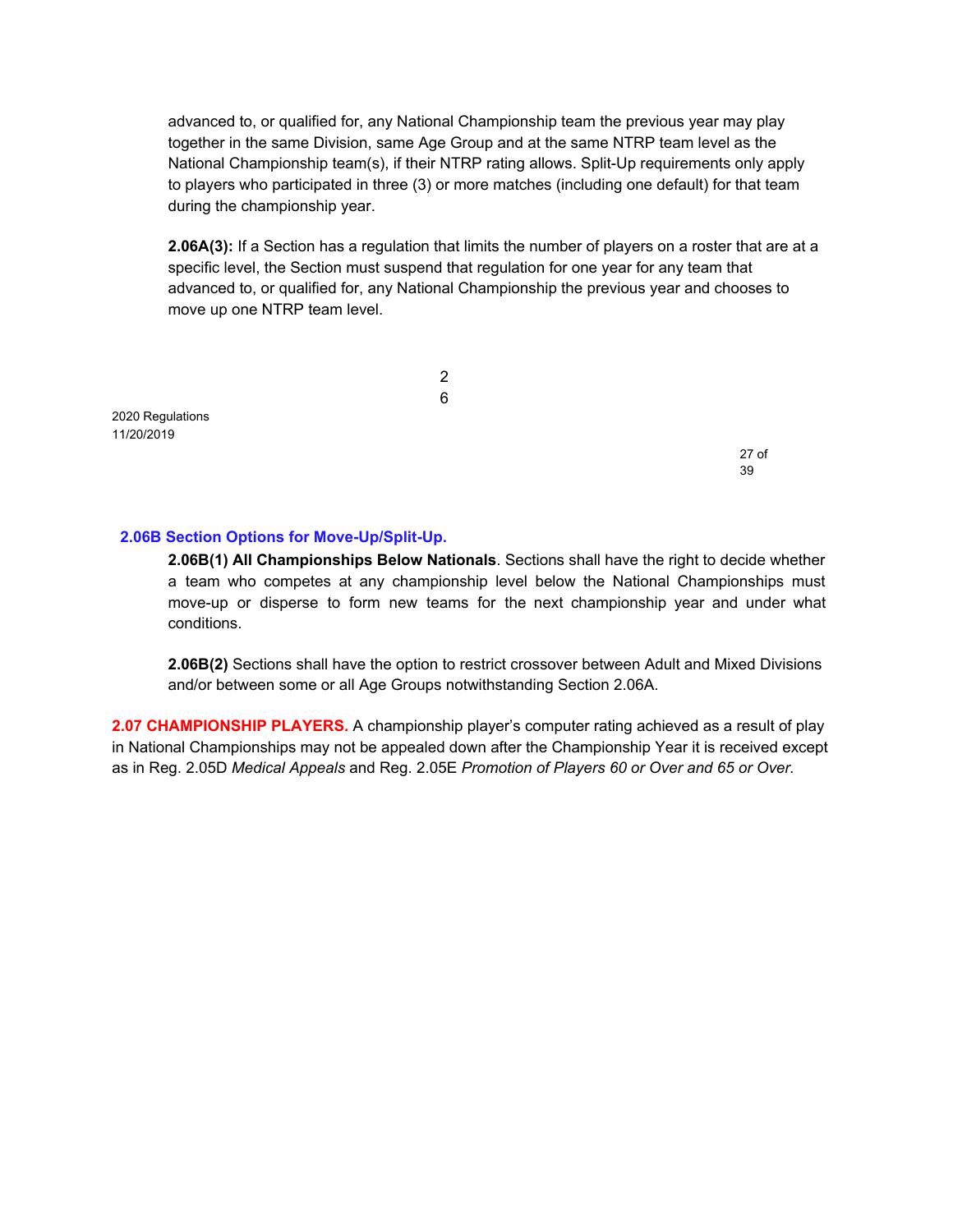advanced to, or qualified for, any National Championship team the previous year may play together in the same Division, same Age Group and at the same NTRP team level as the National Championship team(s), if their NTRP rating allows. Split-Up requirements only apply to players who participated in three (3) or more matches (including one default) for that team during the championship year.

**2.06A(3):** If a Section has a regulation that limits the number of players on a roster that are at a specific level, the Section must suspend that regulation for one year for any team that advanced to, or qualified for, any National Championship the previous year and chooses to move up one NTRP team level.

### 2.06B Section Options for Move-Up/Split-Up.

**2.06B(1) All Championships Below Nationals**. Sections shall have the right to decide whether a team who competes at any championship level below the National Championships must move-up or disperse to form new teams for the next championship year and under what conditions.

**2.06B(2)** Sections shall have the option to restrict crossover between Adult and Mixed Divisions and/or between some or all Age Groups notwithstanding Section 2.06A.

## 2.07 CHAMPIONSHIP PLAYERS.

A championship player's computer rating achieved as a result of play in National Championships may not be appealed down after the Championship Year it is received except as in Reg. 2.05D *Medical Appeals* and Reg. 2.05E *Promotion of Players 60 or Over and 65 or Over.*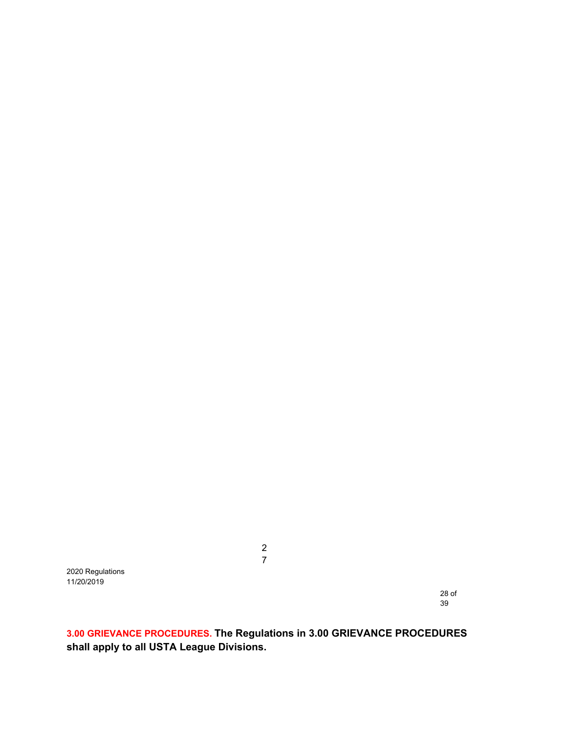**3.00 GRIEVANCE PROCEDURES. The Regulations in 3.00 GRIEVANCE PROCEDURES shall apply to all USTA League Divisions.**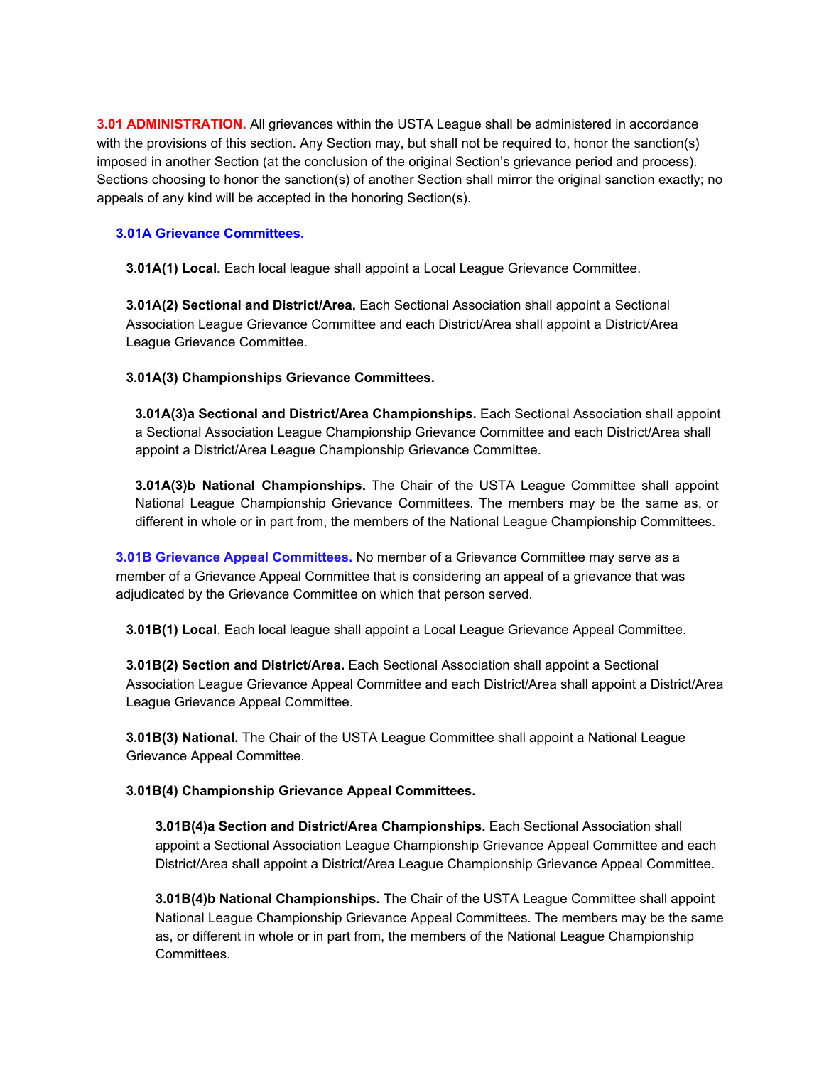**3.01 ADMINISTRATION.** All grievances within the USTA League shall be administered in accordance with the provisions of this section. Any Section may, but shall not be required to, honor the sanction(s) imposed in another Section (at the conclusion of the original Section's grievance period and process). Sections choosing to honor the sanction(s) of another Section shall mirror the original sanction exactly; no appeals of any kind will be accepted in the honoring Section(s).

**3.01A Grievance Committees.**

**3.01A(1) Local.** Each local league shall appoint a Local League Grievance Committee.

**3.01A(2) Sectional and District/Area.** Each Sectional Association shall appoint a Sectional Association League Grievance Committee and each District/Area shall appoint a District/Area League Grievance Committee.

**3.01A(3) Championships Grievance Committees.**

**3.01A(3)a Sectional and District/Area Championships.** Each Sectional Association shall appoint a Sectional Association League Championship Grievance Committee and each District/Area shall appoint a District/Area League Championship Grievance Committee.

**3.01A(3)b National Championships.** The Chair of the USTA League Committee shall appoint National League Championship Grievance Committees. The members may be the same as, or different in whole or in part from, the members of the National League Championship Committees.

**3.01B Grievance Appeal Committees.** No member of a Grievance Committee may serve as a member of a Grievance Appeal Committee that is considering an appeal of a grievance that was adjudicated by the Grievance Committee on which that person served.

**3.01B(1) Local**. Each local league shall appoint a Local League Grievance Appeal Committee.

**3.01B(2) Section and District/Area.** Each Sectional Association shall appoint a Sectional Association League Grievance Appeal Committee and each District/Area shall appoint a District/Area League Grievance Appeal Committee.

**3.01B(3) National.** The Chair of the USTA League Committee shall appoint a National League Grievance Appeal Committee.

**3.01B(4) Championship Grievance Appeal Committees.**

**3.01B(4)a Section and District/Area Championships.** Each Sectional Association shall appoint a Sectional Association League Championship Grievance Appeal Committee and each District/Area shall appoint a District/Area League Championship Grievance Appeal Committee.

**3.01B(4)b National Championships.** The Chair of the USTA League Committee shall appoint National League Championship Grievance Appeal Committees. The members may be the same as, or different in whole or in part from, the members of the National League Championship Committees.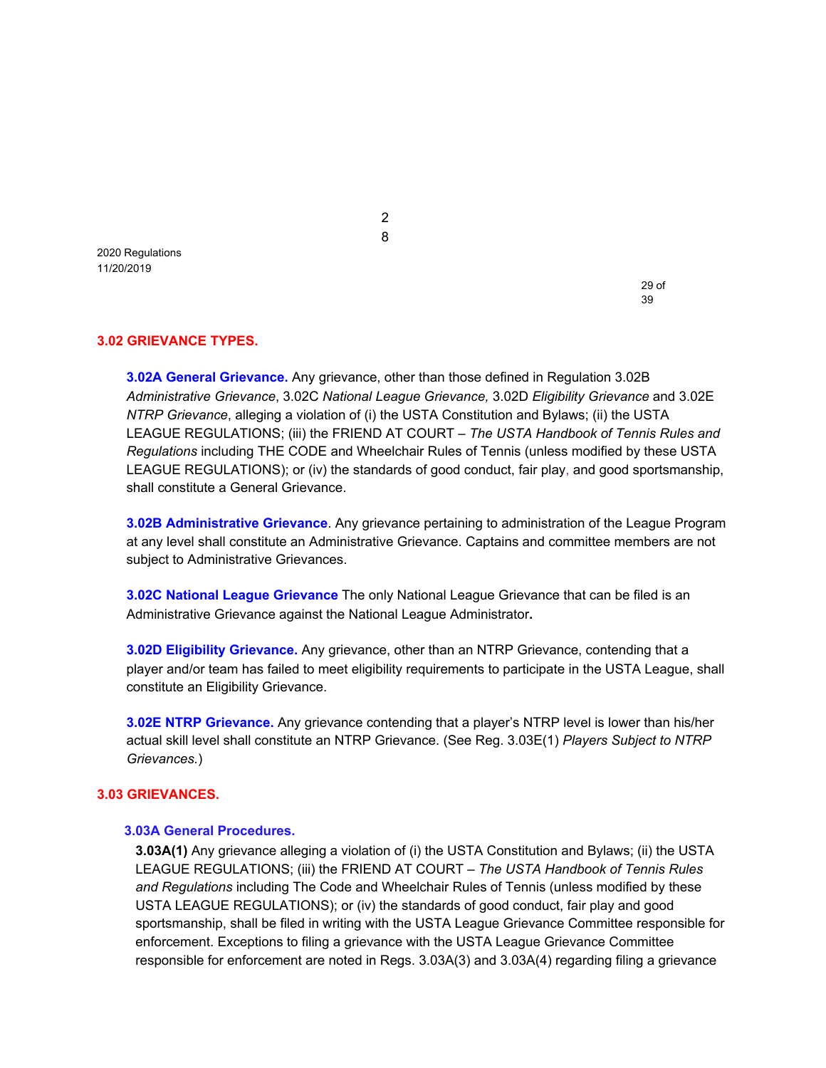## 3.02 GRIEVANCE TYPES.

**3.02A General Grievance.** Any grievance, other than those defined in Regulation 3.02B *Administrative Grievance*, 3.02C *National League Grievance,* 3.02D *Eligibility Grievance* and 3.02E *NTRP Grievance*, alleging a violation of (i) the USTA Constitution and Bylaws; (ii) the USTA LEAGUE REGULATIONS; (iii) the FRIEND AT COURT – *The USTA Handbook of Tennis Rules and Regulations* including THE CODE and Wheelchair Rules of Tennis (unless modified by these USTA LEAGUE REGULATIONS); or (iv) the standards of good conduct, fair play, and good sportsmanship, shall constitute a General Grievance.

**3.02B Administrative Grievance**. Any grievance pertaining to administration of the League Program at any level shall constitute an Administrative Grievance. Captains and committee members are not subject to Administrative Grievances.

**3.02C National League Grievance** The only National League Grievance that can be filed is an Administrative Grievance against the National League Administrator**.**

**3.02D Eligibility Grievance.** Any grievance, other than an NTRP Grievance, contending that a player and/or team has failed to meet eligibility requirements to participate in the USTA League, shall constitute an Eligibility Grievance.

**3.02E NTRP Grievance.** Any grievance contending that a player's NTRP level is lower than his/her actual skill level shall constitute an NTRP Grievance. (See Reg. 3.03E(1) *Players Subject to NTRP Grievances.*)

## 3.03 GRIEVANCES.

### 3.03A General Procedures.

**3.03A(1)** Any grievance alleging a violation of (i) the USTA Constitution and Bylaws; (ii) the USTA LEAGUE REGULATIONS; (iii) the FRIEND AT COURT – *The USTA Handbook of Tennis Rules and Regulations* including The Code and Wheelchair Rules of Tennis (unless modified by these USTA LEAGUE REGULATIONS); or (iv) the standards of good conduct, fair play and good sportsmanship, shall be filed in writing with the USTA League Grievance Committee responsible for enforcement. Exceptions to filing a grievance with the USTA League Grievance Committee responsible for enforcement are noted in Regs. 3.03A(3) and 3.03A(4) regarding filing a grievance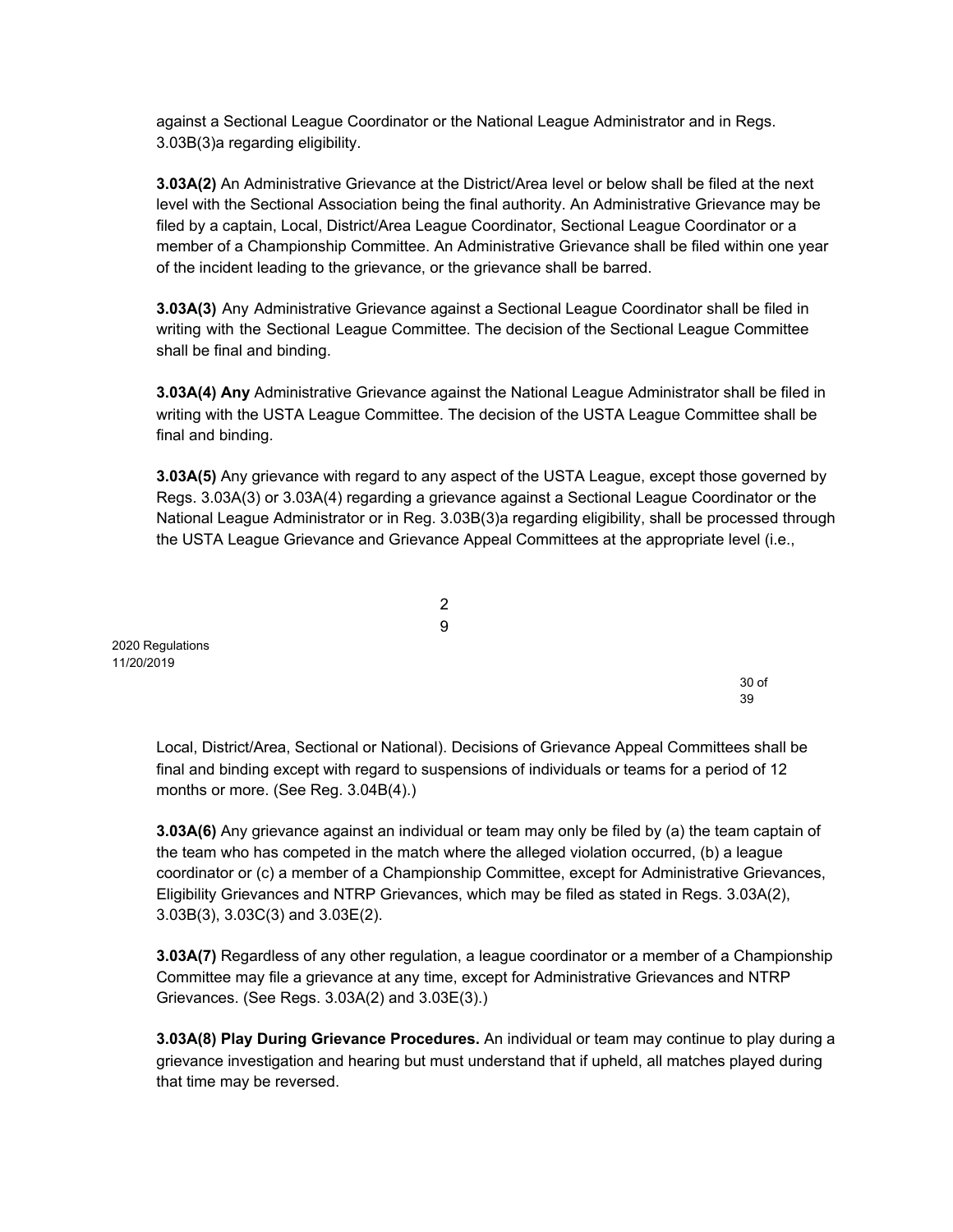against a Sectional League Coordinator or the National League Administrator and in Regs. 3.03B(3)a regarding eligibility.

**3.03A(2)** An Administrative Grievance at the District/Area level or below shall be filed at the next level with the Sectional Association being the final authority. An Administrative Grievance may be filed by a captain, Local, District/Area League Coordinator, Sectional League Coordinator or a member of a Championship Committee. An Administrative Grievance shall be filed within one year of the incident leading to the grievance, or the grievance shall be barred.

**3.03A(3)** Any Administrative Grievance against a Sectional League Coordinator shall be filed in writing with the Sectional League Committee. The decision of the Sectional League Committee shall be final and binding.

**3.03A(4) Any** Administrative Grievance against the National League Administrator shall be filed in writing with the USTA League Committee. The decision of the USTA League Committee shall be final and binding.

**3.03A(5)** Any grievance with regard to any aspect of the USTA League, except those governed by Regs. 3.03A(3) or 3.03A(4) regarding a grievance against a Sectional League Coordinator or the National League Administrator or in Reg. 3.03B(3)a regarding eligibility, shall be processed through the USTA League Grievance and Grievance Appeal Committees at the appropriate level (i.e., Local, District/Area, Sectional or National). Decisions of Grievance Appeal Committees shall be final and binding except with regard to suspensions of individuals or teams for a period of 12 months or more. (See Reg. 3.04B(4).)

**3.03A(6)** Any grievance against an individual or team may only be filed by (a) the team captain of the team who has competed in the match where the alleged violation occurred, (b) a league coordinator or (c) a member of a Championship Committee, except for Administrative Grievances, Eligibility Grievances and NTRP Grievances, which may be filed as stated in Regs. 3.03A(2), 3.03B(3), 3.03C(3) and 3.03E(2).

**3.03A(7)** Regardless of any other regulation, a league coordinator or a member of a Championship Committee may file a grievance at any time, except for Administrative Grievances and NTRP Grievances. (See Regs. 3.03A(2) and 3.03E(3).)

**3.03A(8) Play During Grievance Procedures.** An individual or team may continue to play during a grievance investigation and hearing but must understand that if upheld, all matches played during that time may be reversed.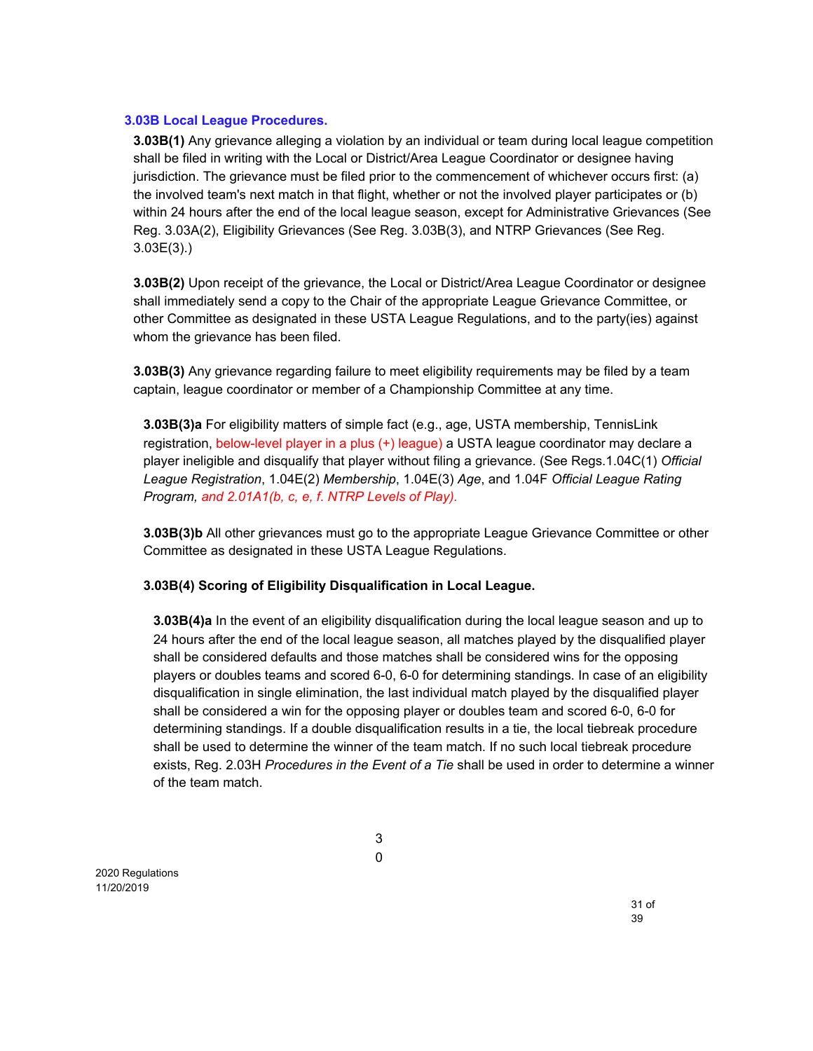### 3.03B Local League Procedures.

**3.03B(1)** Any grievance alleging a violation by an individual or team during local league competition shall be filed in writing with the Local or District/Area League Coordinator or designee having jurisdiction. The grievance must be filed prior to the commencement of whichever occurs first: (a) the involved team's next match in that flight, whether or not the involved player participates or (b) within 24 hours after the end of the local league season, except for Administrative Grievances (See Reg. 3.03A(2), Eligibility Grievances (See Reg. 3.03B(3), and NTRP Grievances (See Reg. 3.03E(3).)

**3.03B(2)** Upon receipt of the grievance, the Local or District/Area League Coordinator or designee shall immediately send a copy to the Chair of the appropriate League Grievance Committee, or other Committee as designated in these USTA League Regulations, and to the party(ies) against whom the grievance has been filed.

**3.03B(3)** Any grievance regarding failure to meet eligibility requirements may be filed by a team captain, league coordinator or member of a Championship Committee at any time.

**3.03B(3)a** For eligibility matters of simple fact (e.g., age, USTA membership, TennisLink registration, below-level player in a plus (+) league) a USTA league coordinator may declare a player ineligible and disqualify that player without filing a grievance. (See Regs.1.04C(1) *Official League Registration*, 1.04E(2) *Membership*, 1.04E(3) *Age*, and 1.04F *Official League Rating Program, and 2.01A1(b, c, e, f. NTRP Levels of Play).*

**3.03B(3)b** All other grievances must go to the appropriate League Grievance Committee or other Committee as designated in these USTA League Regulations.

**3.03B(4) Scoring of Eligibility Disqualification in Local League.**

**3.03B(4)a** In the event of an eligibility disqualification during the local league season and up to 24 hours after the end of the local league season, all matches played by the disqualified player shall be considered defaults and those matches shall be considered wins for the opposing players or doubles teams and scored 6-0, 6-0 for determining standings. In case of an eligibility disqualification in single elimination, the last individual match played by the disqualified player shall be considered a win for the opposing player or doubles team and scored 6-0, 6-0 for determining standings. If a double disqualification results in a tie, the local tiebreak procedure shall be used to determine the winner of the team match. If no such local tiebreak procedure exists, Reg. 2.03H *Procedures in the Event of a Tie* shall be used in order to determine a winner of the team match.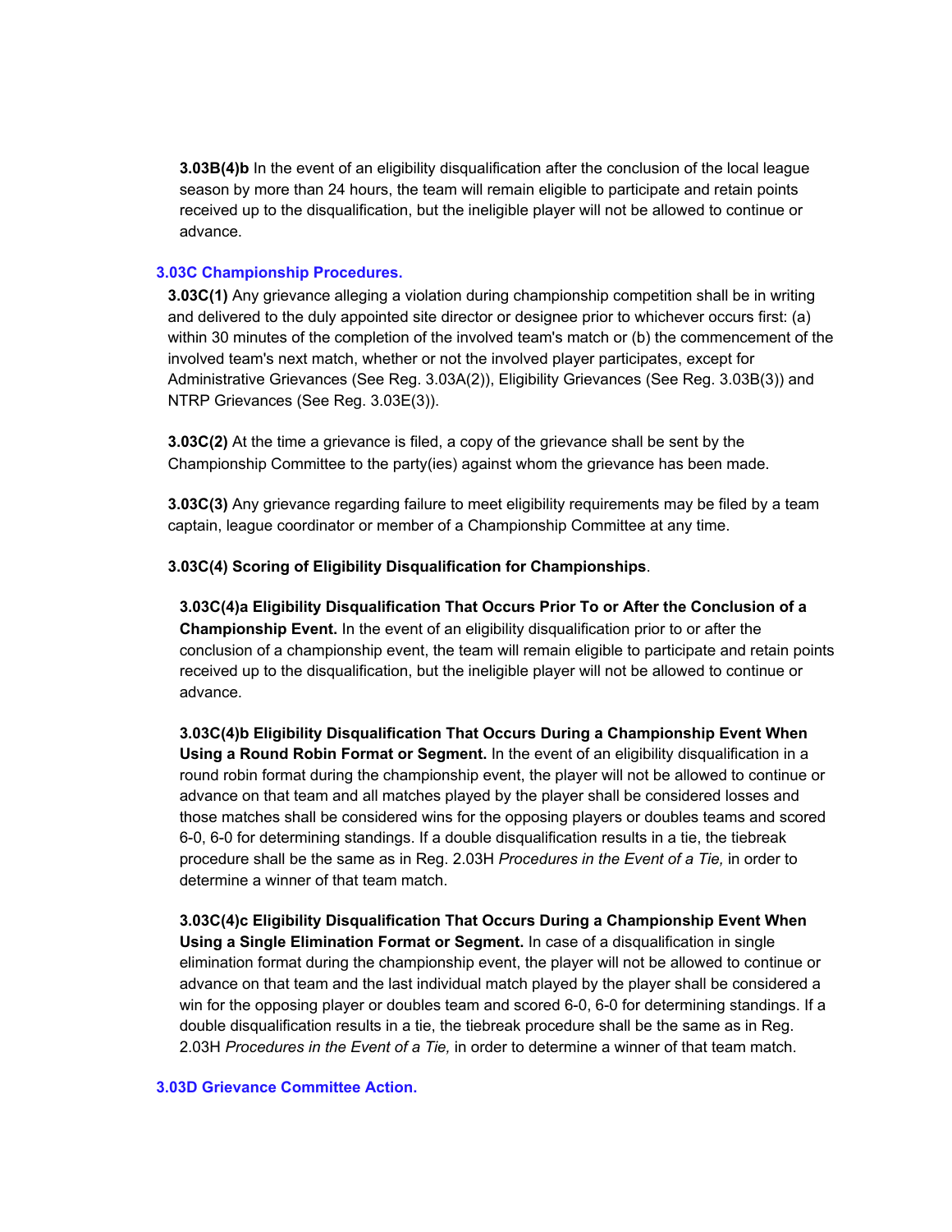**3.03B(4)b** In the event of an eligibility disqualification after the conclusion of the local league season by more than 24 hours, the team will remain eligible to participate and retain points received up to the disqualification, but the ineligible player will not be allowed to continue or advance.

### 3.03C Championship Procedures.

**3.03C(1)** Any grievance alleging a violation during championship competition shall be in writing and delivered to the duly appointed site director or designee prior to whichever occurs first: (a) within 30 minutes of the completion of the involved team's match or (b) the commencement of the involved team's next match, whether or not the involved player participates, except for Administrative Grievances (See Reg. 3.03A(2)), Eligibility Grievances (See Reg. 3.03B(3)) and NTRP Grievances (See Reg. 3.03E(3)).

**3.03C(2)** At the time a grievance is filed, a copy of the grievance shall be sent by the Championship Committee to the party(ies) against whom the grievance has been made.

**3.03C(3)** Any grievance regarding failure to meet eligibility requirements may be filed by a team captain, league coordinator or member of a Championship Committee at any time.

**3.03C(4) Scoring of Eligibility Disqualification for Championships**.

**3.03C(4)a Eligibility Disqualification That Occurs Prior To or After the Conclusion of a Championship Event.** In the event of an eligibility disqualification prior to or after the conclusion of a championship event, the team will remain eligible to participate and retain points received up to the disqualification, but the ineligible player will not be allowed to continue or advance.

**3.03C(4)b Eligibility Disqualification That Occurs During a Championship Event When Using a Round Robin Format or Segment.** In the event of an eligibility disqualification in a round robin format during the championship event, the player will not be allowed to continue or advance on that team and all matches played by the player shall be considered losses and those matches shall be considered wins for the opposing players or doubles teams and scored 6-0, 6-0 for determining standings. If a double disqualification results in a tie, the tiebreak procedure shall be the same as in Reg. 2.03H *Procedures in the Event of a Tie,* in order to determine a winner of that team match.

**3.03C(4)c Eligibility Disqualification That Occurs During a Championship Event When Using a Single Elimination Format or Segment.** In case of a disqualification in single elimination format during the championship event, the player will not be allowed to continue or advance on that team and the last individual match played by the player shall be considered a win for the opposing player or doubles team and scored 6-0, 6-0 for determining standings. If a double disqualification results in a tie, the tiebreak procedure shall be the same as in Reg. 2.03H *Procedures in the Event of a Tie,* in order to determine a winner of that team match.

### 3.03D Grievance Committee Action.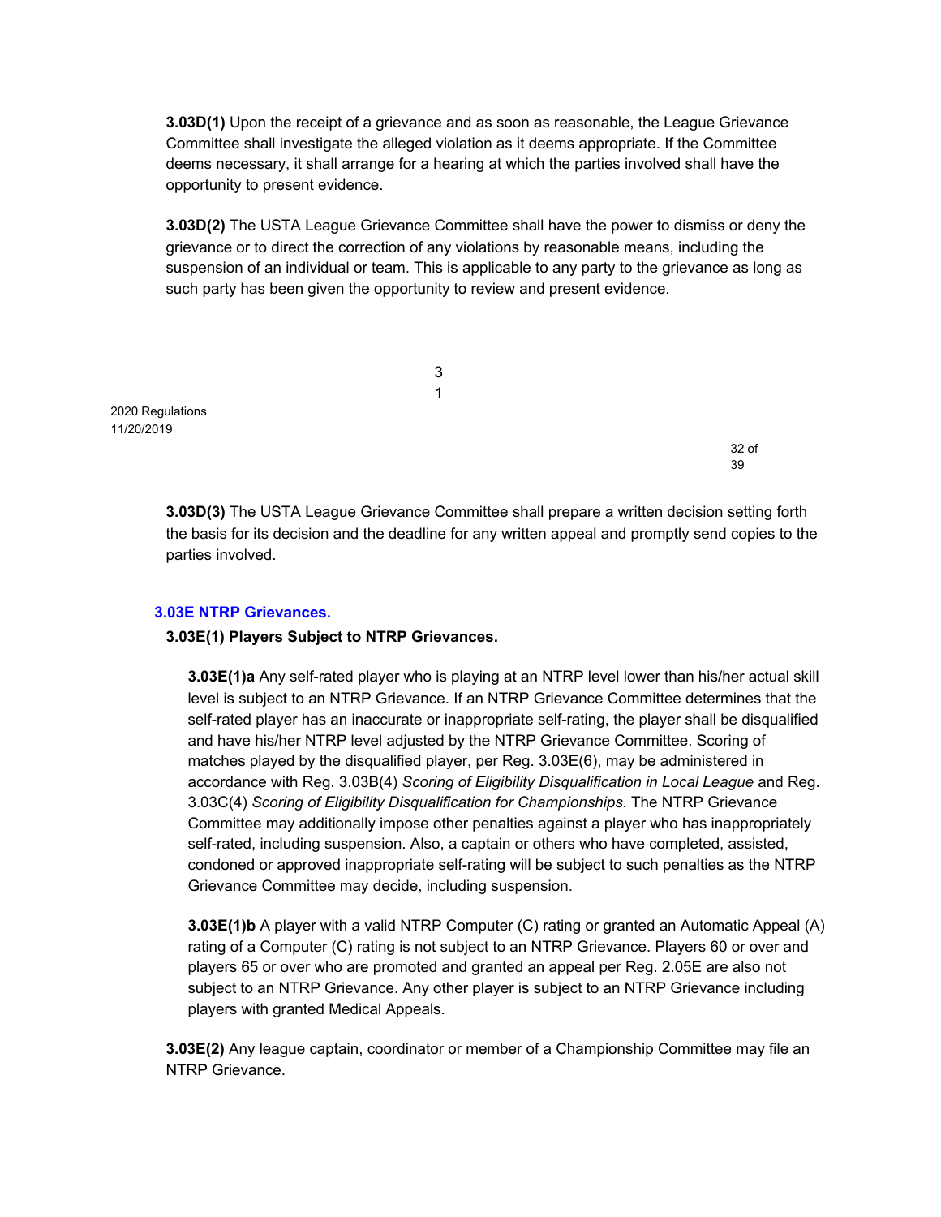**3.03D(1)** Upon the receipt of a grievance and as soon as reasonable, the League Grievance Committee shall investigate the alleged violation as it deems appropriate. If the Committee deems necessary, it shall arrange for a hearing at which the parties involved shall have the opportunity to present evidence.

**3.03D(2)** The USTA League Grievance Committee shall have the power to dismiss or deny the grievance or to direct the correction of any violations by reasonable means, including the suspension of an individual or team. This is applicable to any party to the grievance as long as such party has been given the opportunity to review and present evidence.

**3.03D(3)** The USTA League Grievance Committee shall prepare a written decision setting forth the basis for its decision and the deadline for any written appeal and promptly send copies to the parties involved.

### 3.03E NTRP Grievances.

**3.03E(1) Players Subject to NTRP Grievances.**

**3.03E(1)a** Any self-rated player who is playing at an NTRP level lower than his/her actual skill level is subject to an NTRP Grievance. If an NTRP Grievance Committee determines that the self-rated player has an inaccurate or inappropriate self-rating, the player shall be disqualified and have his/her NTRP level adjusted by the NTRP Grievance Committee. Scoring of matches played by the disqualified player, per Reg. 3.03E(6), may be administered in accordance with Reg. 3.03B(4) *Scoring of Eligibility Disqualification in Local League* and Reg. 3.03C(4) *Scoring of Eligibility Disqualification for Championships.* The NTRP Grievance Committee may additionally impose other penalties against a player who has inappropriately self-rated, including suspension. Also, a captain or others who have completed, assisted, condoned or approved inappropriate self-rating will be subject to such penalties as the NTRP Grievance Committee may decide, including suspension.

**3.03E(1)b** A player with a valid NTRP Computer (C) rating or granted an Automatic Appeal (A) rating of a Computer (C) rating is not subject to an NTRP Grievance. Players 60 or over and players 65 or over who are promoted and granted an appeal per Reg. 2.05E are also not subject to an NTRP Grievance. Any other player is subject to an NTRP Grievance including players with granted Medical Appeals.

**3.03E(2)** Any league captain, coordinator or member of a Championship Committee may file an NTRP Grievance.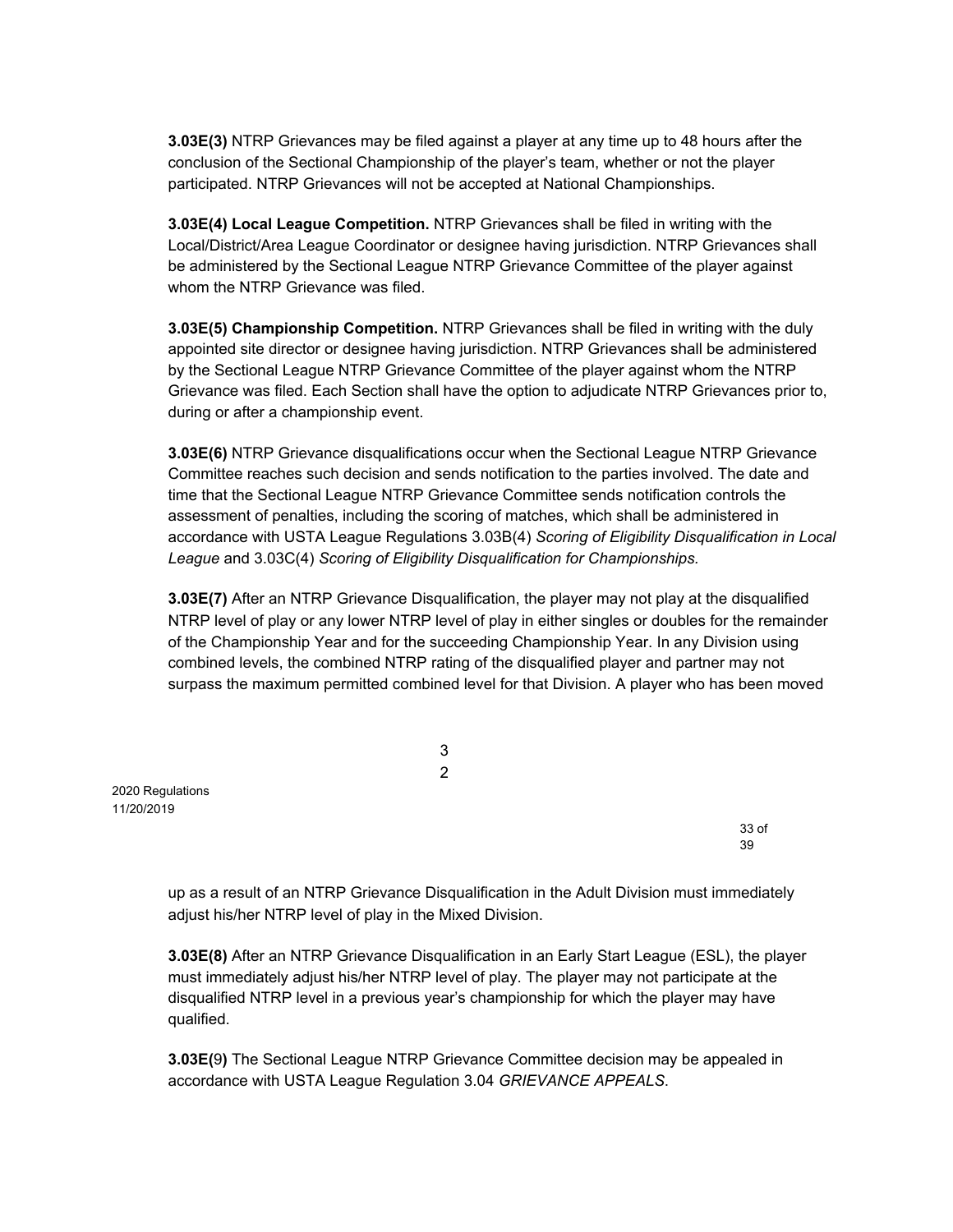**3.03E(3)** NTRP Grievances may be filed against a player at any time up to 48 hours after the conclusion of the Sectional Championship of the player's team, whether or not the player participated. NTRP Grievances will not be accepted at National Championships.

**3.03E(4) Local League Competition.** NTRP Grievances shall be filed in writing with the Local/District/Area League Coordinator or designee having jurisdiction. NTRP Grievances shall be administered by the Sectional League NTRP Grievance Committee of the player against whom the NTRP Grievance was filed.

**3.03E(5) Championship Competition.** NTRP Grievances shall be filed in writing with the duly appointed site director or designee having jurisdiction. NTRP Grievances shall be administered by the Sectional League NTRP Grievance Committee of the player against whom the NTRP Grievance was filed. Each Section shall have the option to adjudicate NTRP Grievances prior to, during or after a championship event.

**3.03E(6)** NTRP Grievance disqualifications occur when the Sectional League NTRP Grievance Committee reaches such decision and sends notification to the parties involved. The date and time that the Sectional League NTRP Grievance Committee sends notification controls the assessment of penalties, including the scoring of matches, which shall be administered in accordance with USTA League Regulations 3.03B(4) *Scoring of Eligibility Disqualification in Local League* and 3.03C(4) *Scoring of Eligibility Disqualification for Championships.*

**3.03E(7)** After an NTRP Grievance Disqualification, the player may not play at the disqualified NTRP level of play or any lower NTRP level of play in either singles or doubles for the remainder of the Championship Year and for the succeeding Championship Year. In any Division using combined levels, the combined NTRP rating of the disqualified player and partner may not surpass the maximum permitted combined level for that Division. A player who has been moved up as a result of an NTRP Grievance Disqualification in the Adult Division must immediately adjust his/her NTRP level of play in the Mixed Division.

**3.03E(8)** After an NTRP Grievance Disqualification in an Early Start League (ESL), the player must immediately adjust his/her NTRP level of play. The player may not participate at the disqualified NTRP level in a previous year's championship for which the player may have qualified.

**3.03E(9)** The Sectional League NTRP Grievance Committee decision may be appealed in accordance with USTA League Regulation 3.04 *GRIEVANCE APPEALS*.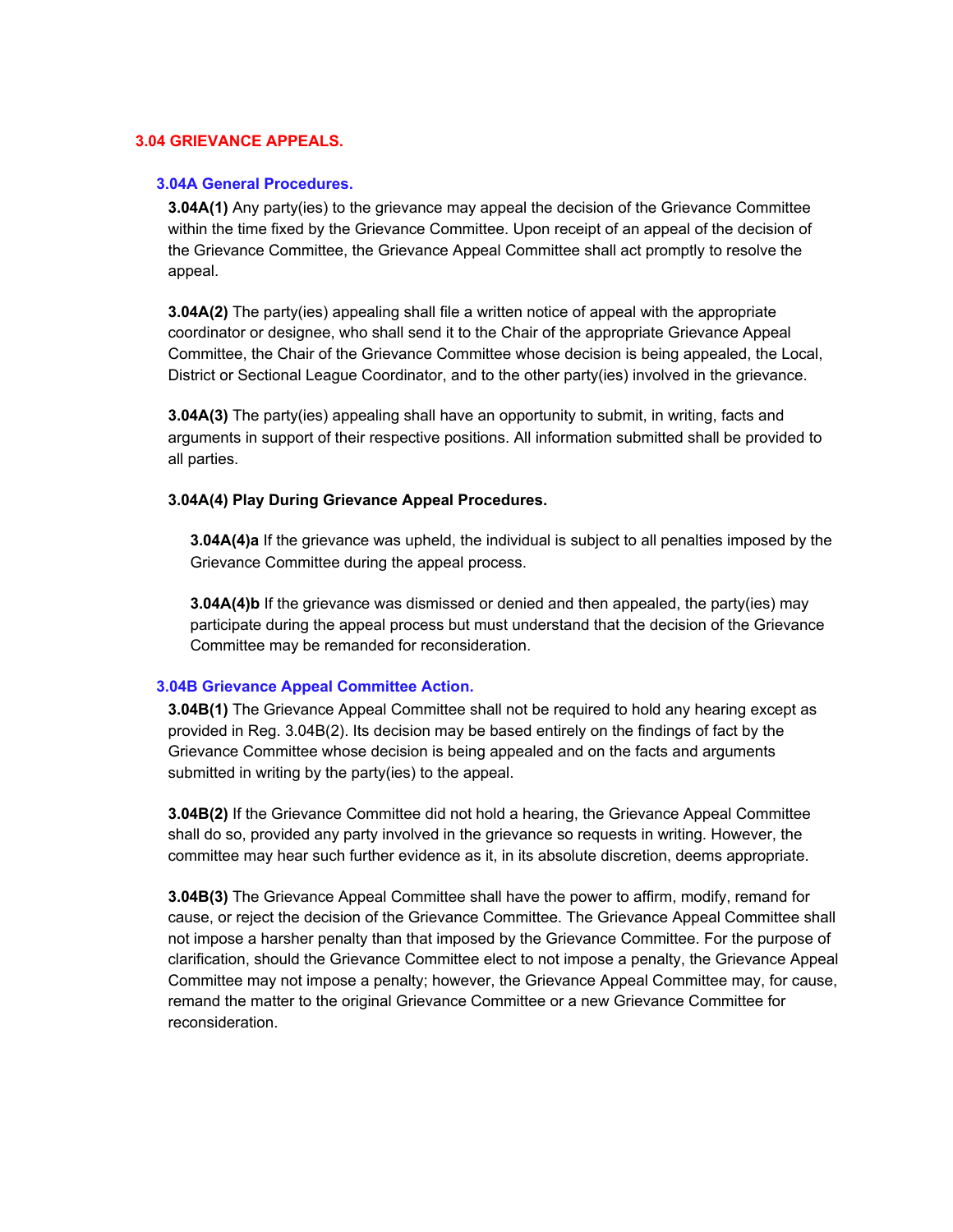## 3.04 GRIEVANCE APPEALS.

### 3.04A General Procedures.

**3.04A(1)** Any party(ies) to the grievance may appeal the decision of the Grievance Committee within the time fixed by the Grievance Committee. Upon receipt of an appeal of the decision of the Grievance Committee, the Grievance Appeal Committee shall act promptly to resolve the appeal.

**3.04A(2)** The party(ies) appealing shall file a written notice of appeal with the appropriate coordinator or designee, who shall send it to the Chair of the appropriate Grievance Appeal Committee, the Chair of the Grievance Committee whose decision is being appealed, the Local, District or Sectional League Coordinator, and to the other party(ies) involved in the grievance.

**3.04A(3)** The party(ies) appealing shall have an opportunity to submit, in writing, facts and arguments in support of their respective positions. All information submitted shall be provided to all parties.

**3.04A(4) Play During Grievance Appeal Procedures.**

**3.04A(4)a** If the grievance was upheld, the individual is subject to all penalties imposed by the Grievance Committee during the appeal process.

**3.04A(4)b** If the grievance was dismissed or denied and then appealed, the party(ies) may participate during the appeal process but must understand that the decision of the Grievance Committee may be remanded for reconsideration.

### 3.04B Grievance Appeal Committee Action.

**3.04B(1)** The Grievance Appeal Committee shall not be required to hold any hearing except as provided in Reg. 3.04B(2). Its decision may be based entirely on the findings of fact by the Grievance Committee whose decision is being appealed and on the facts and arguments submitted in writing by the party(ies) to the appeal.

**3.04B(2)** If the Grievance Committee did not hold a hearing, the Grievance Appeal Committee shall do so, provided any party involved in the grievance so requests in writing. However, the committee may hear such further evidence as it, in its absolute discretion, deems appropriate.

**3.04B(3)** The Grievance Appeal Committee shall have the power to affirm, modify, remand for cause, or reject the decision of the Grievance Committee. The Grievance Appeal Committee shall not impose a harsher penalty than that imposed by the Grievance Committee. For the purpose of clarification, should the Grievance Committee elect to not impose a penalty, the Grievance Appeal Committee may not impose a penalty; however, the Grievance Appeal Committee may, for cause, remand the matter to the original Grievance Committee or a new Grievance Committee for reconsideration.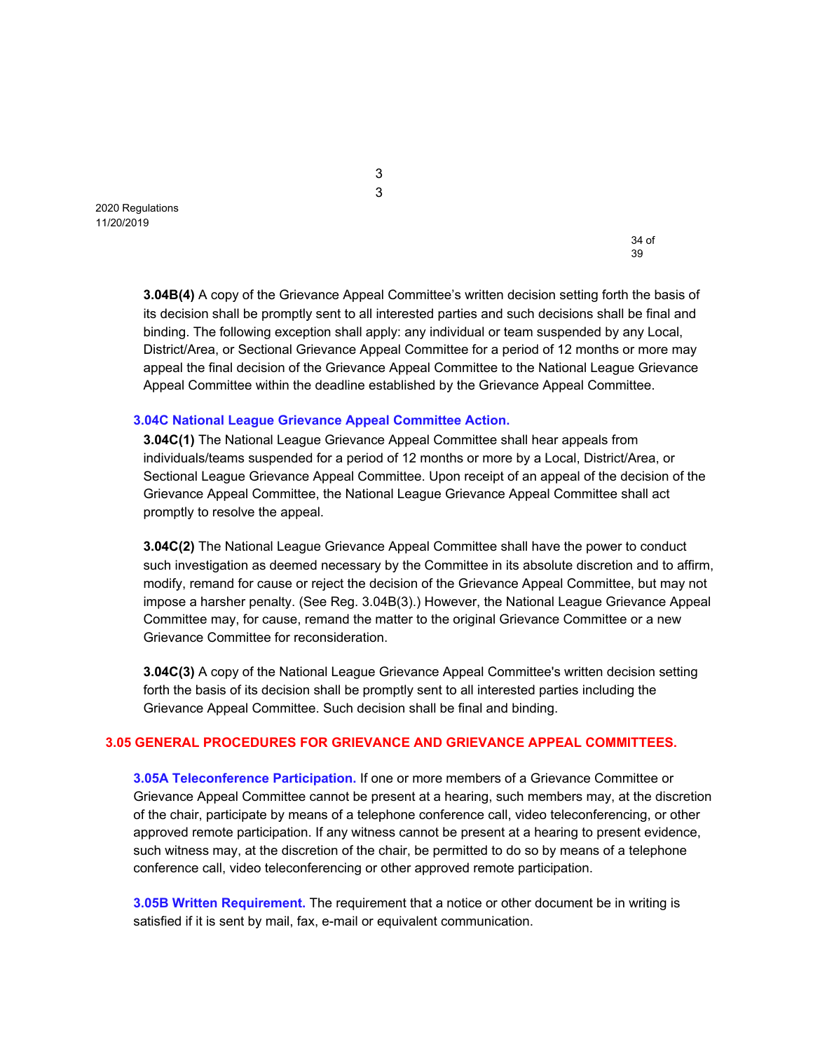**3.04B(4)** A copy of the Grievance Appeal Committee's written decision setting forth the basis of its decision shall be promptly sent to all interested parties and such decisions shall be final and binding. The following exception shall apply: any individual or team suspended by any Local, District/Area, or Sectional Grievance Appeal Committee for a period of 12 months or more may appeal the final decision of the Grievance Appeal Committee to the National League Grievance Appeal Committee within the deadline established by the Grievance Appeal Committee.

### 3.04C National League Grievance Appeal Committee Action.

**3.04C(1)** The National League Grievance Appeal Committee shall hear appeals from individuals/teams suspended for a period of 12 months or more by a Local, District/Area, or Sectional League Grievance Appeal Committee. Upon receipt of an appeal of the decision of the Grievance Appeal Committee, the National League Grievance Appeal Committee shall act promptly to resolve the appeal.

**3.04C(2)** The National League Grievance Appeal Committee shall have the power to conduct such investigation as deemed necessary by the Committee in its absolute discretion and to affirm, modify, remand for cause or reject the decision of the Grievance Appeal Committee, but may not impose a harsher penalty. (See Reg. 3.04B(3).) However, the National League Grievance Appeal Committee may, for cause, remand the matter to the original Grievance Committee or a new Grievance Committee for reconsideration.

**3.04C(3)** A copy of the National League Grievance Appeal Committee's written decision setting forth the basis of its decision shall be promptly sent to all interested parties including the Grievance Appeal Committee. Such decision shall be final and binding.

## 3.05 GENERAL PROCEDURES FOR GRIEVANCE AND GRIEVANCE APPEAL COMMITTEES.

**3.05A Teleconference Participation.** If one or more members of a Grievance Committee or Grievance Appeal Committee cannot be present at a hearing, such members may, at the discretion of the chair, participate by means of a telephone conference call, video teleconferencing, or other approved remote participation. If any witness cannot be present at a hearing to present evidence, such witness may, at the discretion of the chair, be permitted to do so by means of a telephone conference call, video teleconferencing or other approved remote participation.

**3.05B Written Requirement.** The requirement that a notice or other document be in writing is satisfied if it is sent by mail, fax, e-mail or equivalent communication.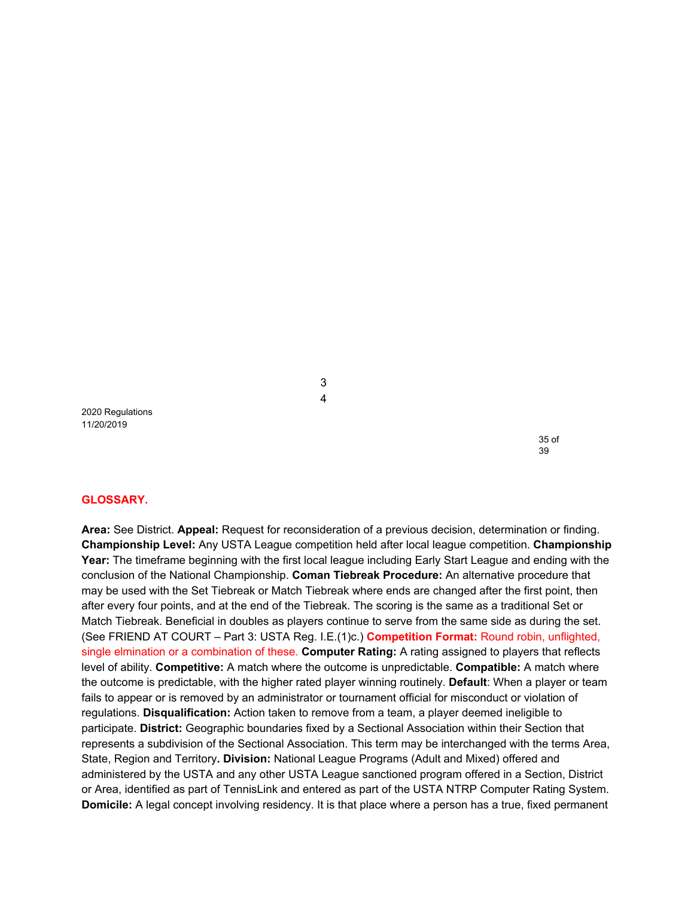## GLOSSARY.

**Area:** See District. **Appeal:** Request for reconsideration of a previous decision, determination or finding. **Championship Level:** Any USTA League competition held after local league competition. **Championship Year:** The timeframe beginning with the first local league including Early Start League and ending with the conclusion of the National Championship. **Coman Tiebreak Procedure:** An alternative procedure that may be used with the Set Tiebreak or Match Tiebreak where ends are changed after the first point, then after every four points, and at the end of the Tiebreak. The scoring is the same as a traditional Set or Match Tiebreak. Beneficial in doubles as players continue to serve from the same side as during the set. (See FRIEND AT COURT – Part 3: USTA Reg. I.E.(1)c.) **Competition Format:** Round robin, unflighted, single elmination or a combination of these. **Computer Rating:** A rating assigned to players that reflects level of ability. **Competitive:** A match where the outcome is unpredictable. **Compatible:** A match where the outcome is predictable, with the higher rated player winning routinely. **Default**: When a player or team fails to appear or is removed by an administrator or tournament official for misconduct or violation of regulations. **Disqualification:** Action taken to remove from a team, a player deemed ineligible to participate. **District:** Geographic boundaries fixed by a Sectional Association within their Section that represents a subdivision of the Sectional Association. This term may be interchanged with the terms Area, State, Region and Territory**. Division:** National League Programs (Adult and Mixed) offered and administered by the USTA and any other USTA League sanctioned program offered in a Section, District or Area, identified as part of TennisLink and entered as part of the USTA NTRP Computer Rating System. **Domicile:** A legal concept involving residency. It is that place where a person has a true, fixed permanent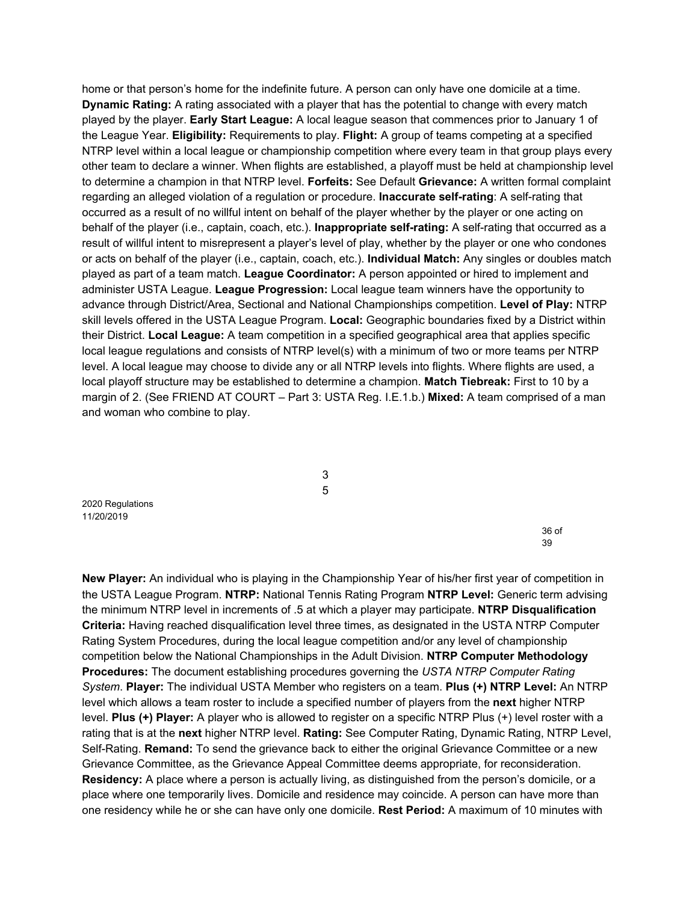home or that person's home for the indefinite future. A person can only have one domicile at a time. **Dynamic Rating:** A rating associated with a player that has the potential to change with every match played by the player. **Early Start League:** A local league season that commences prior to January 1 of the League Year. **Eligibility:** Requirements to play. **Flight:** A group of teams competing at a specified NTRP level within a local league or championship competition where every team in that group plays every other team to declare a winner. When flights are established, a playoff must be held at championship level to determine a champion in that NTRP level. **Forfeits:** See Default **Grievance:** A written formal complaint regarding an alleged violation of a regulation or procedure. **Inaccurate self-rating**: A self-rating that occurred as a result of no willful intent on behalf of the player whether by the player or one acting on behalf of the player (i.e., captain, coach, etc.). **Inappropriate self-rating:** A self-rating that occurred as a result of willful intent to misrepresent a player's level of play, whether by the player or one who condones or acts on behalf of the player (i.e., captain, coach, etc.). **Individual Match:** Any singles or doubles match played as part of a team match. **League Coordinator:** A person appointed or hired to implement and administer USTA League. **League Progression:** Local league team winners have the opportunity to advance through District/Area, Sectional and National Championships competition. **Level of Play:** NTRP skill levels offered in the USTA League Program. **Local:** Geographic boundaries fixed by a District within their District. **Local League:** A team competition in a specified geographical area that applies specific local league regulations and consists of NTRP level(s) with a minimum of two or more teams per NTRP level. A local league may choose to divide any or all NTRP levels into flights. Where flights are used, a local playoff structure may be established to determine a champion. **Match Tiebreak:** First to 10 by a margin of 2. (See FRIEND AT COURT – Part 3: USTA Reg. I.E.1.b.) **Mixed:** A team comprised of a man and woman who combine to play.

**New Player:** An individual who is playing in the Championship Year of his/her first year of competition in the USTA League Program. **NTRP:** National Tennis Rating Program **NTRP Level:** Generic term advising the minimum NTRP level in increments of .5 at which a player may participate. **NTRP Disqualification Criteria:** Having reached disqualification level three times, as designated in the USTA NTRP Computer Rating System Procedures, during the local league competition and/or any level of championship competition below the National Championships in the Adult Division. **NTRP Computer Methodology Procedures:** The document establishing procedures governing the *USTA NTRP Computer Rating System*. **Player:** The individual USTA Member who registers on a team. **Plus (+) NTRP Level:** An NTRP level which allows a team roster to include a specified number of players from the **next** higher NTRP level. **Plus (+) Player:** A player who is allowed to register on a specific NTRP Plus (+) level roster with a rating that is at the **next** higher NTRP level. **Rating:** See Computer Rating, Dynamic Rating, NTRP Level, Self-Rating. **Remand:** To send the grievance back to either the original Grievance Committee or a new Grievance Committee, as the Grievance Appeal Committee deems appropriate, for reconsideration. **Residency:** A place where a person is actually living, as distinguished from the person's domicile, or a place where one temporarily lives. Domicile and residence may coincide. A person can have more than one residency while he or she can have only one domicile. **Rest Period:** A maximum of 10 minutes with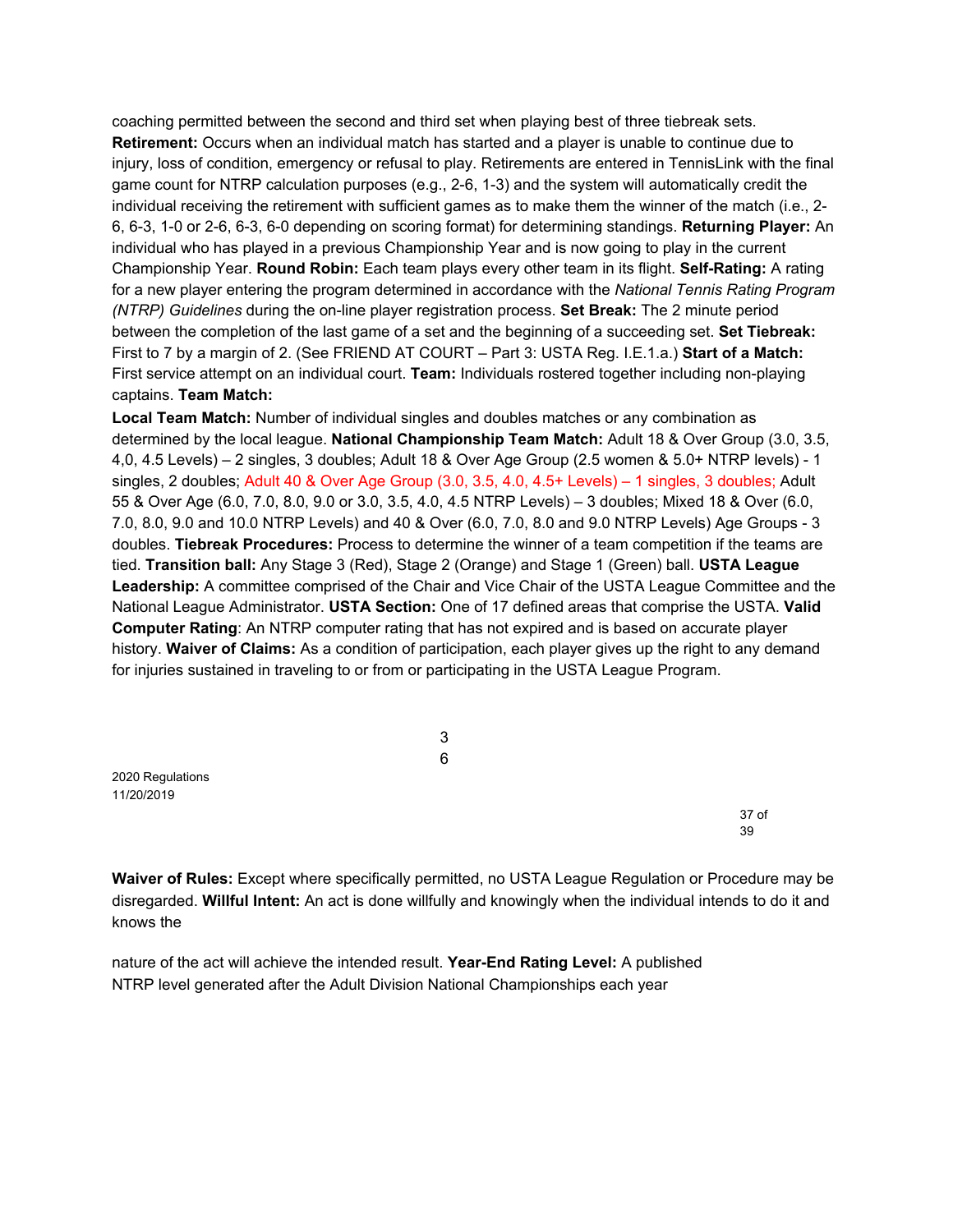coaching permitted between the second and third set when playing best of three tiebreak sets. **Retirement:** Occurs when an individual match has started and a player is unable to continue due to injury, loss of condition, emergency or refusal to play. Retirements are entered in TennisLink with the final game count for NTRP calculation purposes (e.g., 2-6, 1-3) and the system will automatically credit the individual receiving the retirement with sufficient games as to make them the winner of the match (i.e., 2-6, 6-3, 1-0 or 2-6, 6-3, 6-0 depending on scoring format) for determining standings. **Returning Player:** An individual who has played in a previous Championship Year and is now going to play in the current Championship Year. **Round Robin:** Each team plays every other team in its flight. **Self-Rating:** A rating for a new player entering the program determined in accordance with the *National Tennis Rating Program (NTRP) Guidelines* during the on-line player registration process. **Set Break:** The 2 minute period between the completion of the last game of a set and the beginning of a succeeding set. **Set Tiebreak:** First to 7 by a margin of 2. (See FRIEND AT COURT – Part 3: USTA Reg. I.E.1.a.) **Start of a Match:** First service attempt on an individual court. **Team:** Individuals rostered together including non-playing captains. **Team Match:**

**Local Team Match:** Number of individual singles and doubles matches or any combination as determined by the local league. **National Championship Team Match:** Adult 18 & Over Group (3.0, 3.5, 4,0, 4.5 Levels) – 2 singles, 3 doubles; Adult 18 & Over Age Group (2.5 women & 5.0+ NTRP levels) - 1 singles, 2 doubles; Adult 40 & Over Age Group (3.0, 3.5, 4.0, 4.5+ Levels) – 1 singles, 3 doubles; Adult 55 & Over Age (6.0, 7.0, 8.0, 9.0 or 3.0, 3.5, 4.0, 4.5 NTRP Levels) – 3 doubles; Mixed 18 & Over (6.0, 7.0, 8.0, 9.0 and 10.0 NTRP Levels) and 40 & Over (6.0, 7.0, 8.0 and 9.0 NTRP Levels) Age Groups - 3 doubles. **Tiebreak Procedures:** Process to determine the winner of a team competition if the teams are tied. **Transition ball:** Any Stage 3 (Red), Stage 2 (Orange) and Stage 1 (Green) ball. **USTA League Leadership:** A committee comprised of the Chair and Vice Chair of the USTA League Committee and the National League Administrator. **USTA Section:** One of 17 defined areas that comprise the USTA. **Valid Computer Rating**: An NTRP computer rating that has not expired and is based on accurate player history. **Waiver of Claims:** As a condition of participation, each player gives up the right to any demand for injuries sustained in traveling to or from or participating in the USTA League Program.

**Waiver of Rules:** Except where specifically permitted, no USTA League Regulation or Procedure may be disregarded. **Willful Intent:** An act is done willfully and knowingly when the individual intends to do it and knows the

nature of the act will achieve the intended result. **Year-End Rating Level:** A published NTRP level generated after the Adult Division National Championships each year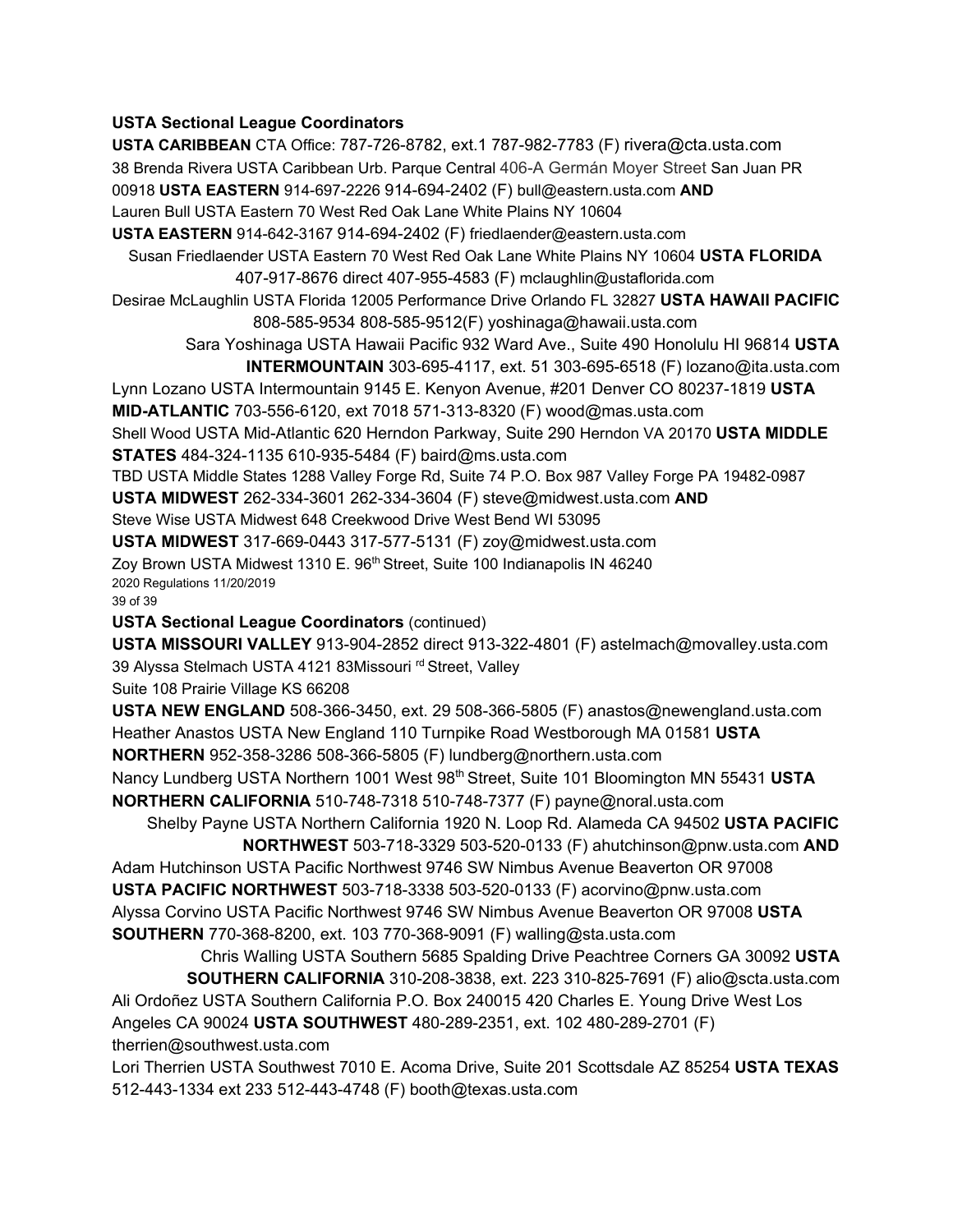**USTA Sectional League Coordinators**

**USTA CARIBBEAN** CTA Office: 787-726-8782, ext.1 787-982-7783 (F) rivera@cta.usta.com
38 Brenda Rivera USTA Caribbean Urb. Parque Central 406-A Germán Moyer Street San Juan PR 00918 **USTA EASTERN** 914-697-2226 914-694-2402 (F) bull@eastern.usta.com **AND**
Lauren Bull USTA Eastern 70 West Red Oak Lane White Plains NY 10604
**USTA EASTERN** 914-642-3167 914-694-2402 (F) friedlaender@eastern.usta.com
Susan Friedlaender USTA Eastern 70 West Red Oak Lane White Plains NY 10604 **USTA FLORIDA** 407-917-8676 direct 407-955-4583 (F) mclaughlin@ustaflorida.com
Desirae McLaughlin USTA Florida 12005 Performance Drive Orlando FL 32827 **USTA HAWAII PACIFIC** 808-585-9534 808-585-9512(F) yoshinaga@hawaii.usta.com
Sara Yoshinaga USTA Hawaii Pacific 932 Ward Ave., Suite 490 Honolulu HI 96814 **USTA INTERMOUNTAIN** 303-695-4117, ext. 51 303-695-6518 (F) lozano@ita.usta.com
Lynn Lozano USTA Intermountain 9145 E. Kenyon Avenue, #201 Denver CO 80237-1819 **USTA MID-ATLANTIC** 703-556-6120, ext 7018 571-313-8320 (F) wood@mas.usta.com
Shell Wood USTA Mid-Atlantic 620 Herndon Parkway, Suite 290 Herndon VA 20170 **USTA MIDDLE STATES** 484-324-1135 610-935-5484 (F) baird@ms.usta.com
TBD USTA Middle States 1288 Valley Forge Rd, Suite 74 P.O. Box 987 Valley Forge PA 19482-0987
**USTA MIDWEST** 262-334-3601 262-334-3604 (F) steve@midwest.usta.com **AND**
Steve Wise USTA Midwest 648 Creekwood Drive West Bend WI 53095
**USTA MIDWEST** 317-669-0443 317-577-5131 (F) zoy@midwest.usta.com
Zoy Brown USTA Midwest 1310 E. 96th Street, Suite 100 Indianapolis IN 46240

**USTA Sectional League Coordinators** (continued)

**USTA MISSOURI VALLEY** 913-904-2852 direct 913-322-4801 (F) astelmach@movalley.usta.com
39 Alyssa Stelmach USTA 4121 83Missouri rd Street, Valley
Suite 108 Prairie Village KS 66208
**USTA NEW ENGLAND** 508-366-3450, ext. 29 508-366-5805 (F) anastos@newengland.usta.com
Heather Anastos USTA New England 110 Turnpike Road Westborough MA 01581 **USTA NORTHERN** 952-358-3286 508-366-5805 (F) lundberg@northern.usta.com
Nancy Lundberg USTA Northern 1001 West 98th Street, Suite 101 Bloomington MN 55431 **USTA NORTHERN CALIFORNIA** 510-748-7318 510-748-7377 (F) payne@noral.usta.com
Shelby Payne USTA Northern California 1920 N. Loop Rd. Alameda CA 94502 **USTA PACIFIC NORTHWEST** 503-718-3329 503-520-0133 (F) ahutchinson@pnw.usta.com **AND**
Adam Hutchinson USTA Pacific Northwest 9746 SW Nimbus Avenue Beaverton OR 97008
**USTA PACIFIC NORTHWEST** 503-718-3338 503-520-0133 (F) acorvino@pnw.usta.com
Alyssa Corvino USTA Pacific Northwest 9746 SW Nimbus Avenue Beaverton OR 97008 **USTA SOUTHERN** 770-368-8200, ext. 103 770-368-9091 (F) walling@sta.usta.com
Chris Walling USTA Southern 5685 Spalding Drive Peachtree Corners GA 30092 **USTA SOUTHERN CALIFORNIA** 310-208-3838, ext. 223 310-825-7691 (F) alio@scta.usta.com
Ali Ordoñez USTA Southern California P.O. Box 240015 420 Charles E. Young Drive West Los Angeles CA 90024 **USTA SOUTHWEST** 480-289-2351, ext. 102 480-289-2701 (F) therrien@southwest.usta.com
Lori Therrien USTA Southwest 7010 E. Acoma Drive, Suite 201 Scottsdale AZ 85254 **USTA TEXAS** 512-443-1334 ext 233 512-443-4748 (F) booth@texas.usta.com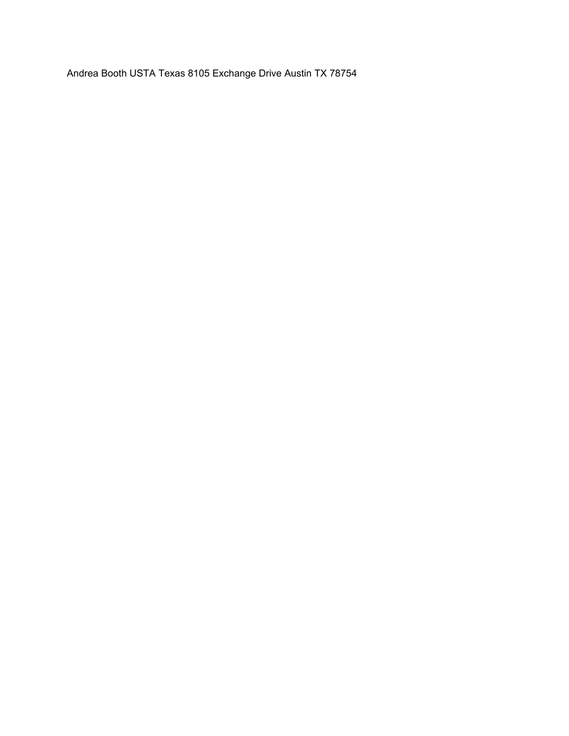Andrea Booth USTA Texas 8105 Exchange Drive Austin TX 78754